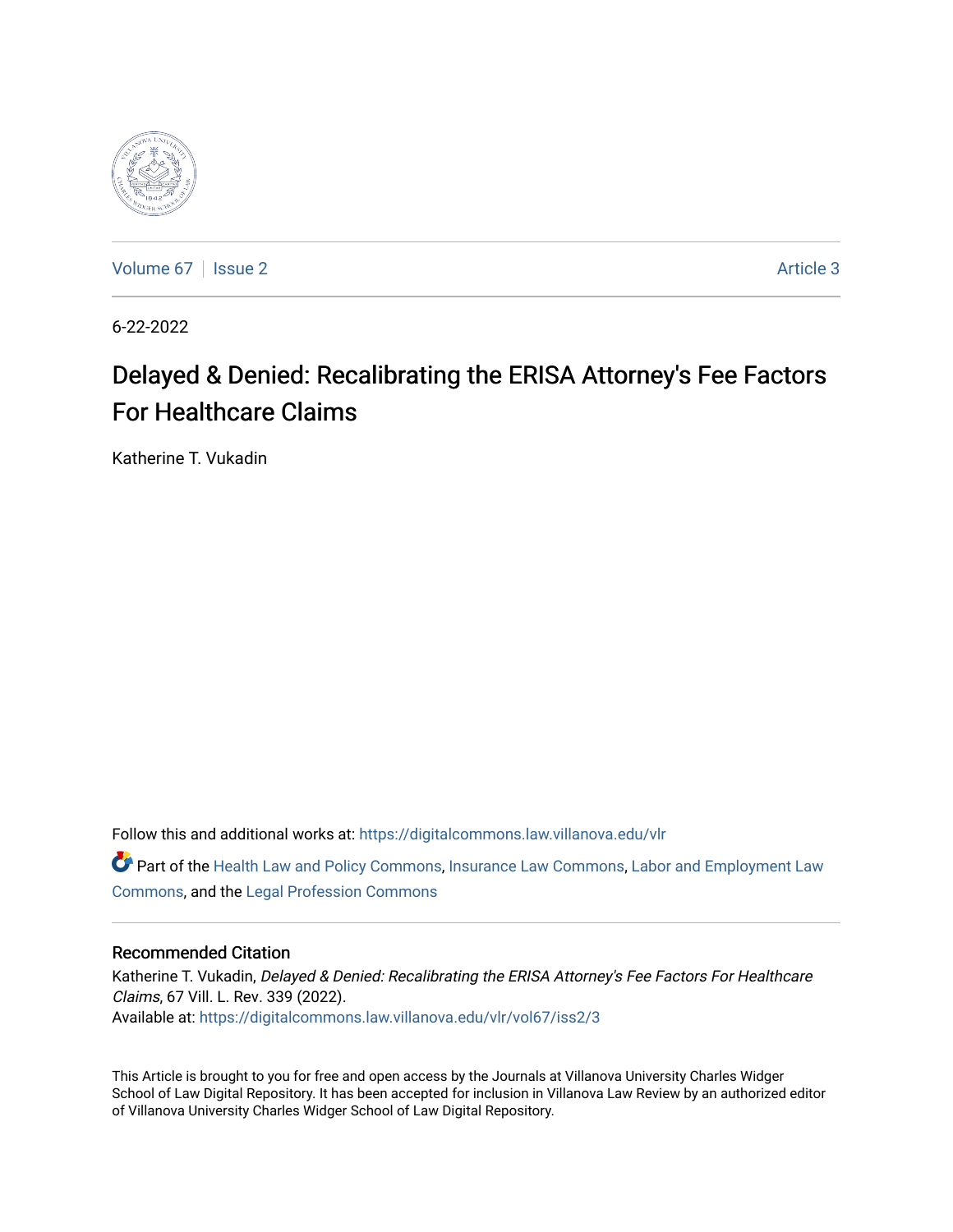Volume 67 | Issue 2 | Article 3

6-22-2022

# Delayed & Denied: Recalibrating the ERISA Attorney's Fee Factors For Healthcare Claims

Katherine T. Vukadin

Follow this and additional works at: https://digitalcommons.law.villanova.edu/vlr

Part of the Health Law and Policy Commons, Insurance Law Commons, Labor and Employment Law Commons, and the Legal Profession Commons

## Recommended Citation

Katherine T. Vukadin, *Delayed & Denied: Recalibrating the ERISA Attorney's Fee Factors For Healthcare Claims*, 67 Vill. L. Rev. 339 (2022).
Available at: https://digitalcommons.law.villanova.edu/vlr/vol67/iss2/3

This Article is brought to you for free and open access by the Journals at Villanova University Charles Widger School of Law Digital Repository. It has been accepted for inclusion in Villanova Law Review by an authorized editor of Villanova University Charles Widger School of Law Digital Repository.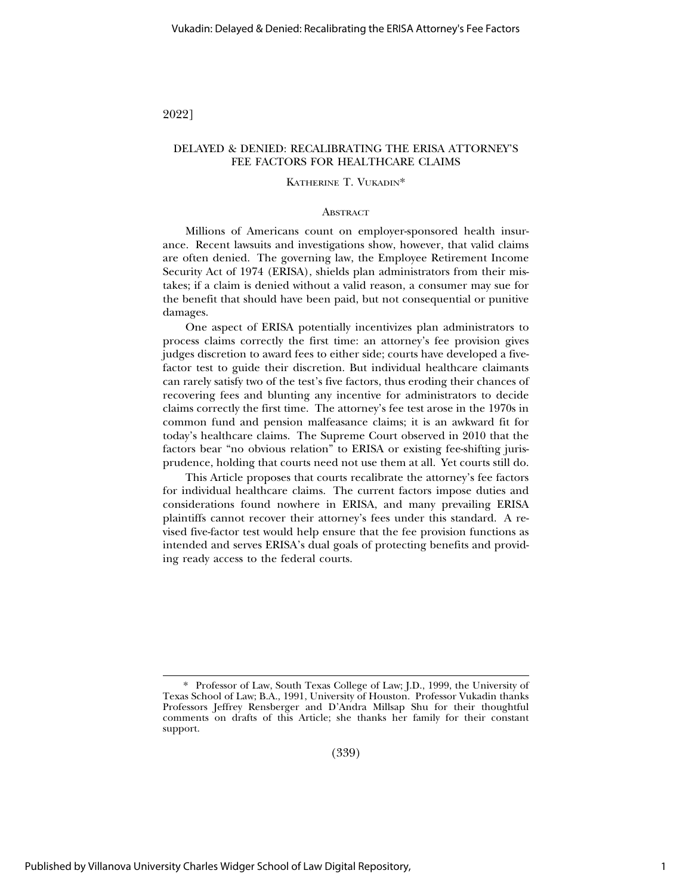# DELAYED & DENIED: RECALIBRATING THE ERISA ATTORNEY'S FEE FACTORS FOR HEALTHCARE CLAIMS

KATHERINE T. VUKADIN*

## ABSTRACT

Millions of Americans count on employer-sponsored health insurance. Recent lawsuits and investigations show, however, that valid claims are often denied. The governing law, the Employee Retirement Income Security Act of 1974 (ERISA), shields plan administrators from their mistakes; if a claim is denied without a valid reason, a consumer may sue for the benefit that should have been paid, but not consequential or punitive damages.

One aspect of ERISA potentially incentivizes plan administrators to process claims correctly the first time: an attorney's fee provision gives judges discretion to award fees to either side; courts have developed a five-factor test to guide their discretion. But individual healthcare claimants can rarely satisfy two of the test's five factors, thus eroding their chances of recovering fees and blunting any incentive for administrators to decide claims correctly the first time. The attorney's fee test arose in the 1970s in common fund and pension malfeasance claims; it is an awkward fit for today's healthcare claims. The Supreme Court observed in 2010 that the factors bear "no obvious relation" to ERISA or existing fee-shifting jurisprudence, holding that courts need not use them at all. Yet courts still do.

This Article proposes that courts recalibrate the attorney's fee factors for individual healthcare claims. The current factors impose duties and considerations found nowhere in ERISA, and many prevailing ERISA plaintiffs cannot recover their attorney's fees under this standard. A revised five-factor test would help ensure that the fee provision functions as intended and serves ERISA's dual goals of protecting benefits and providing ready access to the federal courts.

---

\* Professor of Law, South Texas College of Law; J.D., 1999, the University of Texas School of Law; B.A., 1991, University of Houston. Professor Vukadin thanks Professors Jeffrey Rensberger and D'Andra Millsap Shu for their thoughtful comments on drafts of this Article; she thanks her family for their constant support.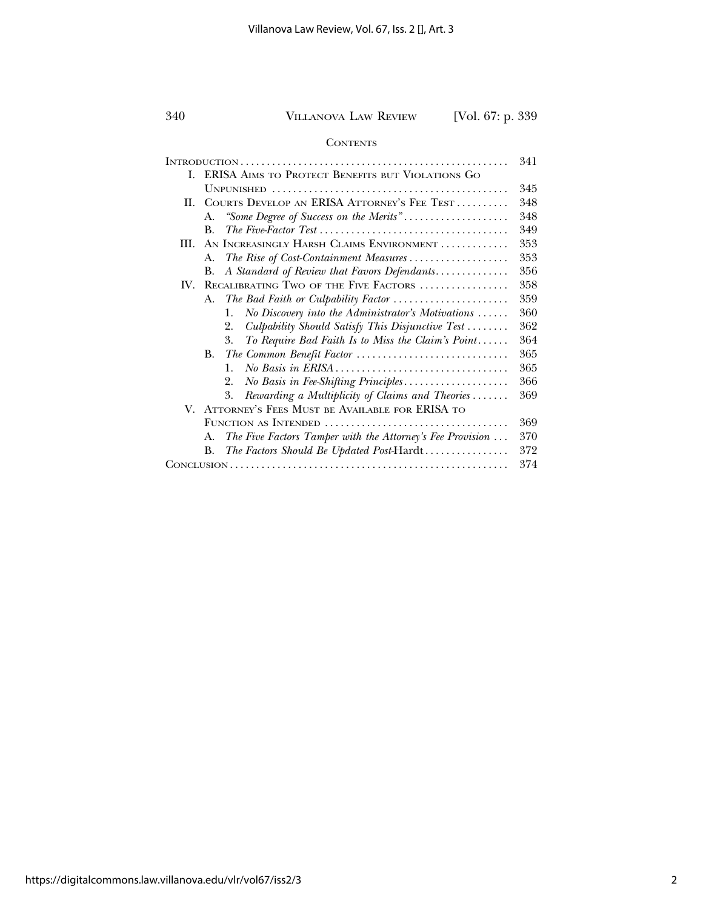## Contents

Introduction ..... 341

I. ERISA Aims to Protect Benefits but Violations Go Unpunished ..... 345

II. Courts Develop an ERISA Attorney's Fee Test ..... 348

- A. *"Some Degree of Success on the Merits"* ..... 348
- B. *The Five-Factor Test* ..... 349

III. An Increasingly Harsh Claims Environment ..... 353

- A. *The Rise of Cost-Containment Measures* ..... 353
- B. *A Standard of Review that Favors Defendants* ..... 356

IV. Recalibrating Two of the Five Factors ..... 358

- A. *The Bad Faith or Culpability Factor* ..... 359
  1. *No Discovery into the Administrator's Motivations* ..... 360
  2. *Culpability Should Satisfy This Disjunctive Test* ..... 362
  3. *To Require Bad Faith Is to Miss the Claim's Point* ..... 364
- B. *The Common Benefit Factor* ..... 365
  1. *No Basis in ERISA* ..... 365
  2. *No Basis in Fee-Shifting Principles* ..... 366
  3. *Rewarding a Multiplicity of Claims and Theories* ..... 369

V. Attorney's Fees Must be Available for ERISA to Function as Intended ..... 369

- A. *The Five Factors Tamper with the Attorney's Fee Provision* ..... 370
- B. *The Factors Should Be Updated Post-*Hardt ..... 372

Conclusion ..... 374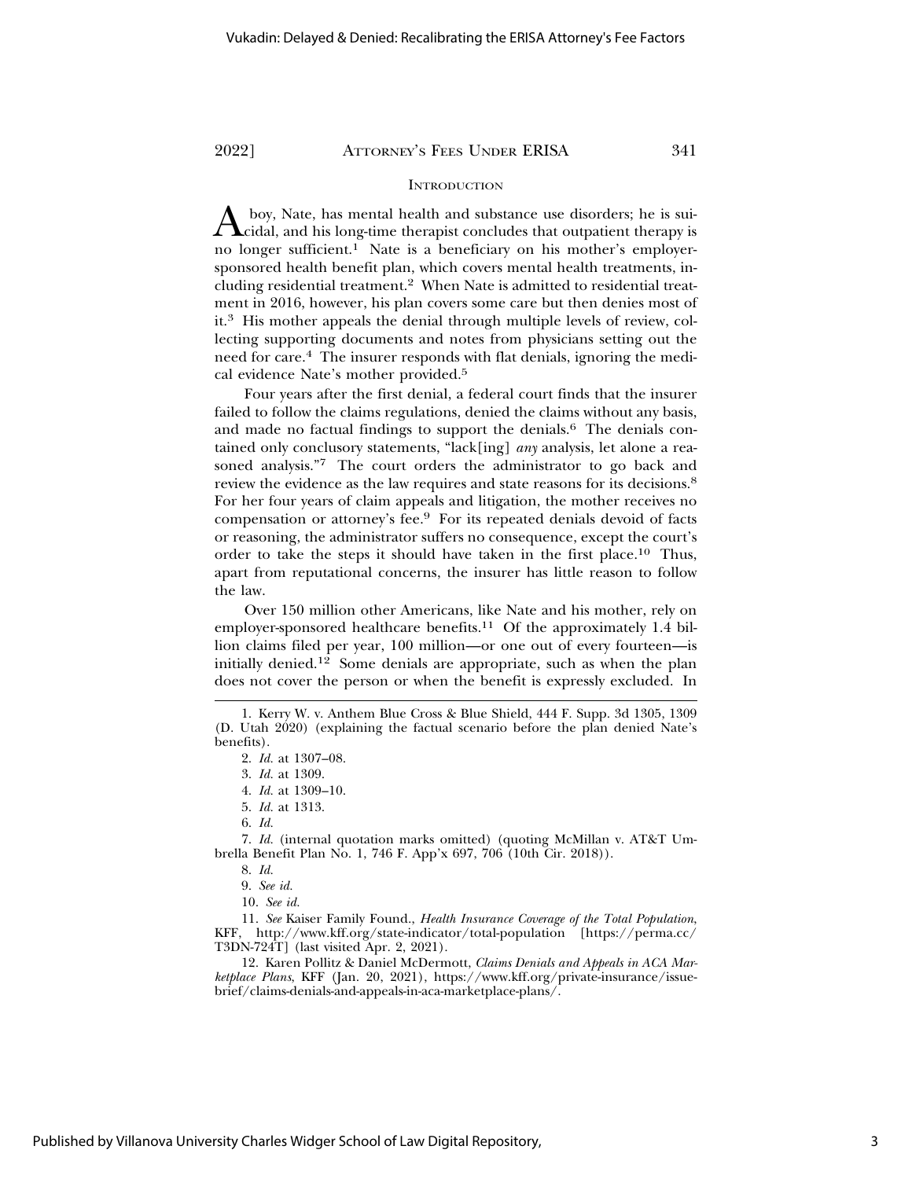## Introduction

A boy, Nate, has mental health and substance use disorders; he is suicidal, and his long-time therapist concludes that outpatient therapy is no longer sufficient.[1] Nate is a beneficiary on his mother's employer-sponsored health benefit plan, which covers mental health treatments, including residential treatment.[2] When Nate is admitted to residential treatment in 2016, however, his plan covers some care but then denies most of it.[3] His mother appeals the denial through multiple levels of review, collecting supporting documents and notes from physicians setting out the need for care.[4] The insurer responds with flat denials, ignoring the medical evidence Nate's mother provided.[5]

Four years after the first denial, a federal court finds that the insurer failed to follow the claims regulations, denied the claims without any basis, and made no factual findings to support the denials.[6] The denials contained only conclusory statements, "lack[ing] *any* analysis, let alone a reasoned analysis."[7] The court orders the administrator to go back and review the evidence as the law requires and state reasons for its decisions.[8] For her four years of claim appeals and litigation, the mother receives no compensation or attorney's fee.[9] For its repeated denials devoid of facts or reasoning, the administrator suffers no consequence, except the court's order to take the steps it should have taken in the first place.[10] Thus, apart from reputational concerns, the insurer has little reason to follow the law.

Over 150 million other Americans, like Nate and his mother, rely on employer-sponsored healthcare benefits.[11] Of the approximately 1.4 billion claims filed per year, 100 million—or one out of every fourteen—is initially denied.[12] Some denials are appropriate, such as when the plan does not cover the person or when the benefit is expressly excluded. In

---

1. Kerry W. v. Anthem Blue Cross & Blue Shield, 444 F. Supp. 3d 1305, 1309 (D. Utah 2020) (explaining the factual scenario before the plan denied Nate's benefits).

2. *Id.* at 1307–08.

3. *Id.* at 1309.

4. *Id.* at 1309–10.

5. *Id.* at 1313.

6. *Id.*

7. *Id.* (internal quotation marks omitted) (quoting McMillan v. AT&T Umbrella Benefit Plan No. 1, 746 F. App'x 697, 706 (10th Cir. 2018)).

8. *Id.*

9. *See id.*

10. *See id.*

11. *See* Kaiser Family Found., *Health Insurance Coverage of the Total Population*, KFF, http://www.kff.org/state-indicator/total-population [https://perma.cc/T3DN-724T] (last visited Apr. 2, 2021).

12. Karen Pollitz & Daniel McDermott, *Claims Denials and Appeals in ACA Marketplace Plans,* KFF (Jan. 20, 2021), https://www.kff.org/private-insurance/issue-brief/claims-denials-and-appeals-in-aca-marketplace-plans/.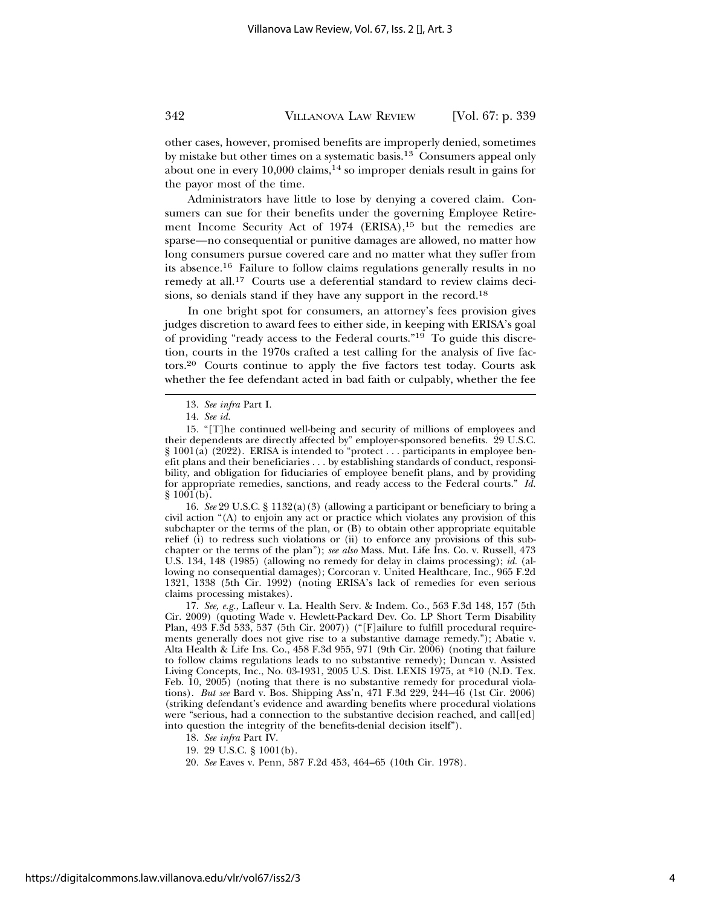other cases, however, promised benefits are improperly denied, sometimes by mistake but other times on a systematic basis.[13] Consumers appeal only about one in every 10,000 claims,[14] so improper denials result in gains for the payor most of the time.

Administrators have little to lose by denying a covered claim. Consumers can sue for their benefits under the governing Employee Retirement Income Security Act of 1974 (ERISA),[15] but the remedies are sparse—no consequential or punitive damages are allowed, no matter how long consumers pursue covered care and no matter what they suffer from its absence.[16] Failure to follow claims regulations generally results in no remedy at all.[17] Courts use a deferential standard to review claims decisions, so denials stand if they have any support in the record.[18]

In one bright spot for consumers, an attorney's fees provision gives judges discretion to award fees to either side, in keeping with ERISA's goal of providing "ready access to the Federal courts."[19] To guide this discretion, courts in the 1970s crafted a test calling for the analysis of five factors.[20] Courts continue to apply the five factors test today. Courts ask whether the fee defendant acted in bad faith or culpably, whether the fee

---

13. *See infra* Part I.

14. *See id.*

15. "[T]he continued well-being and security of millions of employees and their dependents are directly affected by" employer-sponsored benefits. 29 U.S.C. § 1001(a) (2022). ERISA is intended to "protect . . . participants in employee benefit plans and their beneficiaries . . . by establishing standards of conduct, responsibility, and obligation for fiduciaries of employee benefit plans, and by providing for appropriate remedies, sanctions, and ready access to the Federal courts." *Id.* § 1001(b).

16. *See* 29 U.S.C. § 1132(a)(3) (allowing a participant or beneficiary to bring a civil action "(A) to enjoin any act or practice which violates any provision of this subchapter or the terms of the plan, or (B) to obtain other appropriate equitable relief (i) to redress such violations or (ii) to enforce any provisions of this subchapter or the terms of the plan"); *see also* Mass. Mut. Life Ins. Co. v. Russell, 473 U.S. 134, 148 (1985) (allowing no remedy for delay in claims processing); *id.* (allowing no consequential damages); Corcoran v. United Healthcare, Inc., 965 F.2d 1321, 1338 (5th Cir. 1992) (noting ERISA's lack of remedies for even serious claims processing mistakes).

17. *See, e.g.*, Lafleur v. La. Health Serv. & Indem. Co., 563 F.3d 148, 157 (5th Cir. 2009) (quoting Wade v. Hewlett-Packard Dev. Co. LP Short Term Disability Plan, 493 F.3d 533, 537 (5th Cir. 2007)) ("[F]ailure to fulfill procedural requirements generally does not give rise to a substantive damage remedy."); Abatie v. Alta Health & Life Ins. Co., 458 F.3d 955, 971 (9th Cir. 2006) (noting that failure to follow claims regulations leads to no substantive remedy); Duncan v. Assisted Living Concepts, Inc., No. 03-1931, 2005 U.S. Dist. LEXIS 1975, at *10 (N.D. Tex. Feb. 10, 2005) (noting that there is no substantive remedy for procedural violations). *But see* Bard v. Bos. Shipping Ass'n, 471 F.3d 229, 244–46 (1st Cir. 2006) (striking defendant's evidence and awarding benefits where procedural violations were "serious, had a connection to the substantive decision reached, and call[ed] into question the integrity of the benefits-denial decision itself").

18. *See infra* Part IV.

19. 29 U.S.C. § 1001(b).

20. *See* Eaves v. Penn, 587 F.2d 453, 464–65 (10th Cir. 1978).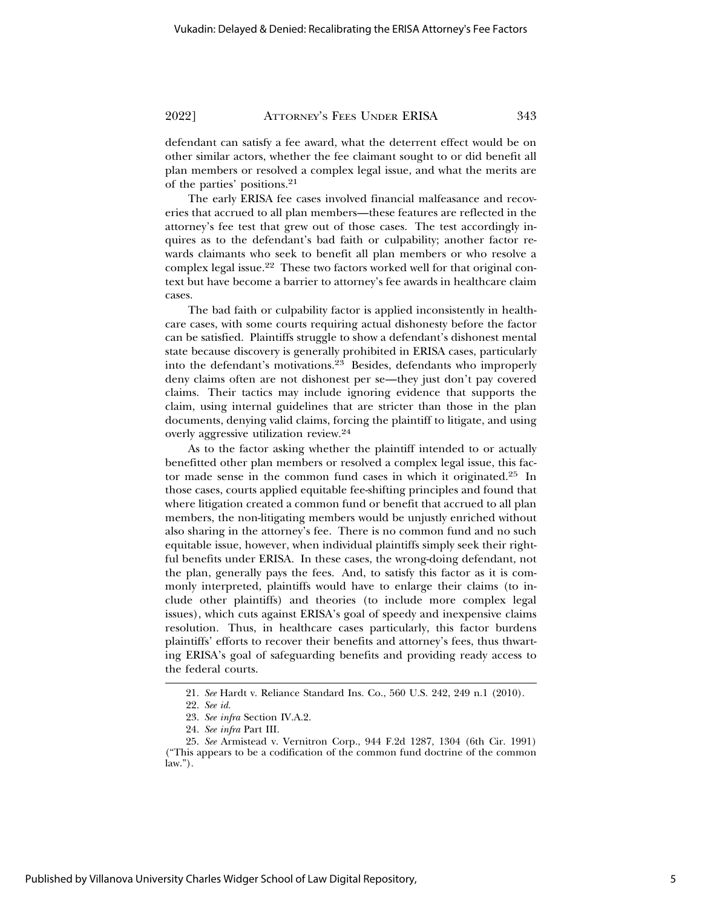defendant can satisfy a fee award, what the deterrent effect would be on other similar actors, whether the fee claimant sought to or did benefit all plan members or resolved a complex legal issue, and what the merits are of the parties' positions.[21]

The early ERISA fee cases involved financial malfeasance and recoveries that accrued to all plan members—these features are reflected in the attorney's fee test that grew out of those cases. The test accordingly inquires as to the defendant's bad faith or culpability; another factor rewards claimants who seek to benefit all plan members or who resolve a complex legal issue.[22] These two factors worked well for that original context but have become a barrier to attorney's fee awards in healthcare claim cases.

The bad faith or culpability factor is applied inconsistently in healthcare cases, with some courts requiring actual dishonesty before the factor can be satisfied. Plaintiffs struggle to show a defendant's dishonest mental state because discovery is generally prohibited in ERISA cases, particularly into the defendant's motivations.[23] Besides, defendants who improperly deny claims often are not dishonest per se—they just don't pay covered claims. Their tactics may include ignoring evidence that supports the claim, using internal guidelines that are stricter than those in the plan documents, denying valid claims, forcing the plaintiff to litigate, and using overly aggressive utilization review.[24]

As to the factor asking whether the plaintiff intended to or actually benefitted other plan members or resolved a complex legal issue, this factor made sense in the common fund cases in which it originated.[25] In those cases, courts applied equitable fee-shifting principles and found that where litigation created a common fund or benefit that accrued to all plan members, the non-litigating members would be unjustly enriched without also sharing in the attorney's fee. There is no common fund and no such equitable issue, however, when individual plaintiffs simply seek their rightful benefits under ERISA. In these cases, the wrong-doing defendant, not the plan, generally pays the fees. And, to satisfy this factor as it is commonly interpreted, plaintiffs would have to enlarge their claims (to include other plaintiffs) and theories (to include more complex legal issues), which cuts against ERISA's goal of speedy and inexpensive claims resolution. Thus, in healthcare cases particularly, this factor burdens plaintiffs' efforts to recover their benefits and attorney's fees, thus thwarting ERISA's goal of safeguarding benefits and providing ready access to the federal courts.

---

21. *See* Hardt v. Reliance Standard Ins. Co., 560 U.S. 242, 249 n.1 (2010).

22. *See id.*

23. *See infra* Section IV.A.2.

24. *See infra* Part III.

25. *See* Armistead v. Vernitron Corp., 944 F.2d 1287, 1304 (6th Cir. 1991) ("This appears to be a codification of the common fund doctrine of the common law.").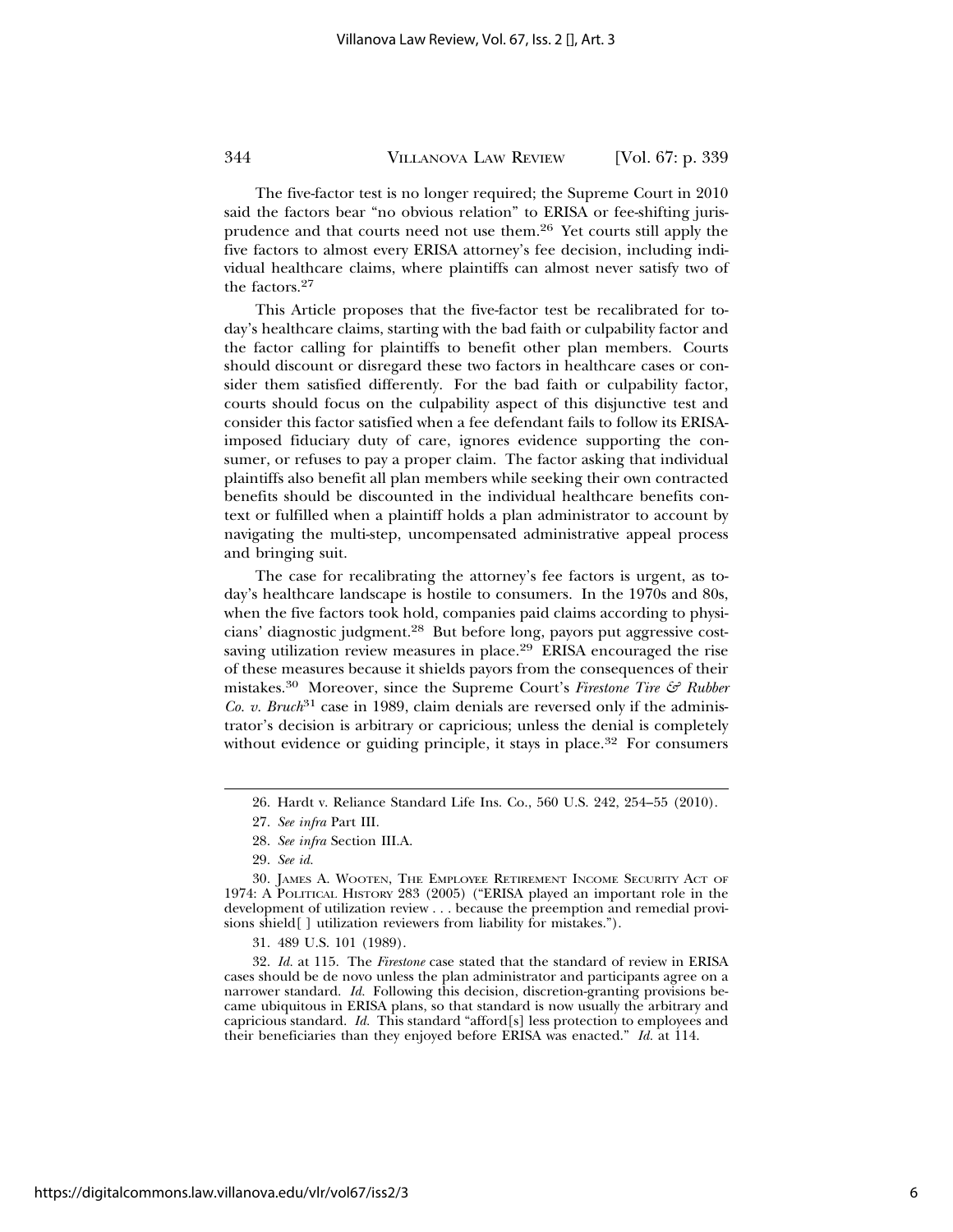The five-factor test is no longer required; the Supreme Court in 2010 said the factors bear "no obvious relation" to ERISA or fee-shifting jurisprudence and that courts need not use them.[26] Yet courts still apply the five factors to almost every ERISA attorney's fee decision, including individual healthcare claims, where plaintiffs can almost never satisfy two of the factors.[27]

This Article proposes that the five-factor test be recalibrated for today's healthcare claims, starting with the bad faith or culpability factor and the factor calling for plaintiffs to benefit other plan members. Courts should discount or disregard these two factors in healthcare cases or consider them satisfied differently. For the bad faith or culpability factor, courts should focus on the culpability aspect of this disjunctive test and consider this factor satisfied when a fee defendant fails to follow its ERISA-imposed fiduciary duty of care, ignores evidence supporting the consumer, or refuses to pay a proper claim. The factor asking that individual plaintiffs also benefit all plan members while seeking their own contracted benefits should be discounted in the individual healthcare benefits context or fulfilled when a plaintiff holds a plan administrator to account by navigating the multi-step, uncompensated administrative appeal process and bringing suit.

The case for recalibrating the attorney's fee factors is urgent, as today's healthcare landscape is hostile to consumers. In the 1970s and 80s, when the five factors took hold, companies paid claims according to physicians' diagnostic judgment.[28] But before long, payors put aggressive cost-saving utilization review measures in place.[29] ERISA encouraged the rise of these measures because it shields payors from the consequences of their mistakes.[30] Moreover, since the Supreme Court's *Firestone Tire & Rubber Co. v. Bruch*[31] case in 1989, claim denials are reversed only if the administrator's decision is arbitrary or capricious; unless the denial is completely without evidence or guiding principle, it stays in place.[32] For consumers

---

26. Hardt v. Reliance Standard Life Ins. Co., 560 U.S. 242, 254–55 (2010).

27. *See infra* Part III.

28. *See infra* Section III.A.

29. *See id.*

30. James A. Wooten, The Employee Retirement Income Security Act of 1974: A Political History 283 (2005) ("ERISA played an important role in the development of utilization review . . . because the preemption and remedial provisions shield[ ] utilization reviewers from liability for mistakes.").

31. 489 U.S. 101 (1989).

32. *Id.* at 115. The *Firestone* case stated that the standard of review in ERISA cases should be de novo unless the plan administrator and participants agree on a narrower standard. *Id.* Following this decision, discretion-granting provisions became ubiquitous in ERISA plans, so that standard is now usually the arbitrary and capricious standard. *Id.* This standard "afford[s] less protection to employees and their beneficiaries than they enjoyed before ERISA was enacted." *Id.* at 114.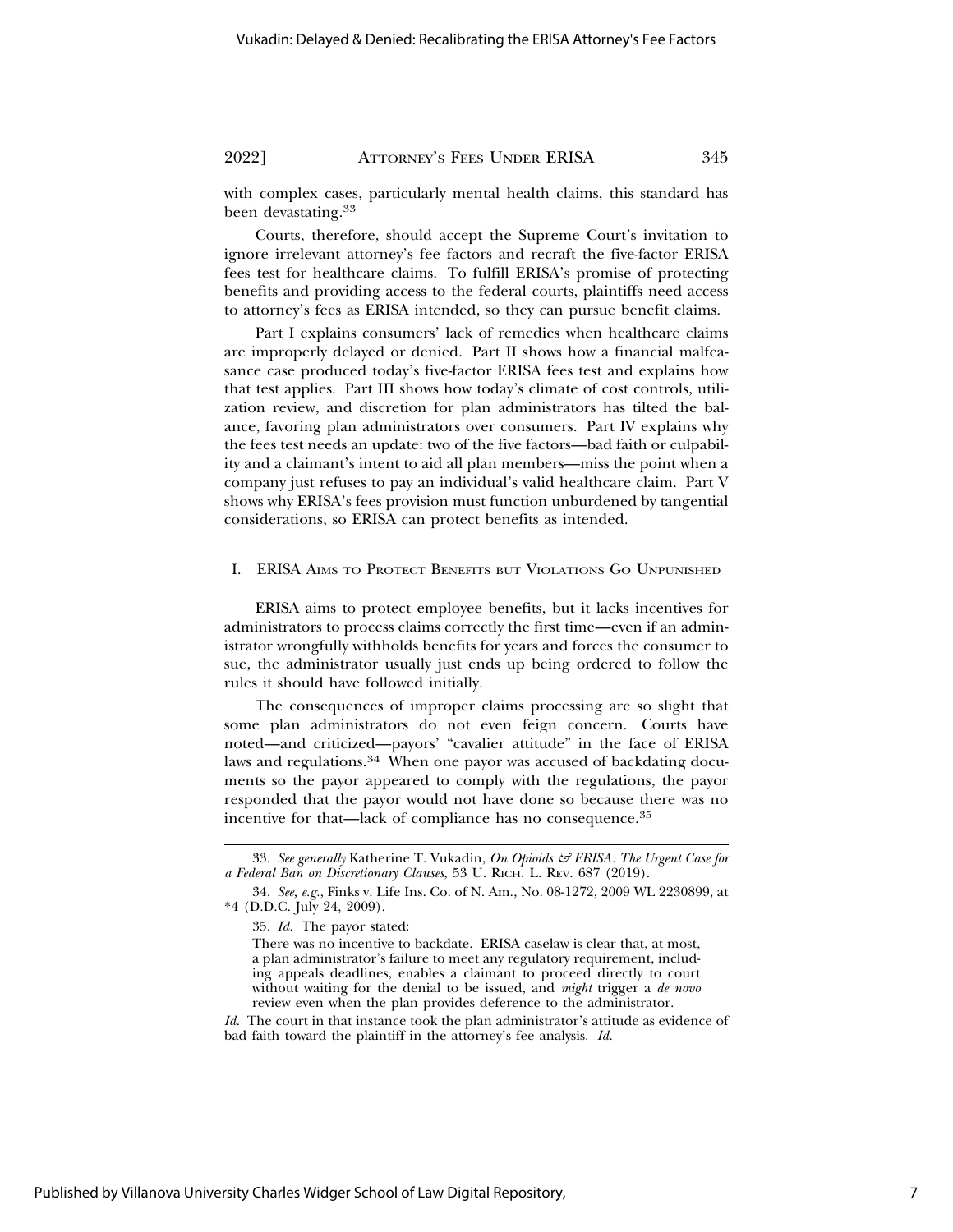with complex cases, particularly mental health claims, this standard has been devastating.[33]

Courts, therefore, should accept the Supreme Court's invitation to ignore irrelevant attorney's fee factors and recraft the five-factor ERISA fees test for healthcare claims. To fulfill ERISA's promise of protecting benefits and providing access to the federal courts, plaintiffs need access to attorney's fees as ERISA intended, so they can pursue benefit claims.

Part I explains consumers' lack of remedies when healthcare claims are improperly delayed or denied. Part II shows how a financial malfeasance case produced today's five-factor ERISA fees test and explains how that test applies. Part III shows how today's climate of cost controls, utilization review, and discretion for plan administrators has tilted the balance, favoring plan administrators over consumers. Part IV explains why the fees test needs an update: two of the five factors—bad faith or culpability and a claimant's intent to aid all plan members—miss the point when a company just refuses to pay an individual's valid healthcare claim. Part V shows why ERISA's fees provision must function unburdened by tangential considerations, so ERISA can protect benefits as intended.

## I. ERISA Aims to Protect Benefits but Violations Go Unpunished

ERISA aims to protect employee benefits, but it lacks incentives for administrators to process claims correctly the first time—even if an administrator wrongfully withholds benefits for years and forces the consumer to sue, the administrator usually just ends up being ordered to follow the rules it should have followed initially.

The consequences of improper claims processing are so slight that some plan administrators do not even feign concern. Courts have noted—and criticized—payors' "cavalier attitude" in the face of ERISA laws and regulations.[34] When one payor was accused of backdating documents so the payor appeared to comply with the regulations, the payor responded that the payor would not have done so because there was no incentive for that—lack of compliance has no consequence.[35]

---

33. *See generally* Katherine T. Vukadin, *On Opioids & ERISA: The Urgent Case for a Federal Ban on Discretionary Clauses*, 53 U. Rich. L. Rev. 687 (2019).

34. *See, e.g.*, Finks v. Life Ins. Co. of N. Am., No. 08-1272, 2009 WL 2230899, at *4 (D.D.C. July 24, 2009).

35. *Id.* The payor stated:

> There was no incentive to backdate. ERISA caselaw is clear that, at most, a plan administrator's failure to meet any regulatory requirement, including appeals deadlines, enables a claimant to proceed directly to court without waiting for the denial to be issued, and *might* trigger a *de novo* review even when the plan provides deference to the administrator.

*Id.* The court in that instance took the plan administrator's attitude as evidence of bad faith toward the plaintiff in the attorney's fee analysis. *Id.*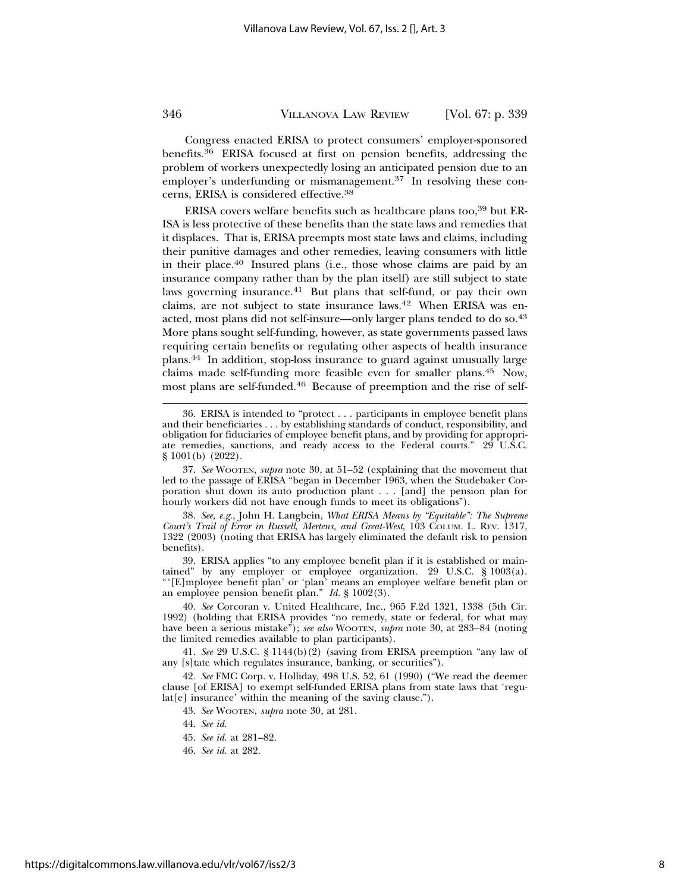Congress enacted ERISA to protect consumers' employer-sponsored benefits.[36] ERISA focused at first on pension benefits, addressing the problem of workers unexpectedly losing an anticipated pension due to an employer's underfunding or mismanagement.[37] In resolving these concerns, ERISA is considered effective.[38]

ERISA covers welfare benefits such as healthcare plans too,[39] but ERISA is less protective of these benefits than the state laws and remedies that it displaces. That is, ERISA preempts most state laws and claims, including their punitive damages and other remedies, leaving consumers with little in their place.[40] Insured plans (i.e., those whose claims are paid by an insurance company rather than by the plan itself) are still subject to state laws governing insurance.[41] But plans that self-fund, or pay their own claims, are not subject to state insurance laws.[42] When ERISA was enacted, most plans did not self-insure—only larger plans tended to do so.[43] More plans sought self-funding, however, as state governments passed laws requiring certain benefits or regulating other aspects of health insurance plans.[44] In addition, stop-loss insurance to guard against unusually large claims made self-funding more feasible even for smaller plans.[45] Now, most plans are self-funded.[46] Because of preemption and the rise of self-

---

36. ERISA is intended to "protect . . . participants in employee benefit plans and their beneficiaries . . . by establishing standards of conduct, responsibility, and obligation for fiduciaries of employee benefit plans, and by providing for appropriate remedies, sanctions, and ready access to the Federal courts." 29 U.S.C. § 1001(b) (2022).

37. *See* WOOTEN, *supra* note 30, at 51–52 (explaining that the movement that led to the passage of ERISA "began in December 1963, when the Studebaker Corporation shut down its auto production plant . . . [and] the pension plan for hourly workers did not have enough funds to meet its obligations").

38. *See, e.g.*, John H. Langbein, *What ERISA Means by "Equitable": The Supreme Court's Trail of Error in Russell, Mertens, and Great-West*, 103 COLUM. L. REV. 1317, 1322 (2003) (noting that ERISA has largely eliminated the default risk to pension benefits).

39. ERISA applies "to any employee benefit plan if it is established or maintained" by any employer or employee organization. 29 U.S.C. § 1003(a). "'[E]mployee benefit plan' or 'plan' means an employee welfare benefit plan or an employee pension benefit plan." *Id.* § 1002(3).

40. *See* Corcoran v. United Healthcare, Inc., 965 F.2d 1321, 1338 (5th Cir. 1992) (holding that ERISA provides "no remedy, state or federal, for what may have been a serious mistake"); *see also* WOOTEN, *supra* note 30, at 283–84 (noting the limited remedies available to plan participants).

41. *See* 29 U.S.C. § 1144(b)(2) (saving from ERISA preemption "any law of any [s]tate which regulates insurance, banking, or securities").

42. *See* FMC Corp. v. Holliday, 498 U.S. 52, 61 (1990) ("We read the deemer clause [of ERISA] to exempt self-funded ERISA plans from state laws that 'regulat[e] insurance' within the meaning of the saving clause.").

43. *See* WOOTEN, *supra* note 30, at 281.

44. *See id.*

45. *See id.* at 281–82.

46. *See id.* at 282.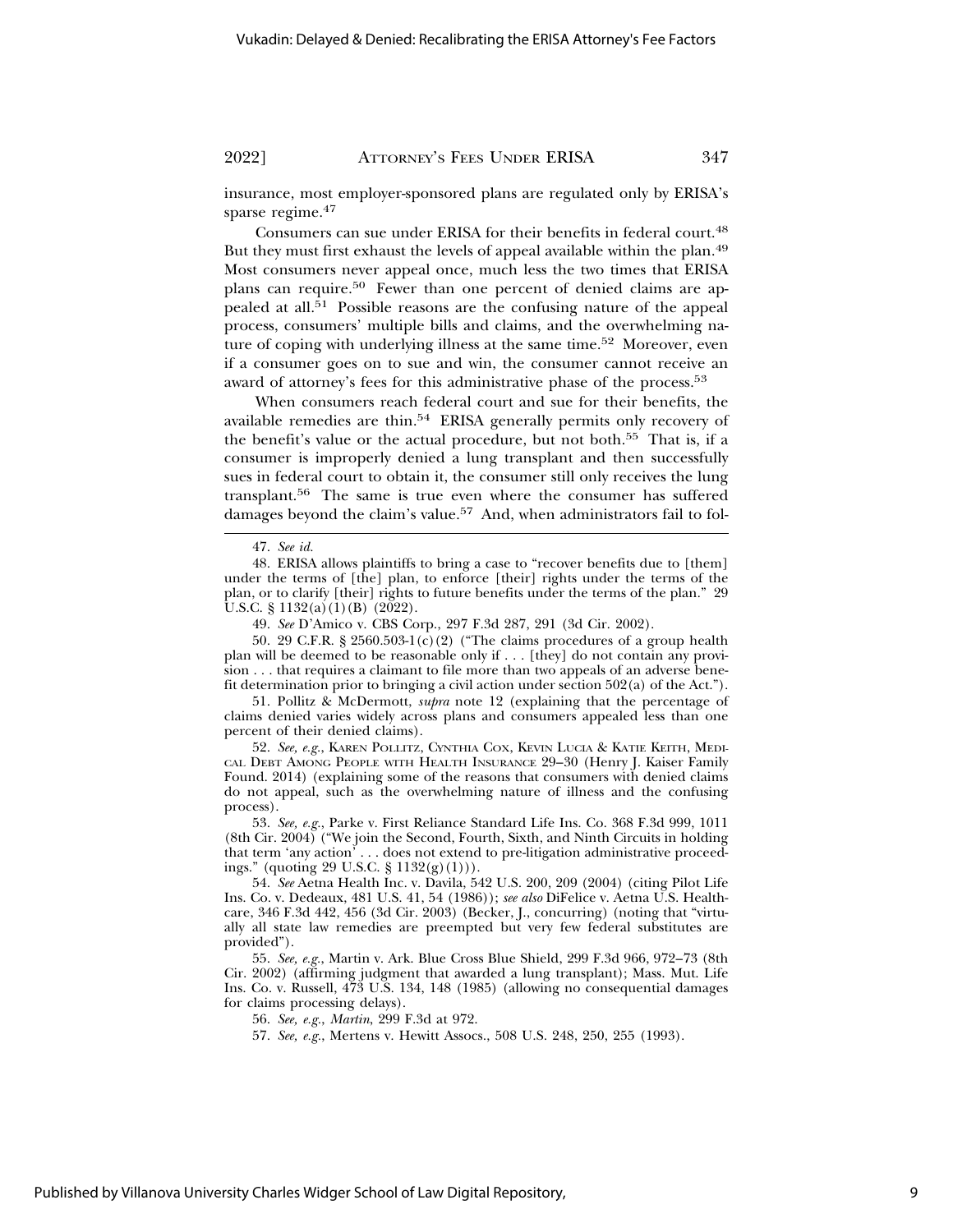insurance, most employer-sponsored plans are regulated only by ERISA's sparse regime.[47]

Consumers can sue under ERISA for their benefits in federal court.[48] But they must first exhaust the levels of appeal available within the plan.[49] Most consumers never appeal once, much less the two times that ERISA plans can require.[50] Fewer than one percent of denied claims are appealed at all.[51] Possible reasons are the confusing nature of the appeal process, consumers' multiple bills and claims, and the overwhelming nature of coping with underlying illness at the same time.[52] Moreover, even if a consumer goes on to sue and win, the consumer cannot receive an award of attorney's fees for this administrative phase of the process.[53]

When consumers reach federal court and sue for their benefits, the available remedies are thin.[54] ERISA generally permits only recovery of the benefit's value or the actual procedure, but not both.[55] That is, if a consumer is improperly denied a lung transplant and then successfully sues in federal court to obtain it, the consumer still only receives the lung transplant.[56] The same is true even where the consumer has suffered damages beyond the claim's value.[57] And, when administrators fail to fol-

---

47. *See id.*

48. ERISA allows plaintiffs to bring a case to "recover benefits due to [them] under the terms of [the] plan, to enforce [their] rights under the terms of the plan, or to clarify [their] rights to future benefits under the terms of the plan." 29 U.S.C. § 1132(a)(1)(B) (2022).

49. *See* D'Amico v. CBS Corp., 297 F.3d 287, 291 (3d Cir. 2002).

50. 29 C.F.R. § 2560.503-1(c)(2) ("The claims procedures of a group health plan will be deemed to be reasonable only if . . . [they] do not contain any provision . . . that requires a claimant to file more than two appeals of an adverse benefit determination prior to bringing a civil action under section 502(a) of the Act.").

51. Pollitz & McDermott, *supra* note 12 (explaining that the percentage of claims denied varies widely across plans and consumers appealed less than one percent of their denied claims).

52. *See, e.g.*, Karen Pollitz, Cynthia Cox, Kevin Lucia & Katie Keith, Medical Debt Among People with Health Insurance 29–30 (Henry J. Kaiser Family Found. 2014) (explaining some of the reasons that consumers with denied claims do not appeal, such as the overwhelming nature of illness and the confusing process).

53. *See, e.g.*, Parke v. First Reliance Standard Life Ins. Co. 368 F.3d 999, 1011 (8th Cir. 2004) ("We join the Second, Fourth, Sixth, and Ninth Circuits in holding that term 'any action' . . . does not extend to pre-litigation administrative proceedings." (quoting 29 U.S.C. § 1132(g)(1))).

54. *See* Aetna Health Inc. v. Davila, 542 U.S. 200, 209 (2004) (citing Pilot Life Ins. Co. v. Dedeaux, 481 U.S. 41, 54 (1986)); *see also* DiFelice v. Aetna U.S. Healthcare, 346 F.3d 442, 456 (3d Cir. 2003) (Becker, J., concurring) (noting that "virtually all state law remedies are preempted but very few federal substitutes are provided").

55. *See, e.g.*, Martin v. Ark. Blue Cross Blue Shield, 299 F.3d 966, 972–73 (8th Cir. 2002) (affirming judgment that awarded a lung transplant); Mass. Mut. Life Ins. Co. v. Russell, 473 U.S. 134, 148 (1985) (allowing no consequential damages for claims processing delays).

56. *See, e.g.*, *Martin*, 299 F.3d at 972.

57. *See, e.g.*, Mertens v. Hewitt Assocs., 508 U.S. 248, 250, 255 (1993).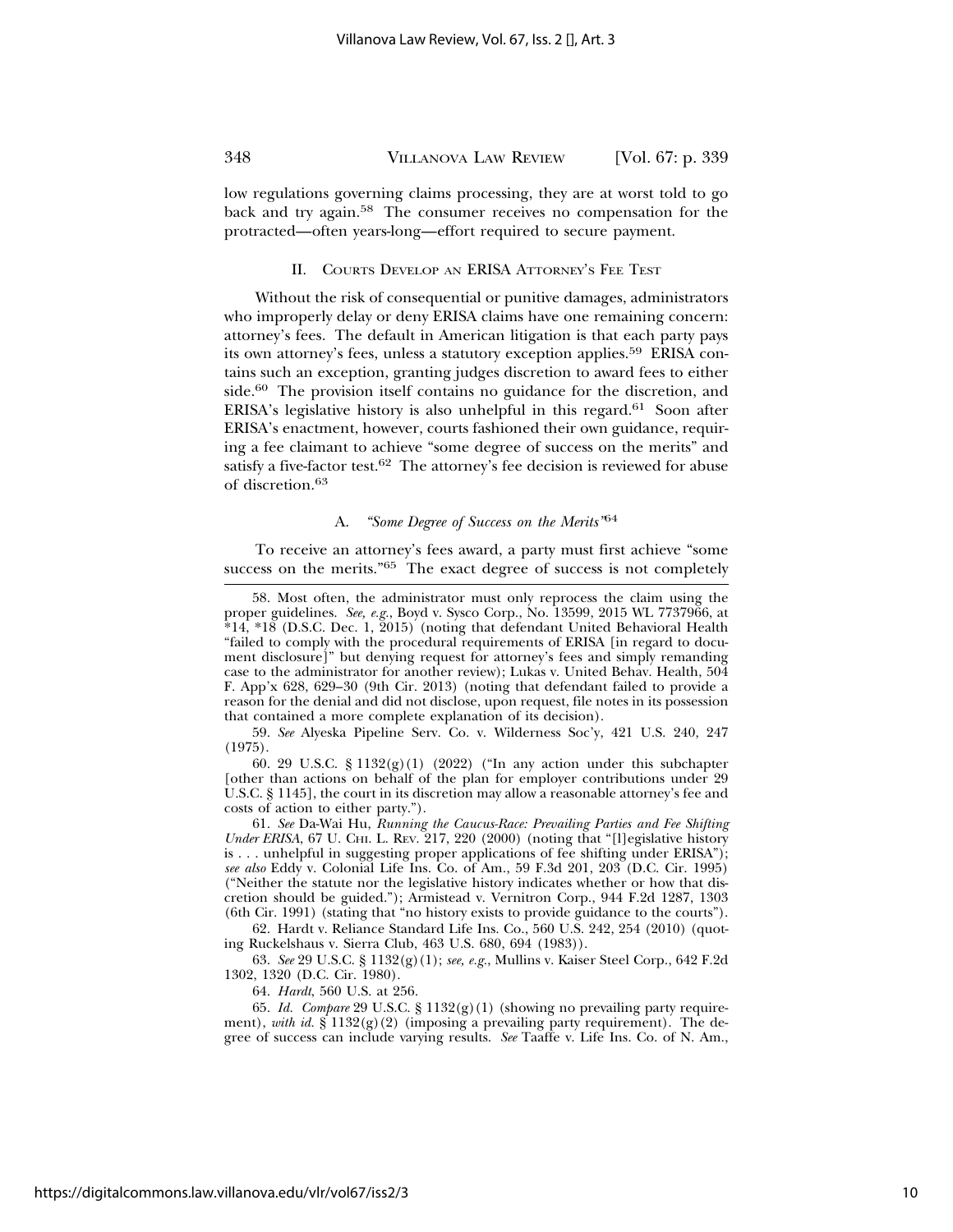low regulations governing claims processing, they are at worst told to go back and try again.[58] The consumer receives no compensation for the protracted—often years-long—effort required to secure payment.

## II. Courts Develop an ERISA Attorney's Fee Test

Without the risk of consequential or punitive damages, administrators who improperly delay or deny ERISA claims have one remaining concern: attorney's fees. The default in American litigation is that each party pays its own attorney's fees, unless a statutory exception applies.[59] ERISA contains such an exception, granting judges discretion to award fees to either side.[60] The provision itself contains no guidance for the discretion, and ERISA's legislative history is also unhelpful in this regard.[61] Soon after ERISA's enactment, however, courts fashioned their own guidance, requiring a fee claimant to achieve "some degree of success on the merits" and satisfy a five-factor test.[62] The attorney's fee decision is reviewed for abuse of discretion.[63]

### A. *"Some Degree of Success on the Merits"*[64]

To receive an attorney's fees award, a party must first achieve "some success on the merits."[65] The exact degree of success is not completely

---

58. Most often, the administrator must only reprocess the claim using the proper guidelines. *See, e.g.*, Boyd v. Sysco Corp., No. 13599, 2015 WL 7737966, at *14, *18 (D.S.C. Dec. 1, 2015) (noting that defendant United Behavioral Health "failed to comply with the procedural requirements of ERISA [in regard to document disclosure]" but denying request for attorney's fees and simply remanding case to the administrator for another review); Lukas v. United Behav. Health, 504 F. App'x 628, 629–30 (9th Cir. 2013) (noting that defendant failed to provide a reason for the denial and did not disclose, upon request, file notes in its possession that contained a more complete explanation of its decision).

59. *See* Alyeska Pipeline Serv. Co. v. Wilderness Soc'y, 421 U.S. 240, 247 (1975).

60. 29 U.S.C. § 1132(g)(1) (2022) ("In any action under this subchapter [other than actions on behalf of the plan for employer contributions under 29 U.S.C. § 1145], the court in its discretion may allow a reasonable attorney's fee and costs of action to either party.").

61. *See* Da-Wai Hu, *Running the Caucus-Race: Prevailing Parties and Fee Shifting Under ERISA*, 67 U. Chi. L. Rev. 217, 220 (2000) (noting that "[l]egislative history is . . . unhelpful in suggesting proper applications of fee shifting under ERISA"); *see also* Eddy v. Colonial Life Ins. Co. of Am., 59 F.3d 201, 203 (D.C. Cir. 1995) ("Neither the statute nor the legislative history indicates whether or how that discretion should be guided."); Armistead v. Vernitron Corp., 944 F.2d 1287, 1303 (6th Cir. 1991) (stating that "no history exists to provide guidance to the courts").

62. Hardt v. Reliance Standard Life Ins. Co., 560 U.S. 242, 254 (2010) (quoting Ruckelshaus v. Sierra Club, 463 U.S. 680, 694 (1983)).

63. *See* 29 U.S.C. § 1132(g)(1); *see, e.g.*, Mullins v. Kaiser Steel Corp., 642 F.2d 1302, 1320 (D.C. Cir. 1980).

64. *Hardt*, 560 U.S. at 256.

65. *Id. Compare* 29 U.S.C. § 1132(g)(1) (showing no prevailing party requirement), *with id.* § 1132(g)(2) (imposing a prevailing party requirement). The degree of success can include varying results. *See* Taaffe v. Life Ins. Co. of N. Am.,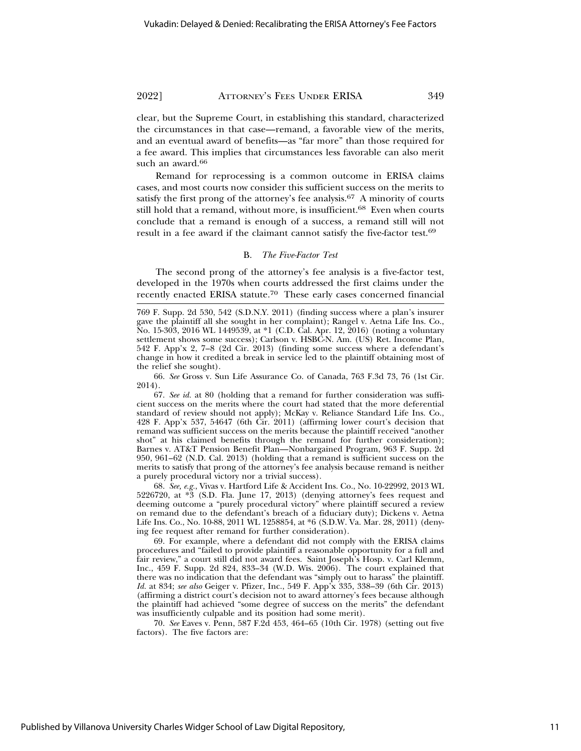clear, but the Supreme Court, in establishing this standard, characterized the circumstances in that case—remand, a favorable view of the merits, and an eventual award of benefits—as "far more" than those required for a fee award. This implies that circumstances less favorable can also merit such an award.[66]

Remand for reprocessing is a common outcome in ERISA claims cases, and most courts now consider this sufficient success on the merits to satisfy the first prong of the attorney's fee analysis.[67] A minority of courts still hold that a remand, without more, is insufficient.[68] Even when courts conclude that a remand is enough of a success, a remand still will not result in a fee award if the claimant cannot satisfy the five-factor test.[69]

### B. *The Five-Factor Test*

The second prong of the attorney's fee analysis is a five-factor test, developed in the 1970s when courts addressed the first claims under the recently enacted ERISA statute.[70] These early cases concerned financial

---

769 F. Supp. 2d 530, 542 (S.D.N.Y. 2011) (finding success where a plan's insurer gave the plaintiff all she sought in her complaint); Rangel v. Aetna Life Ins. Co., No. 15-303, 2016 WL 1449539, at *1 (C.D. Cal. Apr. 12, 2016) (noting a voluntary settlement shows some success); Carlson v. HSBC-N. Am. (US) Ret. Income Plan, 542 F. App'x 2, 7–8 (2d Cir. 2013) (finding some success where a defendant's change in how it credited a break in service led to the plaintiff obtaining most of the relief she sought).

66. *See* Gross v. Sun Life Assurance Co. of Canada, 763 F.3d 73, 76 (1st Cir. 2014).

67. *See id.* at 80 (holding that a remand for further consideration was sufficient success on the merits where the court had stated that the more deferential standard of review should not apply); McKay v. Reliance Standard Life Ins. Co., 428 F. App'x 537, 54647 (6th Cir. 2011) (affirming lower court's decision that remand was sufficient success on the merits because the plaintiff received "another shot" at his claimed benefits through the remand for further consideration); Barnes v. AT&T Pension Benefit Plan—Nonbargained Program, 963 F. Supp. 2d 950, 961–62 (N.D. Cal. 2013) (holding that a remand is sufficient success on the merits to satisfy that prong of the attorney's fee analysis because remand is neither a purely procedural victory nor a trivial success).

68. *See, e.g.*, Vivas v. Hartford Life & Accident Ins. Co., No. 10-22992, 2013 WL 5226720, at *3 (S.D. Fla. June 17, 2013) (denying attorney's fees request and deeming outcome a "purely procedural victory" where plaintiff secured a review on remand due to the defendant's breach of a fiduciary duty); Dickens v. Aetna Life Ins. Co., No. 10-88, 2011 WL 1258854, at *6 (S.D.W. Va. Mar. 28, 2011) (denying fee request after remand for further consideration).

69. For example, where a defendant did not comply with the ERISA claims procedures and "failed to provide plaintiff a reasonable opportunity for a full and fair review," a court still did not award fees. Saint Joseph's Hosp. v. Carl Klemm, Inc., 459 F. Supp. 2d 824, 833–34 (W.D. Wis. 2006). The court explained that there was no indication that the defendant was "simply out to harass" the plaintiff. *Id.* at 834; *see also* Geiger v. Pfizer, Inc., 549 F. App'x 335, 338–39 (6th Cir. 2013) (affirming a district court's decision not to award attorney's fees because although the plaintiff had achieved "some degree of success on the merits" the defendant was insufficiently culpable and its position had some merit).

70. *See* Eaves v. Penn, 587 F.2d 453, 464–65 (10th Cir. 1978) (setting out five factors). The five factors are: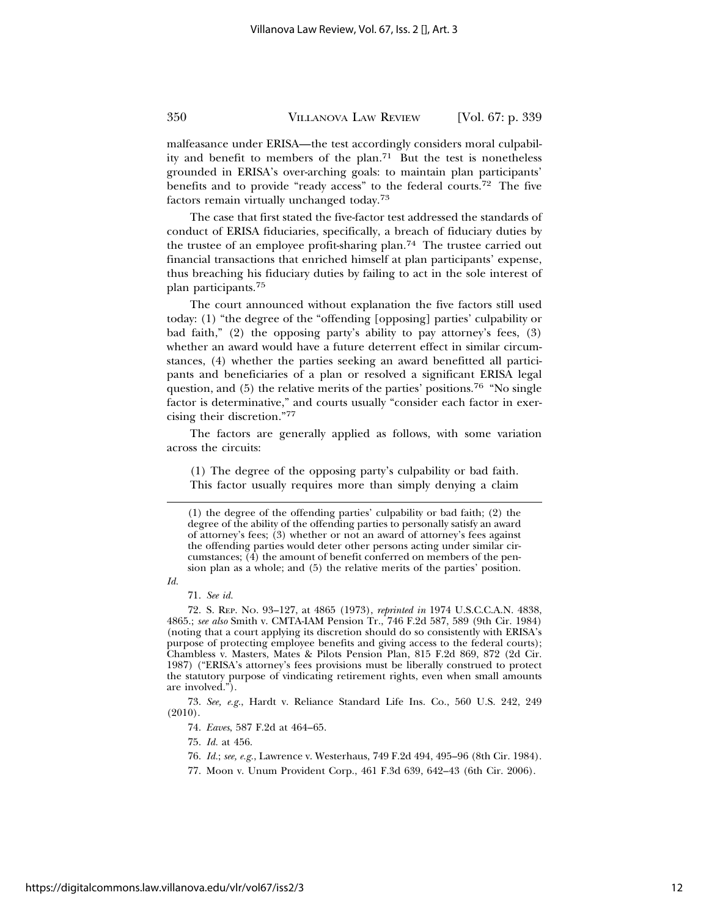malfeasance under ERISA—the test accordingly considers moral culpability and benefit to members of the plan.[71] But the test is nonetheless grounded in ERISA's over-arching goals: to maintain plan participants' benefits and to provide "ready access" to the federal courts.[72] The five factors remain virtually unchanged today.[73]

The case that first stated the five-factor test addressed the standards of conduct of ERISA fiduciaries, specifically, a breach of fiduciary duties by the trustee of an employee profit-sharing plan.[74] The trustee carried out financial transactions that enriched himself at plan participants' expense, thus breaching his fiduciary duties by failing to act in the sole interest of plan participants.[75]

The court announced without explanation the five factors still used today: (1) "the degree of the "offending [opposing] parties' culpability or bad faith," (2) the opposing party's ability to pay attorney's fees, (3) whether an award would have a future deterrent effect in similar circumstances, (4) whether the parties seeking an award benefitted all participants and beneficiaries of a plan or resolved a significant ERISA legal question, and (5) the relative merits of the parties' positions.[76] "No single factor is determinative," and courts usually "consider each factor in exercising their discretion."[77]

The factors are generally applied as follows, with some variation across the circuits:

> (1) The degree of the opposing party's culpability or bad faith. This factor usually requires more than simply denying a claim

---

(1) the degree of the offending parties' culpability or bad faith; (2) the degree of the ability of the offending parties to personally satisfy an award of attorney's fees; (3) whether or not an award of attorney's fees against the offending parties would deter other persons acting under similar circumstances; (4) the amount of benefit conferred on members of the pension plan as a whole; and (5) the relative merits of the parties' position.

*Id.*

71. *See id.*

72. S. Rep. No. 93–127, at 4865 (1973), *reprinted in* 1974 U.S.C.C.A.N. 4838, 4865.; *see also* Smith v. CMTA-IAM Pension Tr., 746 F.2d 587, 589 (9th Cir. 1984) (noting that a court applying its discretion should do so consistently with ERISA's purpose of protecting employee benefits and giving access to the federal courts); Chambless v. Masters, Mates & Pilots Pension Plan, 815 F.2d 869, 872 (2d Cir. 1987) ("ERISA's attorney's fees provisions must be liberally construed to protect the statutory purpose of vindicating retirement rights, even when small amounts are involved.").

73. *See, e.g.*, Hardt v. Reliance Standard Life Ins. Co., 560 U.S. 242, 249 (2010).

74. *Eaves*, 587 F.2d at 464–65.

75. *Id.* at 456.

76. *Id.*; *see, e.g.*, Lawrence v. Westerhaus, 749 F.2d 494, 495–96 (8th Cir. 1984).

77. Moon v. Unum Provident Corp., 461 F.3d 639, 642–43 (6th Cir. 2006).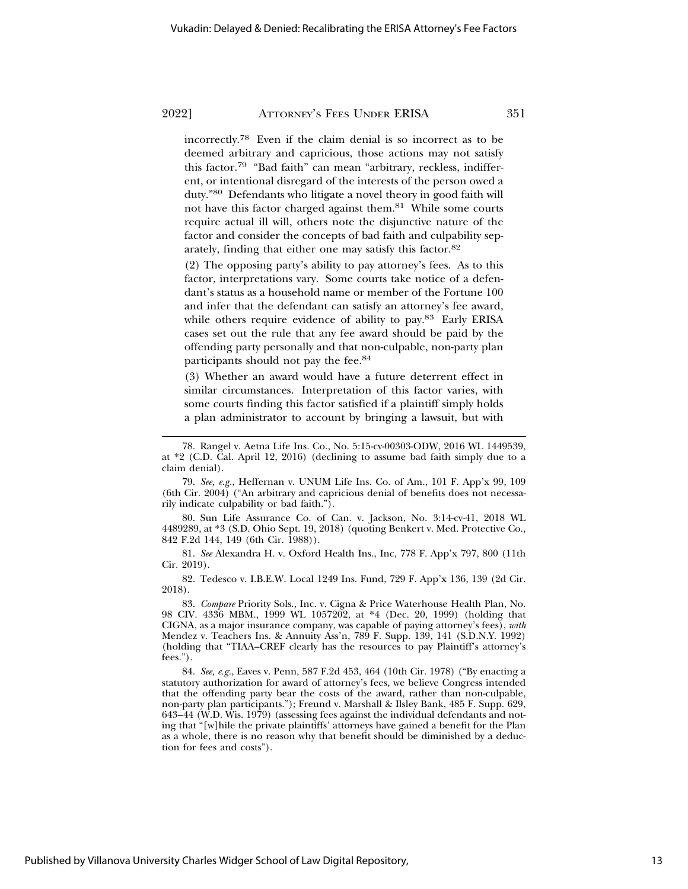incorrectly.[78] Even if the claim denial is so incorrect as to be deemed arbitrary and capricious, those actions may not satisfy this factor.[79] "Bad faith" can mean "arbitrary, reckless, indifferent, or intentional disregard of the interests of the person owed a duty."[80] Defendants who litigate a novel theory in good faith will not have this factor charged against them.[81] While some courts require actual ill will, others note the disjunctive nature of the factor and consider the concepts of bad faith and culpability separately, finding that either one may satisfy this factor.[82]

(2) The opposing party's ability to pay attorney's fees. As to this factor, interpretations vary. Some courts take notice of a defendant's status as a household name or member of the Fortune 100 and infer that the defendant can satisfy an attorney's fee award, while others require evidence of ability to pay.[83] Early ERISA cases set out the rule that any fee award should be paid by the offending party personally and that non-culpable, non-party plan participants should not pay the fee.[84]

(3) Whether an award would have a future deterrent effect in similar circumstances. Interpretation of this factor varies, with some courts finding this factor satisfied if a plaintiff simply holds a plan administrator to account by bringing a lawsuit, but with

---

78. Rangel v. Aetna Life Ins. Co., No. 5:15-cv-00303-ODW, 2016 WL 1449539, at *2 (C.D. Cal. April 12, 2016) (declining to assume bad faith simply due to a claim denial).

79. *See, e.g.*, Heffernan v. UNUM Life Ins. Co. of Am., 101 F. App'x 99, 109 (6th Cir. 2004) ("An arbitrary and capricious denial of benefits does not necessarily indicate culpability or bad faith.").

80. Sun Life Assurance Co. of Can. v. Jackson, No. 3:14-cv-41, 2018 WL 4489289, at *3 (S.D. Ohio Sept. 19, 2018) (quoting Benkert v. Med. Protective Co., 842 F.2d 144, 149 (6th Cir. 1988)).

81. *See* Alexandra H. v. Oxford Health Ins., Inc, 778 F. App'x 797, 800 (11th Cir. 2019).

82. Tedesco v. I.B.E.W. Local 1249 Ins. Fund, 729 F. App'x 136, 139 (2d Cir. 2018).

83. *Compare* Priority Sols., Inc. v. Cigna & Price Waterhouse Health Plan, No. 98 CIV. 4336 MBM., 1999 WL 1057202, at *4 (Dec. 20, 1999) (holding that CIGNA, as a major insurance company, was capable of paying attorney's fees), *with* Mendez v. Teachers Ins. & Annuity Ass'n, 789 F. Supp. 139, 141 (S.D.N.Y. 1992) (holding that "TIAA–CREF clearly has the resources to pay Plaintiff's attorney's fees.").

84. *See, e.g.*, Eaves v. Penn, 587 F.2d 453, 464 (10th Cir. 1978) ("By enacting a statutory authorization for award of attorney's fees, we believe Congress intended that the offending party bear the costs of the award, rather than non-culpable, non-party plan participants."); Freund v. Marshall & Ilsley Bank, 485 F. Supp. 629, 643–44 (W.D. Wis. 1979) (assessing fees against the individual defendants and noting that "[w]hile the private plaintiffs' attorneys have gained a benefit for the Plan as a whole, there is no reason why that benefit should be diminished by a deduction for fees and costs").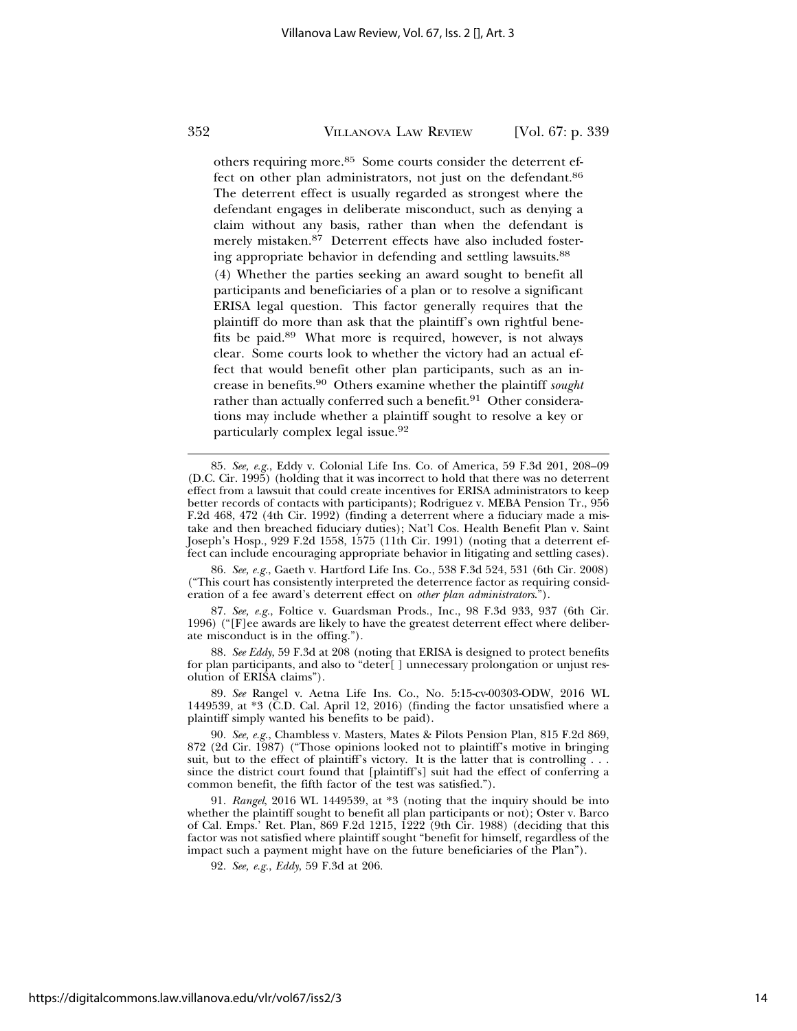others requiring more.[85] Some courts consider the deterrent effect on other plan administrators, not just on the defendant.[86] The deterrent effect is usually regarded as strongest where the defendant engages in deliberate misconduct, such as denying a claim without any basis, rather than when the defendant is merely mistaken.[87] Deterrent effects have also included fostering appropriate behavior in defending and settling lawsuits.[88]

(4) Whether the parties seeking an award sought to benefit all participants and beneficiaries of a plan or to resolve a significant ERISA legal question. This factor generally requires that the plaintiff do more than ask that the plaintiff's own rightful benefits be paid.[89] What more is required, however, is not always clear. Some courts look to whether the victory had an actual effect that would benefit other plan participants, such as an increase in benefits.[90] Others examine whether the plaintiff *sought* rather than actually conferred such a benefit.[91] Other considerations may include whether a plaintiff sought to resolve a key or particularly complex legal issue.[92]

---

85. *See, e.g.*, Eddy v. Colonial Life Ins. Co. of America, 59 F.3d 201, 208–09 (D.C. Cir. 1995) (holding that it was incorrect to hold that there was no deterrent effect from a lawsuit that could create incentives for ERISA administrators to keep better records of contacts with participants); Rodriguez v. MEBA Pension Tr., 956 F.2d 468, 472 (4th Cir. 1992) (finding a deterrent where a fiduciary made a mistake and then breached fiduciary duties); Nat'l Cos. Health Benefit Plan v. Saint Joseph's Hosp., 929 F.2d 1558, 1575 (11th Cir. 1991) (noting that a deterrent effect can include encouraging appropriate behavior in litigating and settling cases).

86. *See, e.g.*, Gaeth v. Hartford Life Ins. Co., 538 F.3d 524, 531 (6th Cir. 2008) ("This court has consistently interpreted the deterrence factor as requiring consideration of a fee award's deterrent effect on *other plan administrators*.").

87. *See, e.g.*, Foltice v. Guardsman Prods., Inc., 98 F.3d 933, 937 (6th Cir. 1996) ("[F]ee awards are likely to have the greatest deterrent effect where deliberate misconduct is in the offing.").

88. *See Eddy*, 59 F.3d at 208 (noting that ERISA is designed to protect benefits for plan participants, and also to "deter[ ] unnecessary prolongation or unjust resolution of ERISA claims").

89. *See* Rangel v. Aetna Life Ins. Co., No. 5:15-cv-00303-ODW, 2016 WL 1449539, at *3 (C.D. Cal. April 12, 2016) (finding the factor unsatisfied where a plaintiff simply wanted his benefits to be paid).

90. *See, e.g.*, Chambless v. Masters, Mates & Pilots Pension Plan, 815 F.2d 869, 872 (2d Cir. 1987) ("Those opinions looked not to plaintiff's motive in bringing suit, but to the effect of plaintiff's victory. It is the latter that is controlling . . . since the district court found that [plaintiff's] suit had the effect of conferring a common benefit, the fifth factor of the test was satisfied.").

91. *Rangel*, 2016 WL 1449539, at *3 (noting that the inquiry should be into whether the plaintiff sought to benefit all plan participants or not); Oster v. Barco of Cal. Emps.' Ret. Plan, 869 F.2d 1215, 1222 (9th Cir. 1988) (deciding that this factor was not satisfied where plaintiff sought "benefit for himself, regardless of the impact such a payment might have on the future beneficiaries of the Plan").

92. *See, e.g.*, *Eddy*, 59 F.3d at 206.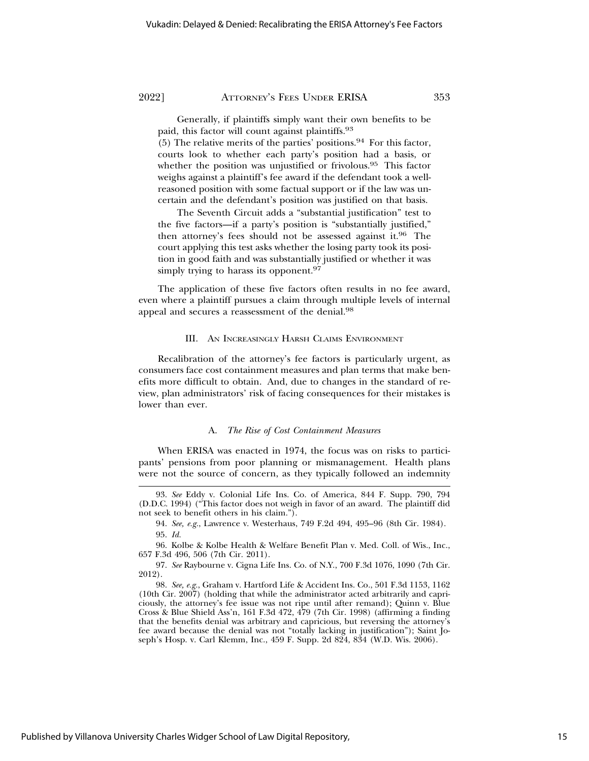Generally, if plaintiffs simply want their own benefits to be paid, this factor will count against plaintiffs.[93]

(5) The relative merits of the parties' positions.[94] For this factor, courts look to whether each party's position had a basis, or whether the position was unjustified or frivolous.[95] This factor weighs against a plaintiff's fee award if the defendant took a well-reasoned position with some factual support or if the law was uncertain and the defendant's position was justified on that basis.

The Seventh Circuit adds a "substantial justification" test to the five factors—if a party's position is "substantially justified," then attorney's fees should not be assessed against it.[96] The court applying this test asks whether the losing party took its position in good faith and was substantially justified or whether it was simply trying to harass its opponent.[97]

The application of these five factors often results in no fee award, even where a plaintiff pursues a claim through multiple levels of internal appeal and secures a reassessment of the denial.[98]

## III. An Increasingly Harsh Claims Environment

Recalibration of the attorney's fee factors is particularly urgent, as consumers face cost containment measures and plan terms that make benefits more difficult to obtain. And, due to changes in the standard of review, plan administrators' risk of facing consequences for their mistakes is lower than ever.

### A. *The Rise of Cost Containment Measures*

When ERISA was enacted in 1974, the focus was on risks to participants' pensions from poor planning or mismanagement. Health plans were not the source of concern, as they typically followed an indemnity

---

93. *See* Eddy v. Colonial Life Ins. Co. of America, 844 F. Supp. 790, 794 (D.D.C. 1994) ("This factor does not weigh in favor of an award. The plaintiff did not seek to benefit others in his claim.").

94. *See, e.g.*, Lawrence v. Westerhaus, 749 F.2d 494, 495–96 (8th Cir. 1984).

95. *Id.*

96. Kolbe & Kolbe Health & Welfare Benefit Plan v. Med. Coll. of Wis., Inc., 657 F.3d 496, 506 (7th Cir. 2011).

97. *See* Raybourne v. Cigna Life Ins. Co. of N.Y., 700 F.3d 1076, 1090 (7th Cir. 2012).

98. *See, e.g.*, Graham v. Hartford Life & Accident Ins. Co., 501 F.3d 1153, 1162 (10th Cir. 2007) (holding that while the administrator acted arbitrarily and capriciously, the attorney's fee issue was not ripe until after remand); Quinn v. Blue Cross & Blue Shield Ass'n, 161 F.3d 472, 479 (7th Cir. 1998) (affirming a finding that the benefits denial was arbitrary and capricious, but reversing the attorney's fee award because the denial was not "totally lacking in justification"); Saint Joseph's Hosp. v. Carl Klemm, Inc., 459 F. Supp. 2d 824, 834 (W.D. Wis. 2006).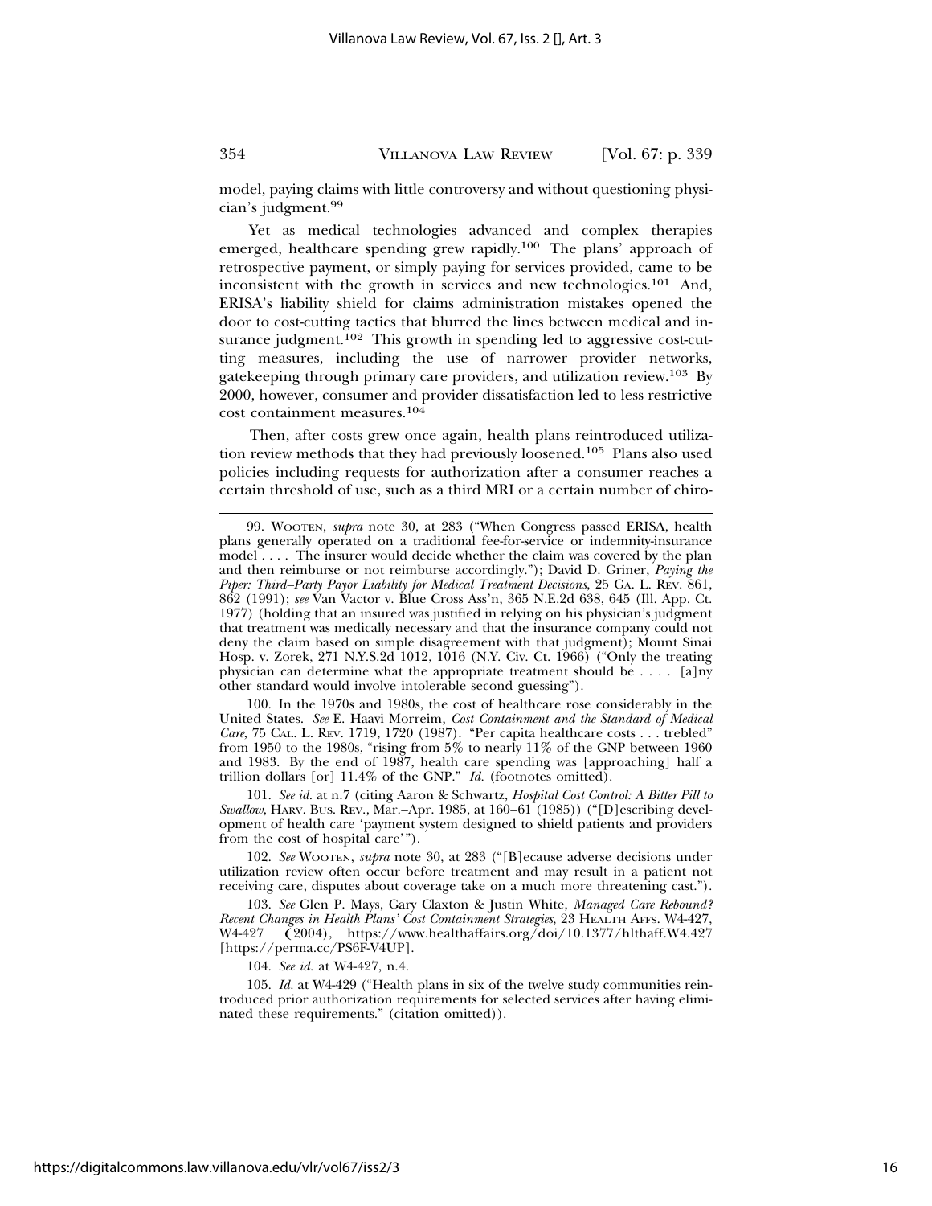model, paying claims with little controversy and without questioning physician's judgment.[99]

Yet as medical technologies advanced and complex therapies emerged, healthcare spending grew rapidly.[100] The plans' approach of retrospective payment, or simply paying for services provided, came to be inconsistent with the growth in services and new technologies.[101] And, ERISA's liability shield for claims administration mistakes opened the door to cost-cutting tactics that blurred the lines between medical and insurance judgment.[102] This growth in spending led to aggressive cost-cutting measures, including the use of narrower provider networks, gatekeeping through primary care providers, and utilization review.[103] By 2000, however, consumer and provider dissatisfaction led to less restrictive cost containment measures.[104]

Then, after costs grew once again, health plans reintroduced utilization review methods that they had previously loosened.[105] Plans also used policies including requests for authorization after a consumer reaches a certain threshold of use, such as a third MRI or a certain number of chiro-

---

99. WOOTEN, *supra* note 30, at 283 ("When Congress passed ERISA, health plans generally operated on a traditional fee-for-service or indemnity-insurance model . . . . The insurer would decide whether the claim was covered by the plan and then reimburse or not reimburse accordingly."); David D. Griner, *Paying the Piper: Third–Party Payor Liability for Medical Treatment Decisions*, 25 GA. L. REV. 861, 862 (1991); *see* Van Vactor v. Blue Cross Ass'n, 365 N.E.2d 638, 645 (Ill. App. Ct. 1977) (holding that an insured was justified in relying on his physician's judgment that treatment was medically necessary and that the insurance company could not deny the claim based on simple disagreement with that judgment); Mount Sinai Hosp. v. Zorek, 271 N.Y.S.2d 1012, 1016 (N.Y. Civ. Ct. 1966) ("Only the treating physician can determine what the appropriate treatment should be . . . . [a]ny other standard would involve intolerable second guessing").

100. In the 1970s and 1980s, the cost of healthcare rose considerably in the United States. *See* E. Haavi Morreim, *Cost Containment and the Standard of Medical Care*, 75 CAL. L. REV. 1719, 1720 (1987). "Per capita healthcare costs . . . trebled" from 1950 to the 1980s, "rising from 5% to nearly 11% of the GNP between 1960 and 1983. By the end of 1987, health care spending was [approaching] half a trillion dollars [or] 11.4% of the GNP." *Id.* (footnotes omitted).

101. *See id.* at n.7 (citing Aaron & Schwartz, *Hospital Cost Control: A Bitter Pill to Swallow*, HARV. BUS. REV., Mar.–Apr. 1985, at 160–61 (1985)) ("[D]escribing development of health care 'payment system designed to shield patients and providers from the cost of hospital care'").

102. *See* WOOTEN, *supra* note 30, at 283 ("[B]ecause adverse decisions under utilization review often occur before treatment and may result in a patient not receiving care, disputes about coverage take on a much more threatening cast.").

103. *See* Glen P. Mays, Gary Claxton & Justin White, *Managed Care Rebound? Recent Changes in Health Plans' Cost Containment Strategies*, 23 HEALTH AFFS. W4-427, W4-427 (2004), https://www.healthaffairs.org/doi/10.1377/hlthaff.W4.427 [https://perma.cc/PS6F-V4UP].

104. *See id.* at W4-427, n.4.

105. *Id.* at W4-429 ("Health plans in six of the twelve study communities reintroduced prior authorization requirements for selected services after having eliminated these requirements." (citation omitted)).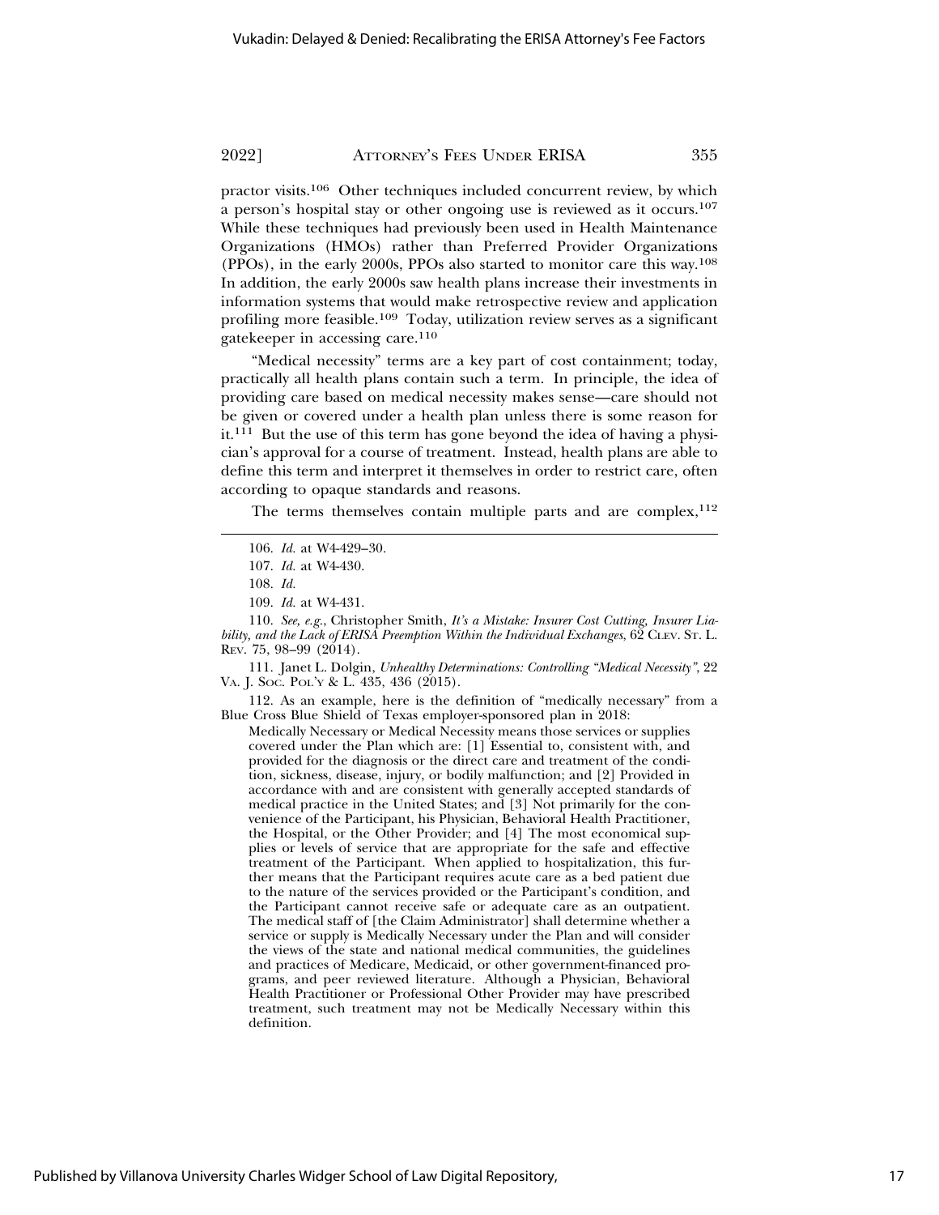practor visits.[106] Other techniques included concurrent review, by which a person's hospital stay or other ongoing use is reviewed as it occurs.[107] While these techniques had previously been used in Health Maintenance Organizations (HMOs) rather than Preferred Provider Organizations (PPOs), in the early 2000s, PPOs also started to monitor care this way.[108] In addition, the early 2000s saw health plans increase their investments in information systems that would make retrospective review and application profiling more feasible.[109] Today, utilization review serves as a significant gatekeeper in accessing care.[110]

"Medical necessity" terms are a key part of cost containment; today, practically all health plans contain such a term. In principle, the idea of providing care based on medical necessity makes sense—care should not be given or covered under a health plan unless there is some reason for it.[111] But the use of this term has gone beyond the idea of having a physician's approval for a course of treatment. Instead, health plans are able to define this term and interpret it themselves in order to restrict care, often according to opaque standards and reasons.

The terms themselves contain multiple parts and are complex,[112]

---

106. *Id.* at W4-429–30.

107. *Id.* at W4-430.

108. *Id.*

109. *Id.* at W4-431.

110. *See, e.g.*, Christopher Smith, *It's a Mistake: Insurer Cost Cutting, Insurer Liability, and the Lack of ERISA Preemption Within the Individual Exchanges*, 62 CLEV. ST. L. REV. 75, 98–99 (2014).

111. Janet L. Dolgin, *Unhealthy Determinations: Controlling "Medical Necessity"*, 22 VA. J. SOC. POL'Y & L. 435, 436 (2015).

112. As an example, here is the definition of "medically necessary" from a Blue Cross Blue Shield of Texas employer-sponsored plan in 2018:

> Medically Necessary or Medical Necessity means those services or supplies covered under the Plan which are: [1] Essential to, consistent with, and provided for the diagnosis or the direct care and treatment of the condition, sickness, disease, injury, or bodily malfunction; and [2] Provided in accordance with and are consistent with generally accepted standards of medical practice in the United States; and [3] Not primarily for the convenience of the Participant, his Physician, Behavioral Health Practitioner, the Hospital, or the Other Provider; and [4] The most economical supplies or levels of service that are appropriate for the safe and effective treatment of the Participant. When applied to hospitalization, this further means that the Participant requires acute care as a bed patient due to the nature of the services provided or the Participant's condition, and the Participant cannot receive safe or adequate care as an outpatient. The medical staff of [the Claim Administrator] shall determine whether a service or supply is Medically Necessary under the Plan and will consider the views of the state and national medical communities, the guidelines and practices of Medicare, Medicaid, or other government-financed programs, and peer reviewed literature. Although a Physician, Behavioral Health Practitioner or Professional Other Provider may have prescribed treatment, such treatment may not be Medically Necessary within this definition.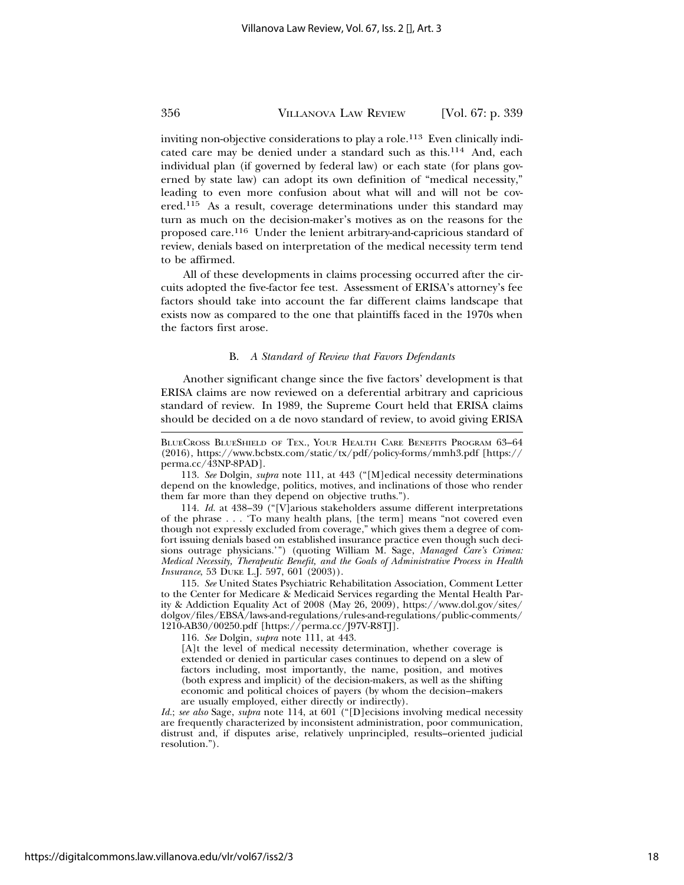inviting non-objective considerations to play a role.[113] Even clinically indicated care may be denied under a standard such as this.[114] And, each individual plan (if governed by federal law) or each state (for plans governed by state law) can adopt its own definition of "medical necessity," leading to even more confusion about what will and will not be covered.[115] As a result, coverage determinations under this standard may turn as much on the decision-maker's motives as on the reasons for the proposed care.[116] Under the lenient arbitrary-and-capricious standard of review, denials based on interpretation of the medical necessity term tend to be affirmed.

All of these developments in claims processing occurred after the circuits adopted the five-factor fee test. Assessment of ERISA's attorney's fee factors should take into account the far different claims landscape that exists now as compared to the one that plaintiffs faced in the 1970s when the factors first arose.

### B. *A Standard of Review that Favors Defendants*

Another significant change since the five factors' development is that ERISA claims are now reviewed on a deferential arbitrary and capricious standard of review. In 1989, the Supreme Court held that ERISA claims should be decided on a de novo standard of review, to avoid giving ERISA

---

BLUECROSS BLUESHIELD OF TEX., YOUR HEALTH CARE BENEFITS PROGRAM 63–64 (2016), https://www.bcbstx.com/static/tx/pdf/policy-forms/mmh3.pdf [https://perma.cc/43NP-8PAD].

113. *See* Dolgin, *supra* note 111, at 443 ("[M]edical necessity determinations depend on the knowledge, politics, motives, and inclinations of those who render them far more than they depend on objective truths.").

114. *Id.* at 438–39 ("[V]arious stakeholders assume different interpretations of the phrase . . . 'To many health plans, [the term] means "not covered even though not expressly excluded from coverage," which gives them a degree of comfort issuing denials based on established insurance practice even though such decisions outrage physicians.'") (quoting William M. Sage, *Managed Care's Crimea: Medical Necessity, Therapeutic Benefit, and the Goals of Administrative Process in Health Insurance*, 53 DUKE L.J. 597, 601 (2003)).

115. *See* United States Psychiatric Rehabilitation Association, Comment Letter to the Center for Medicare & Medicaid Services regarding the Mental Health Parity & Addiction Equality Act of 2008 (May 26, 2009), https://www.dol.gov/sites/dolgov/files/EBSA/laws-and-regulations/rules-and-regulations/public-comments/1210-AB30/00250.pdf [https://perma.cc/J97V-R8TJ].

116. *See* Dolgin, *supra* note 111, at 443.

> [A]t the level of medical necessity determination, whether coverage is extended or denied in particular cases continues to depend on a slew of factors including, most importantly, the name, position, and motives (both express and implicit) of the decision-makers, as well as the shifting economic and political choices of payers (by whom the decision–makers are usually employed, either directly or indirectly).

*Id.*; *see also* Sage, *supra* note 114, at 601 ("[D]ecisions involving medical necessity are frequently characterized by inconsistent administration, poor communication, distrust and, if disputes arise, relatively unprincipled, results–oriented judicial resolution.").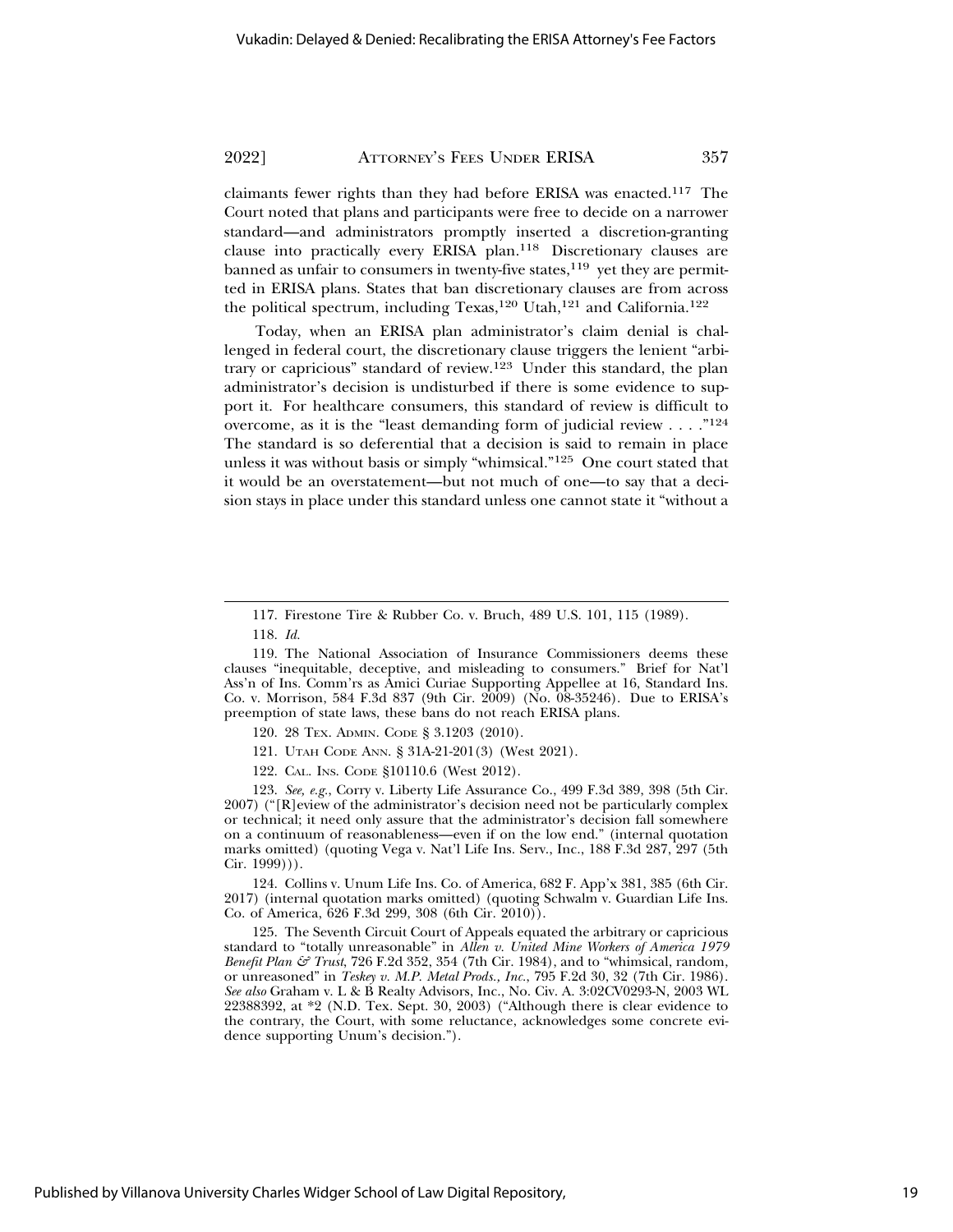claimants fewer rights than they had before ERISA was enacted.[117] The Court noted that plans and participants were free to decide on a narrower standard—and administrators promptly inserted a discretion-granting clause into practically every ERISA plan.[118] Discretionary clauses are banned as unfair to consumers in twenty-five states,[119] yet they are permitted in ERISA plans. States that ban discretionary clauses are from across the political spectrum, including Texas,[120] Utah,[121] and California.[122]

Today, when an ERISA plan administrator's claim denial is challenged in federal court, the discretionary clause triggers the lenient "arbitrary or capricious" standard of review.[123] Under this standard, the plan administrator's decision is undisturbed if there is some evidence to support it. For healthcare consumers, this standard of review is difficult to overcome, as it is the "least demanding form of judicial review . . . ."[124] The standard is so deferential that a decision is said to remain in place unless it was without basis or simply "whimsical."[125] One court stated that it would be an overstatement—but not much of one—to say that a decision stays in place under this standard unless one cannot state it "without a

---

117. Firestone Tire & Rubber Co. v. Bruch, 489 U.S. 101, 115 (1989).

118. *Id.*

119. The National Association of Insurance Commissioners deems these clauses "inequitable, deceptive, and misleading to consumers." Brief for Nat'l Ass'n of Ins. Comm'rs as Amici Curiae Supporting Appellee at 16, Standard Ins. Co. v. Morrison, 584 F.3d 837 (9th Cir. 2009) (No. 08-35246). Due to ERISA's preemption of state laws, these bans do not reach ERISA plans.

120. 28 Tex. Admin. Code § 3.1203 (2010).

121. Utah Code Ann. § 31A-21-201(3) (West 2021).

122. Cal. Ins. Code §10110.6 (West 2012).

123. *See, e.g.*, Corry v. Liberty Life Assurance Co., 499 F.3d 389, 398 (5th Cir. 2007) ("[R]eview of the administrator's decision need not be particularly complex or technical; it need only assure that the administrator's decision fall somewhere on a continuum of reasonableness—even if on the low end." (internal quotation marks omitted) (quoting Vega v. Nat'l Life Ins. Serv., Inc., 188 F.3d 287, 297 (5th Cir. 1999))).

124. Collins v. Unum Life Ins. Co. of America, 682 F. App'x 381, 385 (6th Cir. 2017) (internal quotation marks omitted) (quoting Schwalm v. Guardian Life Ins. Co. of America, 626 F.3d 299, 308 (6th Cir. 2010)).

125. The Seventh Circuit Court of Appeals equated the arbitrary or capricious standard to "totally unreasonable" in *Allen v. United Mine Workers of America 1979 Benefit Plan & Trust*, 726 F.2d 352, 354 (7th Cir. 1984), and to "whimsical, random, or unreasoned" in *Teskey v. M.P. Metal Prods., Inc.*, 795 F.2d 30, 32 (7th Cir. 1986). *See also* Graham v. L & B Realty Advisors, Inc., No. Civ. A. 3:02CV0293-N, 2003 WL 22388392, at *2 (N.D. Tex. Sept. 30, 2003) ("Although there is clear evidence to the contrary, the Court, with some reluctance, acknowledges some concrete evidence supporting Unum's decision.").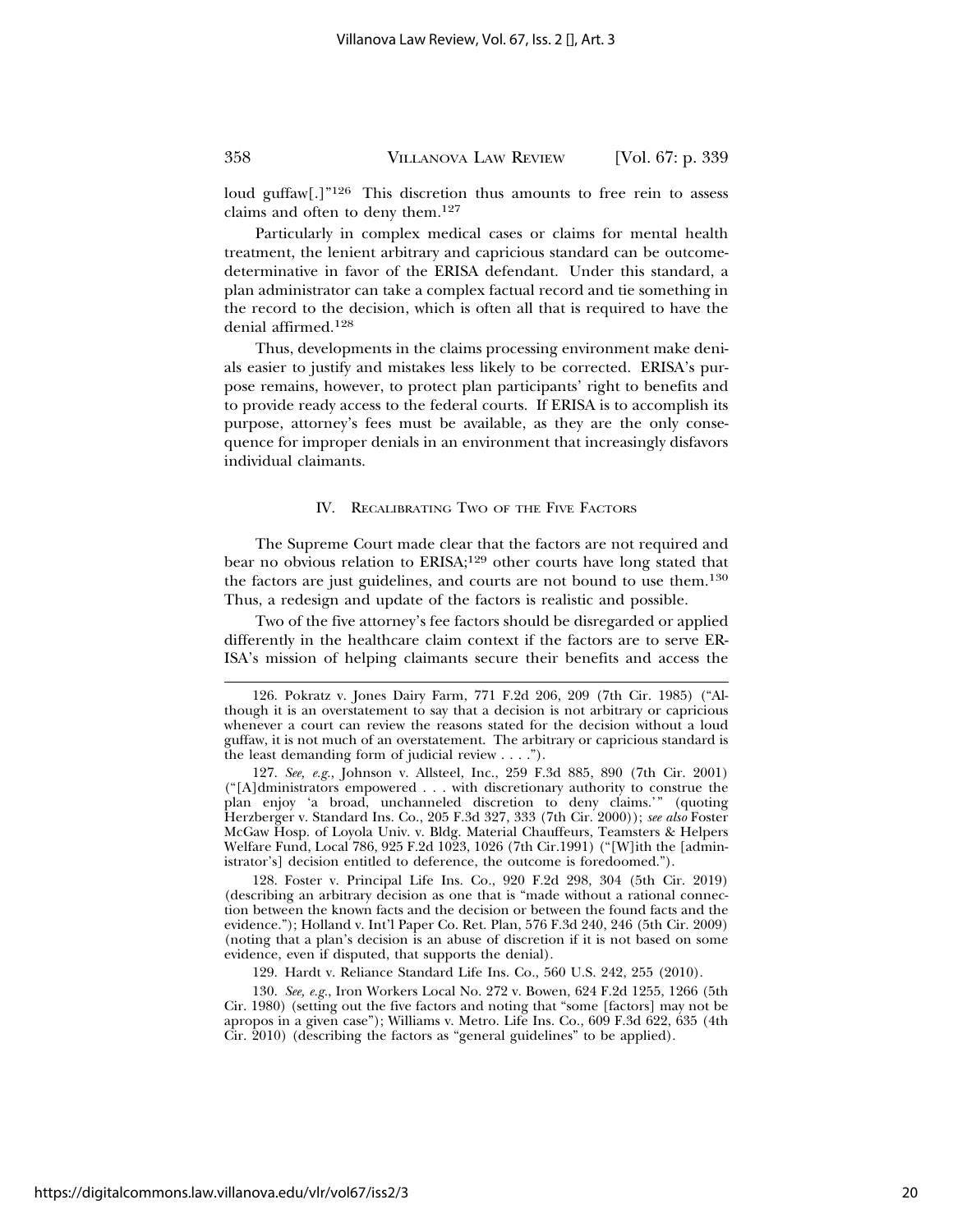loud guffaw[.]"[126] This discretion thus amounts to free rein to assess claims and often to deny them.[127]

Particularly in complex medical cases or claims for mental health treatment, the lenient arbitrary and capricious standard can be outcome-determinative in favor of the ERISA defendant. Under this standard, a plan administrator can take a complex factual record and tie something in the record to the decision, which is often all that is required to have the denial affirmed.[128]

Thus, developments in the claims processing environment make denials easier to justify and mistakes less likely to be corrected. ERISA's purpose remains, however, to protect plan participants' right to benefits and to provide ready access to the federal courts. If ERISA is to accomplish its purpose, attorney's fees must be available, as they are the only consequence for improper denials in an environment that increasingly disfavors individual claimants.

## IV. Recalibrating Two of the Five Factors

The Supreme Court made clear that the factors are not required and bear no obvious relation to ERISA;[129] other courts have long stated that the factors are just guidelines, and courts are not bound to use them.[130] Thus, a redesign and update of the factors is realistic and possible.

Two of the five attorney's fee factors should be disregarded or applied differently in the healthcare claim context if the factors are to serve ERISA's mission of helping claimants secure their benefits and access the

---

126. Pokratz v. Jones Dairy Farm, 771 F.2d 206, 209 (7th Cir. 1985) ("Although it is an overstatement to say that a decision is not arbitrary or capricious whenever a court can review the reasons stated for the decision without a loud guffaw, it is not much of an overstatement. The arbitrary or capricious standard is the least demanding form of judicial review . . . .").

127. *See, e.g.*, Johnson v. Allsteel, Inc., 259 F.3d 885, 890 (7th Cir. 2001) ("[A]dministrators empowered . . . with discretionary authority to construe the plan enjoy 'a broad, unchanneled discretion to deny claims.'" (quoting Herzberger v. Standard Ins. Co., 205 F.3d 327, 333 (7th Cir. 2000)); *see also* Foster McGaw Hosp. of Loyola Univ. v. Bldg. Material Chauffeurs, Teamsters & Helpers Welfare Fund, Local 786, 925 F.2d 1023, 1026 (7th Cir.1991) ("[W]ith the [administrator's] decision entitled to deference, the outcome is foredoomed.").

128. Foster v. Principal Life Ins. Co., 920 F.2d 298, 304 (5th Cir. 2019) (describing an arbitrary decision as one that is "made without a rational connection between the known facts and the decision or between the found facts and the evidence."); Holland v. Int'l Paper Co. Ret. Plan, 576 F.3d 240, 246 (5th Cir. 2009) (noting that a plan's decision is an abuse of discretion if it is not based on some evidence, even if disputed, that supports the denial).

129. Hardt v. Reliance Standard Life Ins. Co., 560 U.S. 242, 255 (2010).

130. *See, e.g.*, Iron Workers Local No. 272 v. Bowen, 624 F.2d 1255, 1266 (5th Cir. 1980) (setting out the five factors and noting that "some [factors] may not be apropos in a given case"); Williams v. Metro. Life Ins. Co., 609 F.3d 622, 635 (4th Cir. 2010) (describing the factors as "general guidelines" to be applied).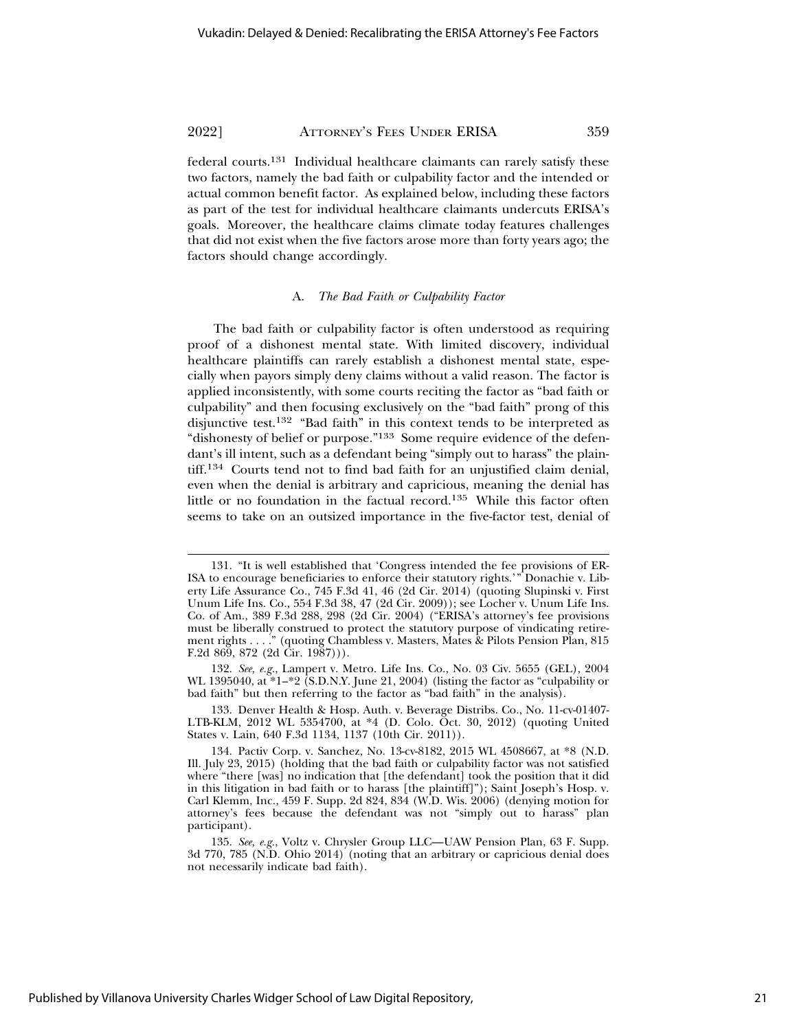federal courts.[131] Individual healthcare claimants can rarely satisfy these two factors, namely the bad faith or culpability factor and the intended or actual common benefit factor. As explained below, including these factors as part of the test for individual healthcare claimants undercuts ERISA's goals. Moreover, the healthcare claims climate today features challenges that did not exist when the five factors arose more than forty years ago; the factors should change accordingly.

### A. *The Bad Faith or Culpability Factor*

The bad faith or culpability factor is often understood as requiring proof of a dishonest mental state. With limited discovery, individual healthcare plaintiffs can rarely establish a dishonest mental state, especially when payors simply deny claims without a valid reason. The factor is applied inconsistently, with some courts reciting the factor as "bad faith or culpability" and then focusing exclusively on the "bad faith" prong of this disjunctive test.[132] "Bad faith" in this context tends to be interpreted as "dishonesty of belief or purpose."[133] Some require evidence of the defendant's ill intent, such as a defendant being "simply out to harass" the plaintiff.[134] Courts tend not to find bad faith for an unjustified claim denial, even when the denial is arbitrary and capricious, meaning the denial has little or no foundation in the factual record.[135] While this factor often seems to take on an outsized importance in the five-factor test, denial of

---

131. "It is well established that 'Congress intended the fee provisions of ERISA to encourage beneficiaries to enforce their statutory rights.'" Donachie v. Liberty Life Assurance Co., 745 F.3d 41, 46 (2d Cir. 2014) (quoting Slupinski v. First Unum Life Ins. Co., 554 F.3d 38, 47 (2d Cir. 2009)); see Locher v. Unum Life Ins. Co. of Am., 389 F.3d 288, 298 (2d Cir. 2004) ("ERISA's attorney's fee provisions must be liberally construed to protect the statutory purpose of vindicating retirement rights . . . ." (quoting Chambless v. Masters, Mates & Pilots Pension Plan, 815 F.2d 869, 872 (2d Cir. 1987))).

132. *See, e.g.*, Lampert v. Metro. Life Ins. Co., No. 03 Civ. 5655 (GEL), 2004 WL 1395040, at *1–*2 (S.D.N.Y. June 21, 2004) (listing the factor as "culpability or bad faith" but then referring to the factor as "bad faith" in the analysis).

133. Denver Health & Hosp. Auth. v. Beverage Distribs. Co., No. 11-cv-01407-LTB-KLM, 2012 WL 5354700, at *4 (D. Colo. Oct. 30, 2012) (quoting United States v. Lain, 640 F.3d 1134, 1137 (10th Cir. 2011)).

134. Pactiv Corp. v. Sanchez, No. 13-cv-8182, 2015 WL 4508667, at *8 (N.D. Ill. July 23, 2015) (holding that the bad faith or culpability factor was not satisfied where "there [was] no indication that [the defendant] took the position that it did in this litigation in bad faith or to harass [the plaintiff]"); Saint Joseph's Hosp. v. Carl Klemm, Inc., 459 F. Supp. 2d 824, 834 (W.D. Wis. 2006) (denying motion for attorney's fees because the defendant was not "simply out to harass" plan participant).

135. *See, e.g.*, Voltz v. Chrysler Group LLC—UAW Pension Plan, 63 F. Supp. 3d 770, 785 (N.D. Ohio 2014) (noting that an arbitrary or capricious denial does not necessarily indicate bad faith).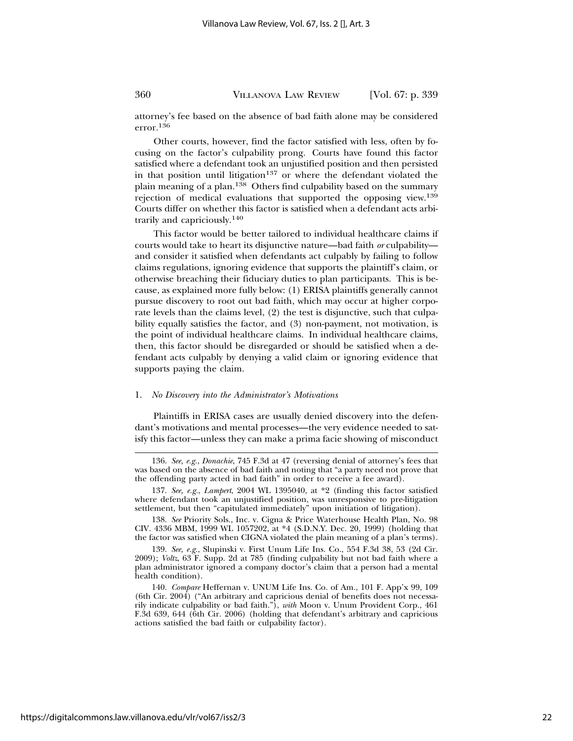attorney's fee based on the absence of bad faith alone may be considered error.[136]

Other courts, however, find the factor satisfied with less, often by focusing on the factor's culpability prong. Courts have found this factor satisfied where a defendant took an unjustified position and then persisted in that position until litigation[137] or where the defendant violated the plain meaning of a plan.[138] Others find culpability based on the summary rejection of medical evaluations that supported the opposing view.[139] Courts differ on whether this factor is satisfied when a defendant acts arbitrarily and capriciously.[140]

This factor would be better tailored to individual healthcare claims if courts would take to heart its disjunctive nature—bad faith *or* culpability—and consider it satisfied when defendants act culpably by failing to follow claims regulations, ignoring evidence that supports the plaintiff's claim, or otherwise breaching their fiduciary duties to plan participants. This is because, as explained more fully below: (1) ERISA plaintiffs generally cannot pursue discovery to root out bad faith, which may occur at higher corporate levels than the claims level, (2) the test is disjunctive, such that culpability equally satisfies the factor, and (3) non-payment, not motivation, is the point of individual healthcare claims. In individual healthcare claims, then, this factor should be disregarded or should be satisfied when a defendant acts culpably by denying a valid claim or ignoring evidence that supports paying the claim.

#### 1. *No Discovery into the Administrator's Motivations*

Plaintiffs in ERISA cases are usually denied discovery into the defendant's motivations and mental processes—the very evidence needed to satisfy this factor—unless they can make a prima facie showing of misconduct

---

136. *See, e.g.*, *Donachie*, 745 F.3d at 47 (reversing denial of attorney's fees that was based on the absence of bad faith and noting that "a party need not prove that the offending party acted in bad faith" in order to receive a fee award).

137. *See, e.g.*, *Lampert*, 2004 WL 1395040, at *2 (finding this factor satisfied where defendant took an unjustified position, was unresponsive to pre-litigation settlement, but then "capitulated immediately" upon initiation of litigation).

138. *See* Priority Sols., Inc. v. Cigna & Price Waterhouse Health Plan, No. 98 CIV. 4336 MBM, 1999 WL 1057202, at *4 (S.D.N.Y. Dec. 20, 1999) (holding that the factor was satisfied when CIGNA violated the plain meaning of a plan's terms).

139. *See, e.g.*, Slupinski v. First Unum Life Ins. Co., 554 F.3d 38, 53 (2d Cir. 2009); *Voltz*, 63 F. Supp. 2d at 785 (finding culpability but not bad faith where a plan administrator ignored a company doctor's claim that a person had a mental health condition).

140. *Compare* Heffernan v. UNUM Life Ins. Co. of Am., 101 F. App'x 99, 109 (6th Cir. 2004) ("An arbitrary and capricious denial of benefits does not necessarily indicate culpability or bad faith."), *with* Moon v. Unum Provident Corp., 461 F.3d 639, 644 (6th Cir. 2006) (holding that defendant's arbitrary and capricious actions satisfied the bad faith or culpability factor).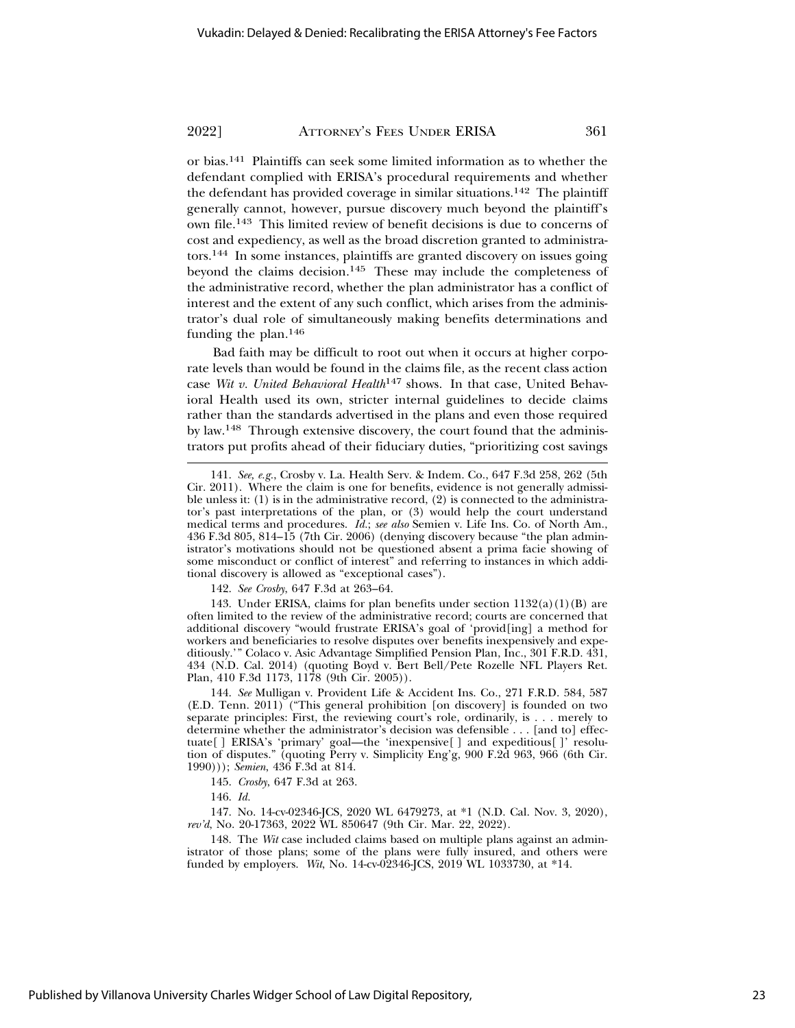or bias.[141] Plaintiffs can seek some limited information as to whether the defendant complied with ERISA's procedural requirements and whether the defendant has provided coverage in similar situations.[142] The plaintiff generally cannot, however, pursue discovery much beyond the plaintiff's own file.[143] This limited review of benefit decisions is due to concerns of cost and expediency, as well as the broad discretion granted to administrators.[144] In some instances, plaintiffs are granted discovery on issues going beyond the claims decision.[145] These may include the completeness of the administrative record, whether the plan administrator has a conflict of interest and the extent of any such conflict, which arises from the administrator's dual role of simultaneously making benefits determinations and funding the plan.[146]

Bad faith may be difficult to root out when it occurs at higher corporate levels than would be found in the claims file, as the recent class action case *Wit v. United Behavioral Health*[147] shows. In that case, United Behavioral Health used its own, stricter internal guidelines to decide claims rather than the standards advertised in the plans and even those required by law.[148] Through extensive discovery, the court found that the administrators put profits ahead of their fiduciary duties, "prioritizing cost savings

---

141. *See, e.g.*, Crosby v. La. Health Serv. & Indem. Co., 647 F.3d 258, 262 (5th Cir. 2011). Where the claim is one for benefits, evidence is not generally admissible unless it: (1) is in the administrative record, (2) is connected to the administrator's past interpretations of the plan, or (3) would help the court understand medical terms and procedures. *Id.*; *see also* Semien v. Life Ins. Co. of North Am., 436 F.3d 805, 814–15 (7th Cir. 2006) (denying discovery because "the plan administrator's motivations should not be questioned absent a prima facie showing of some misconduct or conflict of interest" and referring to instances in which additional discovery is allowed as "exceptional cases").

142. *See Crosby*, 647 F.3d at 263–64.

143. Under ERISA, claims for plan benefits under section 1132(a)(1)(B) are often limited to the review of the administrative record; courts are concerned that additional discovery "would frustrate ERISA's goal of 'provid[ing] a method for workers and beneficiaries to resolve disputes over benefits inexpensively and expeditiously.'" Colaco v. Asic Advantage Simplified Pension Plan, Inc., 301 F.R.D. 431, 434 (N.D. Cal. 2014) (quoting Boyd v. Bert Bell/Pete Rozelle NFL Players Ret. Plan, 410 F.3d 1173, 1178 (9th Cir. 2005)).

144. *See* Mulligan v. Provident Life & Accident Ins. Co., 271 F.R.D. 584, 587 (E.D. Tenn. 2011) ("This general prohibition [on discovery] is founded on two separate principles: First, the reviewing court's role, ordinarily, is . . . merely to determine whether the administrator's decision was defensible . . . [and to] effectuate[ ] ERISA's 'primary' goal—the 'inexpensive[ ] and expeditious[ ]' resolution of disputes." (quoting Perry v. Simplicity Eng'g, 900 F.2d 963, 966 (6th Cir. 1990))); *Semien*, 436 F.3d at 814.

145. *Crosby*, 647 F.3d at 263.

146. *Id.*

147. No. 14-cv-02346-JCS, 2020 WL 6479273, at *1 (N.D. Cal. Nov. 3, 2020), *rev'd*, No. 20-17363, 2022 WL 850647 (9th Cir. Mar. 22, 2022).

148. The *Wit* case included claims based on multiple plans against an administrator of those plans; some of the plans were fully insured, and others were funded by employers. *Wit*, No. 14-cv-02346-JCS, 2019 WL 1033730, at *14.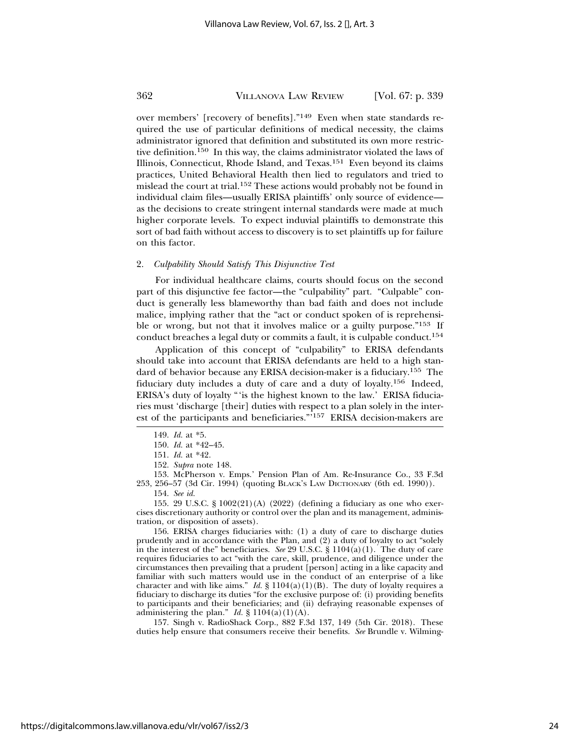over members' [recovery of benefits]."[149] Even when state standards required the use of particular definitions of medical necessity, the claims administrator ignored that definition and substituted its own more restrictive definition.[150] In this way, the claims administrator violated the laws of Illinois, Connecticut, Rhode Island, and Texas.[151] Even beyond its claims practices, United Behavioral Health then lied to regulators and tried to mislead the court at trial.[152] These actions would probably not be found in individual claim files—usually ERISA plaintiffs' only source of evidence—as the decisions to create stringent internal standards were made at much higher corporate levels. To expect induvial plaintiffs to demonstrate this sort of bad faith without access to discovery is to set plaintiffs up for failure on this factor.

### 2. *Culpability Should Satisfy This Disjunctive Test*

For individual healthcare claims, courts should focus on the second part of this disjunctive fee factor—the "culpability" part. "Culpable" conduct is generally less blameworthy than bad faith and does not include malice, implying rather that the "act or conduct spoken of is reprehensible or wrong, but not that it involves malice or a guilty purpose."[153] If conduct breaches a legal duty or commits a fault, it is culpable conduct.[154]

Application of this concept of "culpability" to ERISA defendants should take into account that ERISA defendants are held to a high standard of behavior because any ERISA decision-maker is a fiduciary.[155] The fiduciary duty includes a duty of care and a duty of loyalty.[156] Indeed, ERISA's duty of loyalty "'is the highest known to the law.' ERISA fiduciaries must 'discharge [their] duties with respect to a plan solely in the interest of the participants and beneficiaries.'"[157] ERISA decision-makers are

---

149. *Id.* at *5.

150. *Id.* at *42–45.

151. *Id.* at *42.

152. *Supra* note 148.

153. McPherson v. Emps.' Pension Plan of Am. Re-Insurance Co., 33 F.3d 253, 256–57 (3d Cir. 1994) (quoting BLACK'S LAW DICTIONARY (6th ed. 1990)).

154. *See id.*

155. 29 U.S.C. § 1002(21)(A) (2022) (defining a fiduciary as one who exercises discretionary authority or control over the plan and its management, administration, or disposition of assets).

156. ERISA charges fiduciaries with: (1) a duty of care to discharge duties prudently and in accordance with the Plan, and (2) a duty of loyalty to act "solely in the interest of the" beneficiaries. *See* 29 U.S.C. § 1104(a)(1). The duty of care requires fiduciaries to act "with the care, skill, prudence, and diligence under the circumstances then prevailing that a prudent [person] acting in a like capacity and familiar with such matters would use in the conduct of an enterprise of a like character and with like aims." *Id.* § 1104(a)(1)(B). The duty of loyalty requires a fiduciary to discharge its duties "for the exclusive purpose of: (i) providing benefits to participants and their beneficiaries; and (ii) defraying reasonable expenses of administering the plan." *Id.* § 1104(a)(1)(A).

157. Singh v. RadioShack Corp., 882 F.3d 137, 149 (5th Cir. 2018). These duties help ensure that consumers receive their benefits. *See* Brundle v. Wilming-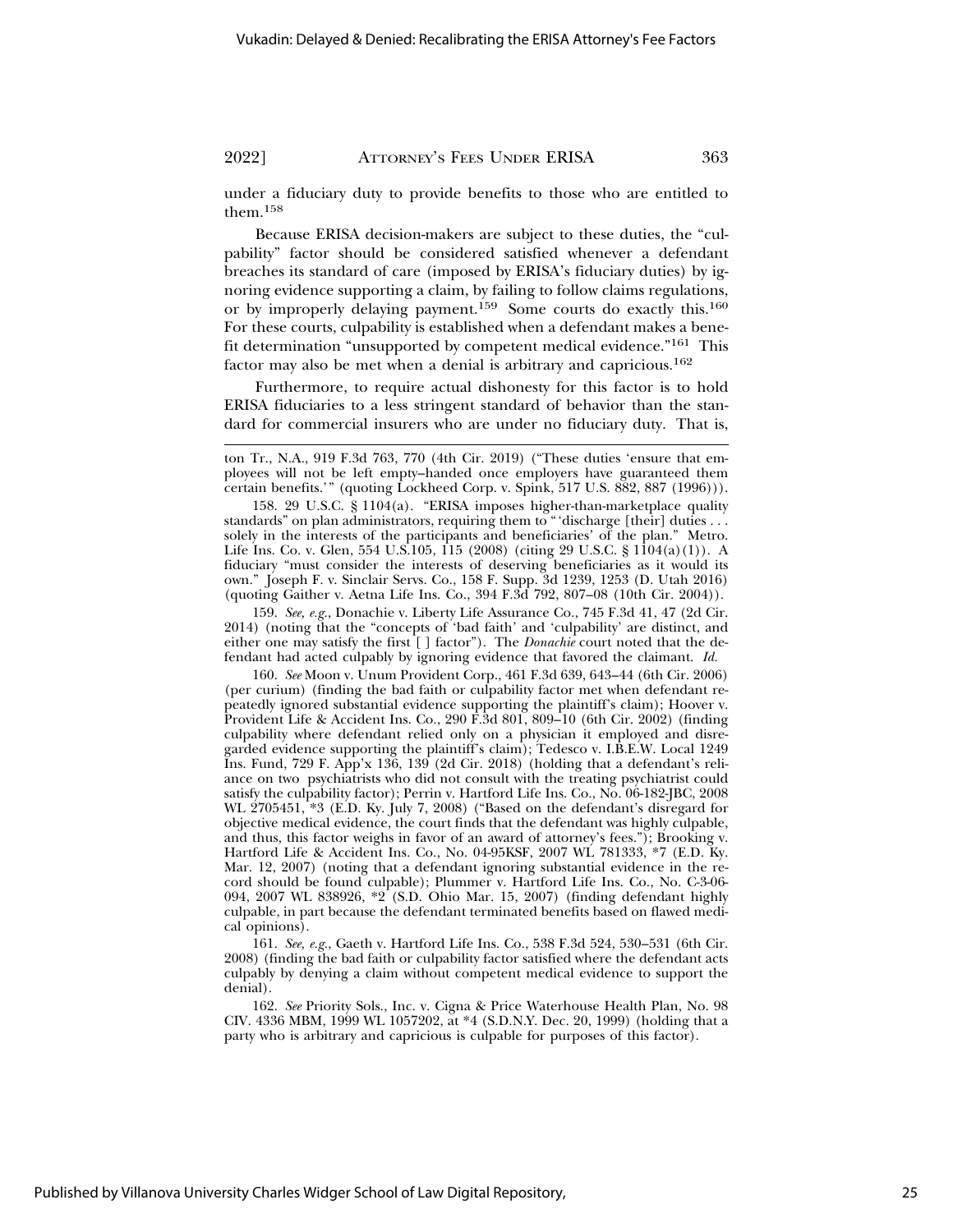under a fiduciary duty to provide benefits to those who are entitled to them.[158]

Because ERISA decision-makers are subject to these duties, the "culpability" factor should be considered satisfied whenever a defendant breaches its standard of care (imposed by ERISA's fiduciary duties) by ignoring evidence supporting a claim, by failing to follow claims regulations, or by improperly delaying payment.[159] Some courts do exactly this.[160] For these courts, culpability is established when a defendant makes a benefit determination "unsupported by competent medical evidence."[161] This factor may also be met when a denial is arbitrary and capricious.[162]

Furthermore, to require actual dishonesty for this factor is to hold ERISA fiduciaries to a less stringent standard of behavior than the standard for commercial insurers who are under no fiduciary duty. That is,

---

ton Tr., N.A., 919 F.3d 763, 770 (4th Cir. 2019) ("These duties 'ensure that employees will not be left empty–handed once employers have guaranteed them certain benefits.'" (quoting Lockheed Corp. v. Spink, 517 U.S. 882, 887 (1996))).

158. 29 U.S.C. § 1104(a). "ERISA imposes higher-than-marketplace quality standards" on plan administrators, requiring them to "'discharge [their] duties . . . solely in the interests of the participants and beneficiaries' of the plan." Metro. Life Ins. Co. v. Glen, 554 U.S.105, 115 (2008) (citing 29 U.S.C. § 1104(a)(1)). A fiduciary "must consider the interests of deserving beneficiaries as it would its own." Joseph F. v. Sinclair Servs. Co., 158 F. Supp. 3d 1239, 1253 (D. Utah 2016) (quoting Gaither v. Aetna Life Ins. Co., 394 F.3d 792, 807–08 (10th Cir. 2004)).

159. *See, e.g.*, Donachie v. Liberty Life Assurance Co., 745 F.3d 41, 47 (2d Cir. 2014) (noting that the "concepts of 'bad faith' and 'culpability' are distinct, and either one may satisfy the first [ ] factor"). The *Donachie* court noted that the defendant had acted culpably by ignoring evidence that favored the claimant. *Id.*

160. *See* Moon v. Unum Provident Corp., 461 F.3d 639, 643–44 (6th Cir. 2006) (per curium) (finding the bad faith or culpability factor met when defendant repeatedly ignored substantial evidence supporting the plaintiff's claim); Hoover v. Provident Life & Accident Ins. Co., 290 F.3d 801, 809–10 (6th Cir. 2002) (finding culpability where defendant relied only on a physician it employed and disregarded evidence supporting the plaintiff's claim); Tedesco v. I.B.E.W. Local 1249 Ins. Fund, 729 F. App'x 136, 139 (2d Cir. 2018) (holding that a defendant's reliance on two psychiatrists who did not consult with the treating psychiatrist could satisfy the culpability factor); Perrin v. Hartford Life Ins. Co., No. 06-182-JBC, 2008 WL 2705451, *3 (E.D. Ky. July 7, 2008) ("Based on the defendant's disregard for objective medical evidence, the court finds that the defendant was highly culpable, and thus, this factor weighs in favor of an award of attorney's fees."); Brooking v. Hartford Life & Accident Ins. Co., No. 04-95KSF, 2007 WL 781333, *7 (E.D. Ky. Mar. 12, 2007) (noting that a defendant ignoring substantial evidence in the record should be found culpable); Plummer v. Hartford Life Ins. Co., No. C-3-06-094, 2007 WL 838926, *2 (S.D. Ohio Mar. 15, 2007) (finding defendant highly culpable, in part because the defendant terminated benefits based on flawed medical opinions).

161. *See, e.g.*, Gaeth v. Hartford Life Ins. Co., 538 F.3d 524, 530–531 (6th Cir. 2008) (finding the bad faith or culpability factor satisfied where the defendant acts culpably by denying a claim without competent medical evidence to support the denial).

162. *See* Priority Sols., Inc. v. Cigna & Price Waterhouse Health Plan, No. 98 CIV. 4336 MBM, 1999 WL 1057202, at *4 (S.D.N.Y. Dec. 20, 1999) (holding that a party who is arbitrary and capricious is culpable for purposes of this factor).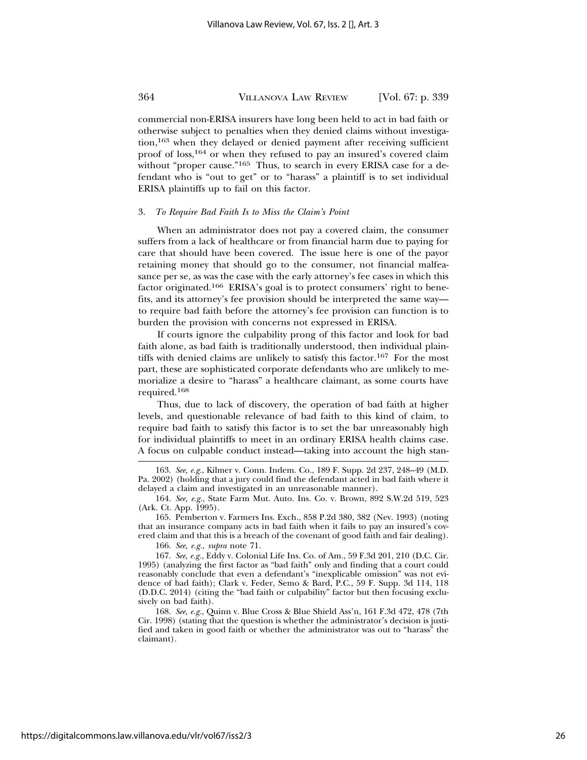commercial non-ERISA insurers have long been held to act in bad faith or otherwise subject to penalties when they denied claims without investigation,[163] when they delayed or denied payment after receiving sufficient proof of loss,[164] or when they refused to pay an insured's covered claim without "proper cause."[165] Thus, to search in every ERISA case for a defendant who is "out to get" or to "harass" a plaintiff is to set individual ERISA plaintiffs up to fail on this factor.

### 3. *To Require Bad Faith Is to Miss the Claim's Point*

When an administrator does not pay a covered claim, the consumer suffers from a lack of healthcare or from financial harm due to paying for care that should have been covered. The issue here is one of the payor retaining money that should go to the consumer, not financial malfeasance per se, as was the case with the early attorney's fee cases in which this factor originated.[166] ERISA's goal is to protect consumers' right to benefits, and its attorney's fee provision should be interpreted the same way—to require bad faith before the attorney's fee provision can function is to burden the provision with concerns not expressed in ERISA.

If courts ignore the culpability prong of this factor and look for bad faith alone, as bad faith is traditionally understood, then individual plaintiffs with denied claims are unlikely to satisfy this factor.[167] For the most part, these are sophisticated corporate defendants who are unlikely to memorialize a desire to "harass" a healthcare claimant, as some courts have required.[168]

Thus, due to lack of discovery, the operation of bad faith at higher levels, and questionable relevance of bad faith to this kind of claim, to require bad faith to satisfy this factor is to set the bar unreasonably high for individual plaintiffs to meet in an ordinary ERISA health claims case. A focus on culpable conduct instead—taking into account the high stan-

---

163. *See, e.g.*, Kilmer v. Conn. Indem. Co., 189 F. Supp. 2d 237, 248–49 (M.D. Pa. 2002) (holding that a jury could find the defendant acted in bad faith where it delayed a claim and investigated in an unreasonable manner).

164. *See, e.g.*, State Farm Mut. Auto. Ins. Co. v. Brown, 892 S.W.2d 519, 523 (Ark. Ct. App. 1995).

165. Pemberton v. Farmers Ins. Exch., 858 P.2d 380, 382 (Nev. 1993) (noting that an insurance company acts in bad faith when it fails to pay an insured's covered claim and that this is a breach of the covenant of good faith and fair dealing).

166. *See, e.g.*, *supra* note 71.

167. *See, e.g.*, Eddy v. Colonial Life Ins. Co. of Am., 59 F.3d 201, 210 (D.C. Cir. 1995) (analyzing the first factor as "bad faith" only and finding that a court could reasonably conclude that even a defendant's "inexplicable omission" was not evidence of bad faith); Clark v. Feder, Semo & Bard, P.C., 59 F. Supp. 3d 114, 118 (D.D.C. 2014) (citing the "bad faith or culpability" factor but then focusing exclusively on bad faith).

168. *See, e.g.*, Quinn v. Blue Cross & Blue Shield Ass'n, 161 F.3d 472, 478 (7th Cir. 1998) (stating that the question is whether the administrator's decision is justified and taken in good faith or whether the administrator was out to "harass" the claimant).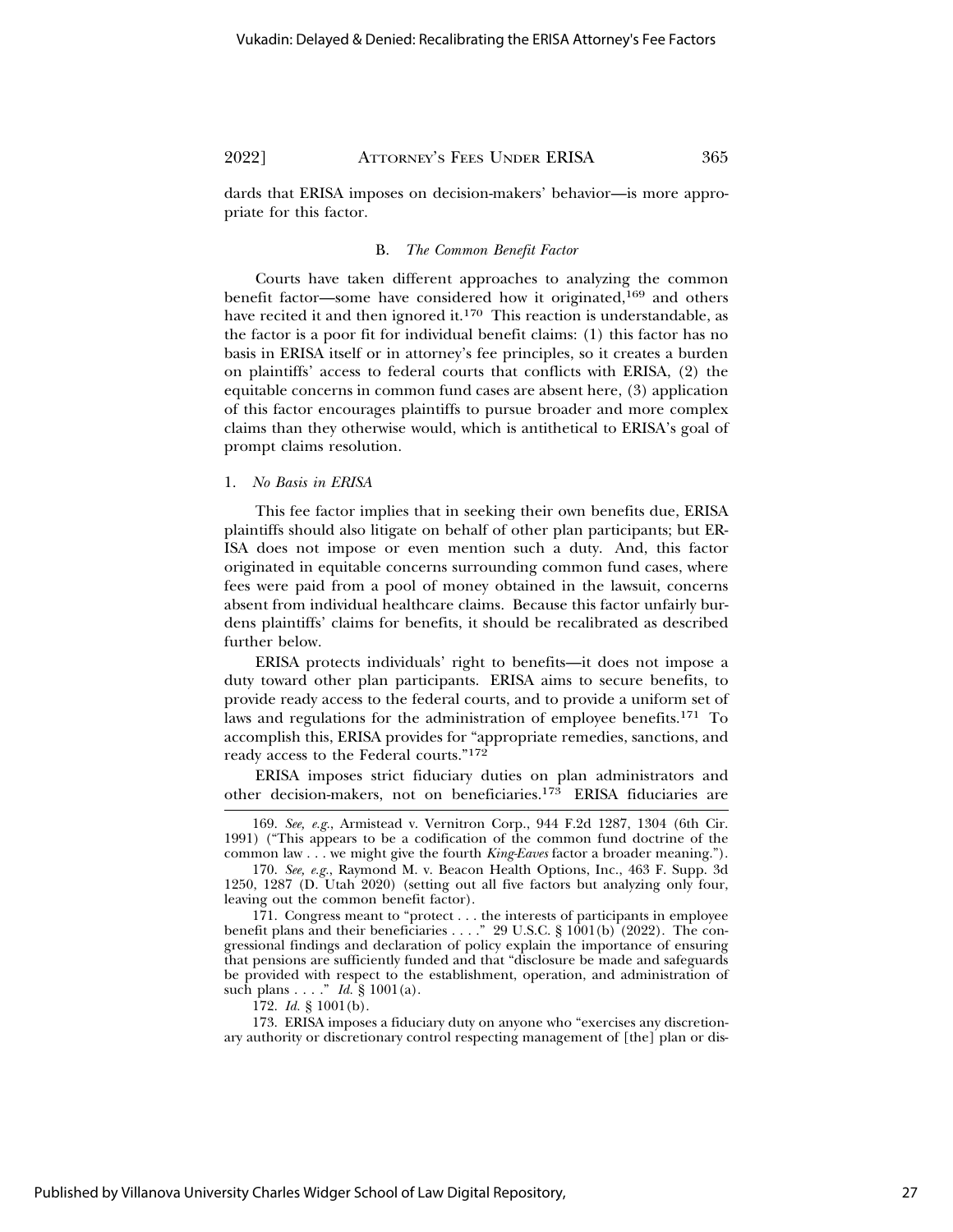dards that ERISA imposes on decision-makers' behavior—is more appropriate for this factor.

### B. *The Common Benefit Factor*

Courts have taken different approaches to analyzing the common benefit factor—some have considered how it originated,[169] and others have recited it and then ignored it.[170] This reaction is understandable, as the factor is a poor fit for individual benefit claims: (1) this factor has no basis in ERISA itself or in attorney's fee principles, so it creates a burden on plaintiffs' access to federal courts that conflicts with ERISA, (2) the equitable concerns in common fund cases are absent here, (3) application of this factor encourages plaintiffs to pursue broader and more complex claims than they otherwise would, which is antithetical to ERISA's goal of prompt claims resolution.

#### 1. *No Basis in ERISA*

This fee factor implies that in seeking their own benefits due, ERISA plaintiffs should also litigate on behalf of other plan participants; but ERISA does not impose or even mention such a duty. And, this factor originated in equitable concerns surrounding common fund cases, where fees were paid from a pool of money obtained in the lawsuit, concerns absent from individual healthcare claims. Because this factor unfairly burdens plaintiffs' claims for benefits, it should be recalibrated as described further below.

ERISA protects individuals' right to benefits—it does not impose a duty toward other plan participants. ERISA aims to secure benefits, to provide ready access to the federal courts, and to provide a uniform set of laws and regulations for the administration of employee benefits.[171] To accomplish this, ERISA provides for "appropriate remedies, sanctions, and ready access to the Federal courts."[172]

ERISA imposes strict fiduciary duties on plan administrators and other decision-makers, not on beneficiaries.[173] ERISA fiduciaries are

---

169. *See, e.g.*, Armistead v. Vernitron Corp., 944 F.2d 1287, 1304 (6th Cir. 1991) ("This appears to be a codification of the common fund doctrine of the common law . . . we might give the fourth *King-Eaves* factor a broader meaning.").

170. *See, e.g.*, Raymond M. v. Beacon Health Options, Inc., 463 F. Supp. 3d 1250, 1287 (D. Utah 2020) (setting out all five factors but analyzing only four, leaving out the common benefit factor).

171. Congress meant to "protect . . . the interests of participants in employee benefit plans and their beneficiaries . . . ." 29 U.S.C. § 1001(b) (2022). The congressional findings and declaration of policy explain the importance of ensuring that pensions are sufficiently funded and that "disclosure be made and safeguards be provided with respect to the establishment, operation, and administration of such plans . . . ." *Id.* § 1001(a).

172. *Id.* § 1001(b).

173. ERISA imposes a fiduciary duty on anyone who "exercises any discretionary authority or discretionary control respecting management of [the] plan or dis-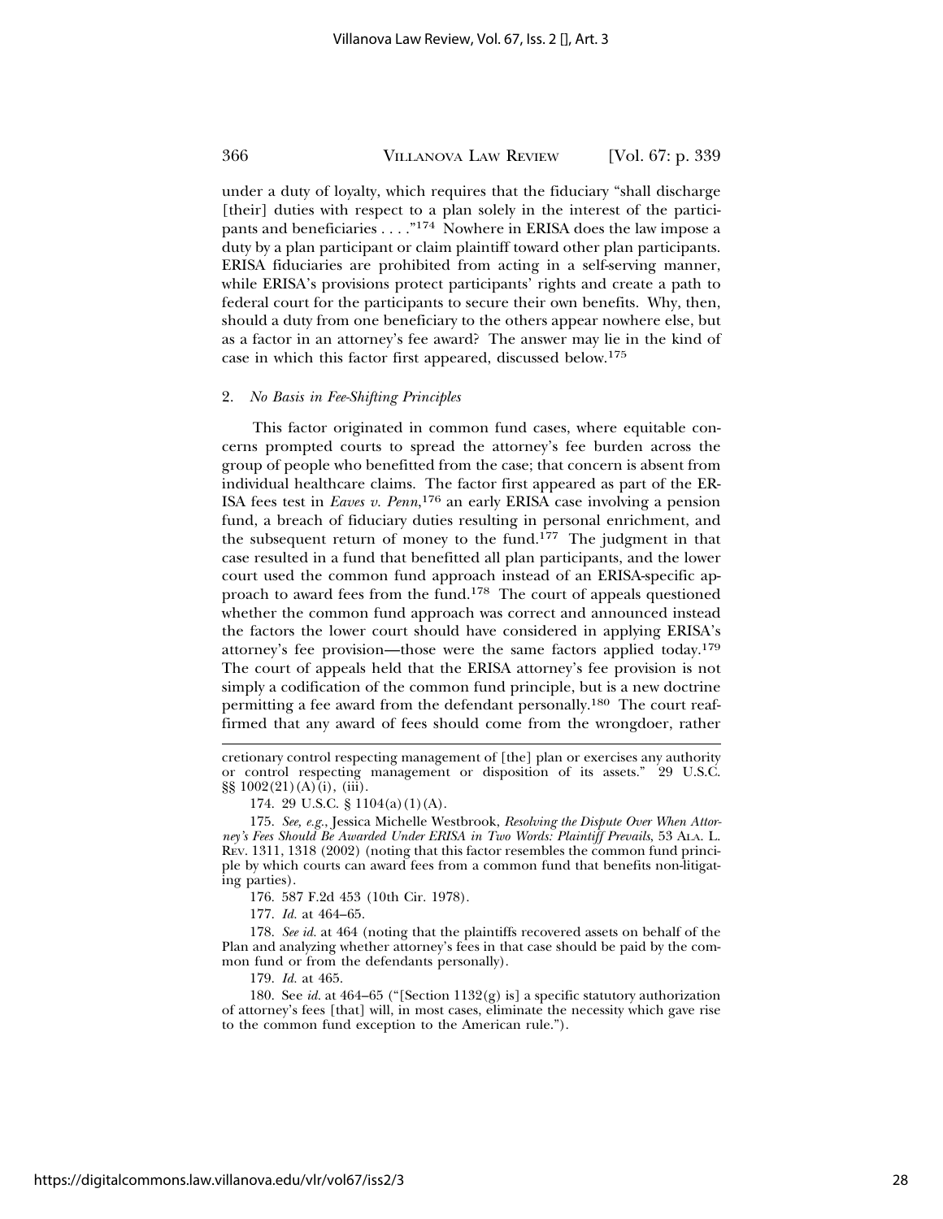under a duty of loyalty, which requires that the fiduciary "shall discharge [their] duties with respect to a plan solely in the interest of the participants and beneficiaries . . . ."[174] Nowhere in ERISA does the law impose a duty by a plan participant or claim plaintiff toward other plan participants. ERISA fiduciaries are prohibited from acting in a self-serving manner, while ERISA's provisions protect participants' rights and create a path to federal court for the participants to secure their own benefits. Why, then, should a duty from one beneficiary to the others appear nowhere else, but as a factor in an attorney's fee award? The answer may lie in the kind of case in which this factor first appeared, discussed below.[175]

### 2. *No Basis in Fee-Shifting Principles*

This factor originated in common fund cases, where equitable concerns prompted courts to spread the attorney's fee burden across the group of people who benefitted from the case; that concern is absent from individual healthcare claims. The factor first appeared as part of the ERISA fees test in *Eaves v. Penn*,[176] an early ERISA case involving a pension fund, a breach of fiduciary duties resulting in personal enrichment, and the subsequent return of money to the fund.[177] The judgment in that case resulted in a fund that benefitted all plan participants, and the lower court used the common fund approach instead of an ERISA-specific approach to award fees from the fund.[178] The court of appeals questioned whether the common fund approach was correct and announced instead the factors the lower court should have considered in applying ERISA's attorney's fee provision—those were the same factors applied today.[179] The court of appeals held that the ERISA attorney's fee provision is not simply a codification of the common fund principle, but is a new doctrine permitting a fee award from the defendant personally.[180] The court reaffirmed that any award of fees should come from the wrongdoer, rather

---

cretionary control respecting management of [the] plan or exercises any authority or control respecting management or disposition of its assets." 29 U.S.C. §§ 1002(21)(A)(i), (iii).

174. 29 U.S.C. § 1104(a)(1)(A).

175. *See, e.g.*, Jessica Michelle Westbrook, *Resolving the Dispute Over When Attorney's Fees Should Be Awarded Under ERISA in Two Words: Plaintiff Prevails*, 53 ALA. L. REV. 1311, 1318 (2002) (noting that this factor resembles the common fund principle by which courts can award fees from a common fund that benefits non-litigating parties).

176. 587 F.2d 453 (10th Cir. 1978).

177. *Id.* at 464–65.

178. *See id.* at 464 (noting that the plaintiffs recovered assets on behalf of the Plan and analyzing whether attorney's fees in that case should be paid by the common fund or from the defendants personally).

179. *Id.* at 465.

180. See *id.* at 464–65 ("[Section 1132(g) is] a specific statutory authorization of attorney's fees [that] will, in most cases, eliminate the necessity which gave rise to the common fund exception to the American rule.").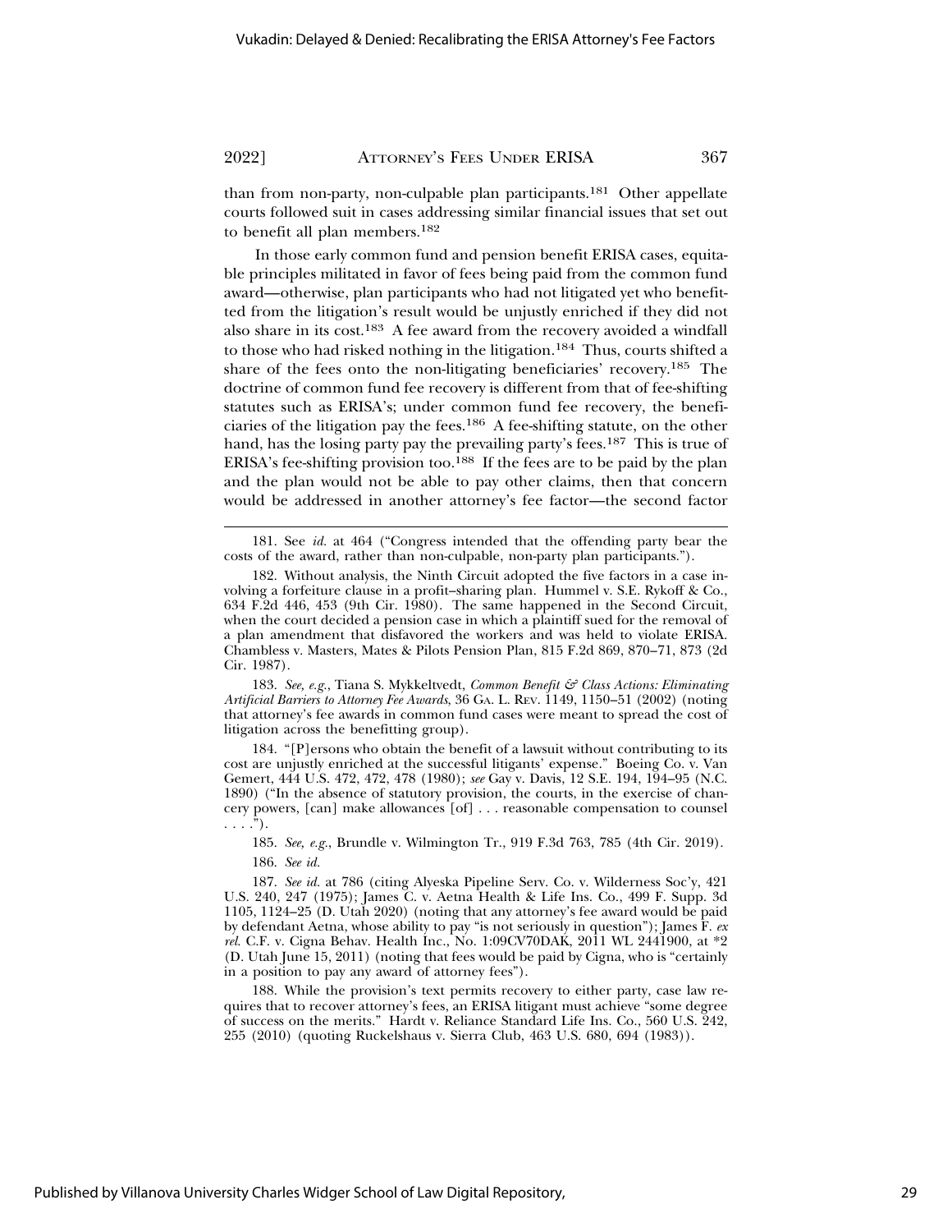than from non-party, non-culpable plan participants.[181] Other appellate courts followed suit in cases addressing similar financial issues that set out to benefit all plan members.[182]

In those early common fund and pension benefit ERISA cases, equitable principles militated in favor of fees being paid from the common fund award—otherwise, plan participants who had not litigated yet who benefitted from the litigation's result would be unjustly enriched if they did not also share in its cost.[183] A fee award from the recovery avoided a windfall to those who had risked nothing in the litigation.[184] Thus, courts shifted a share of the fees onto the non-litigating beneficiaries' recovery.[185] The doctrine of common fund fee recovery is different from that of fee-shifting statutes such as ERISA's; under common fund fee recovery, the beneficiaries of the litigation pay the fees.[186] A fee-shifting statute, on the other hand, has the losing party pay the prevailing party's fees.[187] This is true of ERISA's fee-shifting provision too.[188] If the fees are to be paid by the plan and the plan would not be able to pay other claims, then that concern would be addressed in another attorney's fee factor—the second factor

---

181. See *id.* at 464 ("Congress intended that the offending party bear the costs of the award, rather than non-culpable, non-party plan participants.").

182. Without analysis, the Ninth Circuit adopted the five factors in a case involving a forfeiture clause in a profit–sharing plan. Hummel v. S.E. Rykoff & Co., 634 F.2d 446, 453 (9th Cir. 1980). The same happened in the Second Circuit, when the court decided a pension case in which a plaintiff sued for the removal of a plan amendment that disfavored the workers and was held to violate ERISA. Chambless v. Masters, Mates & Pilots Pension Plan, 815 F.2d 869, 870–71, 873 (2d Cir. 1987).

183. *See, e.g.*, Tiana S. Mykkeltvedt, *Common Benefit & Class Actions: Eliminating Artificial Barriers to Attorney Fee Awards*, 36 GA. L. REV. 1149, 1150–51 (2002) (noting that attorney's fee awards in common fund cases were meant to spread the cost of litigation across the benefitting group).

184. "[P]ersons who obtain the benefit of a lawsuit without contributing to its cost are unjustly enriched at the successful litigants' expense." Boeing Co. v. Van Gemert, 444 U.S. 472, 472, 478 (1980); *see* Gay v. Davis, 12 S.E. 194, 194–95 (N.C. 1890) ("In the absence of statutory provision, the courts, in the exercise of chancery powers, [can] make allowances [of] . . . reasonable compensation to counsel . . . .").

185. *See, e.g.*, Brundle v. Wilmington Tr., 919 F.3d 763, 785 (4th Cir. 2019).

186. *See id.*

187. *See id.* at 786 (citing Alyeska Pipeline Serv. Co. v. Wilderness Soc'y, 421 U.S. 240, 247 (1975); James C. v. Aetna Health & Life Ins. Co., 499 F. Supp. 3d 1105, 1124–25 (D. Utah 2020) (noting that any attorney's fee award would be paid by defendant Aetna, whose ability to pay "is not seriously in question"); James F. *ex rel.* C.F. v. Cigna Behav. Health Inc., No. 1:09CV70DAK, 2011 WL 2441900, at *2 (D. Utah June 15, 2011) (noting that fees would be paid by Cigna, who is "certainly in a position to pay any award of attorney fees").

188. While the provision's text permits recovery to either party, case law requires that to recover attorney's fees, an ERISA litigant must achieve "some degree of success on the merits." Hardt v. Reliance Standard Life Ins. Co., 560 U.S. 242, 255 (2010) (quoting Ruckelshaus v. Sierra Club, 463 U.S. 680, 694 (1983)).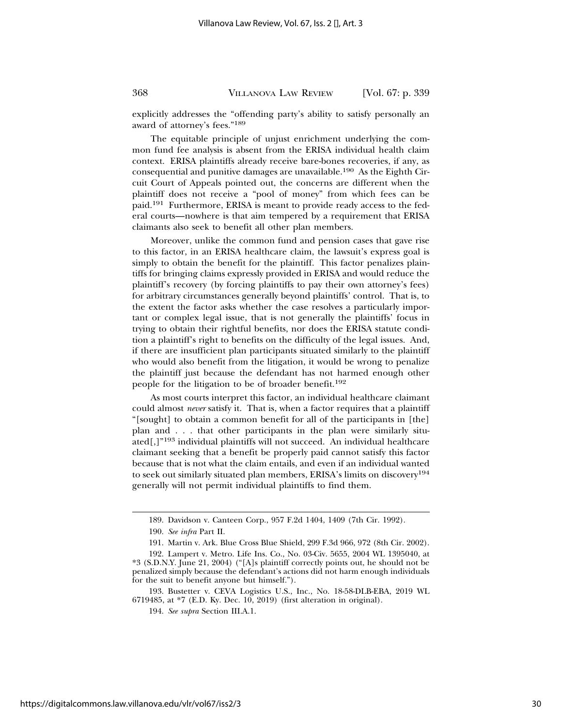explicitly addresses the "offending party's ability to satisfy personally an award of attorney's fees."[189]

The equitable principle of unjust enrichment underlying the common fund fee analysis is absent from the ERISA individual health claim context. ERISA plaintiffs already receive bare-bones recoveries, if any, as consequential and punitive damages are unavailable.[190] As the Eighth Circuit Court of Appeals pointed out, the concerns are different when the plaintiff does not receive a "pool of money" from which fees can be paid.[191] Furthermore, ERISA is meant to provide ready access to the federal courts—nowhere is that aim tempered by a requirement that ERISA claimants also seek to benefit all other plan members.

Moreover, unlike the common fund and pension cases that gave rise to this factor, in an ERISA healthcare claim, the lawsuit's express goal is simply to obtain the benefit for the plaintiff. This factor penalizes plaintiffs for bringing claims expressly provided in ERISA and would reduce the plaintiff's recovery (by forcing plaintiffs to pay their own attorney's fees) for arbitrary circumstances generally beyond plaintiffs' control. That is, to the extent the factor asks whether the case resolves a particularly important or complex legal issue, that is not generally the plaintiffs' focus in trying to obtain their rightful benefits, nor does the ERISA statute condition a plaintiff's right to benefits on the difficulty of the legal issues. And, if there are insufficient plan participants situated similarly to the plaintiff who would also benefit from the litigation, it would be wrong to penalize the plaintiff just because the defendant has not harmed enough other people for the litigation to be of broader benefit.[192]

As most courts interpret this factor, an individual healthcare claimant could almost *never* satisfy it. That is, when a factor requires that a plaintiff "[sought] to obtain a common benefit for all of the participants in [the] plan and . . . that other participants in the plan were similarly situated[,]"[193] individual plaintiffs will not succeed. An individual healthcare claimant seeking that a benefit be properly paid cannot satisfy this factor because that is not what the claim entails, and even if an individual wanted to seek out similarly situated plan members, ERISA's limits on discovery[194] generally will not permit individual plaintiffs to find them.

---

189. Davidson v. Canteen Corp., 957 F.2d 1404, 1409 (7th Cir. 1992).

190. *See infra* Part II.

191. Martin v. Ark. Blue Cross Blue Shield, 299 F.3d 966, 972 (8th Cir. 2002).

192. Lampert v. Metro. Life Ins. Co., No. 03-Civ. 5655, 2004 WL 1395040, at *3 (S.D.N.Y. June 21, 2004) ("[A]s plaintiff correctly points out, he should not be penalized simply because the defendant's actions did not harm enough individuals for the suit to benefit anyone but himself.").

193. Bustetter v. CEVA Logistics U.S., Inc., No. 18-58-DLB-EBA, 2019 WL 6719485, at *7 (E.D. Ky. Dec. 10, 2019) (first alteration in original).

194. *See supra* Section III.A.1.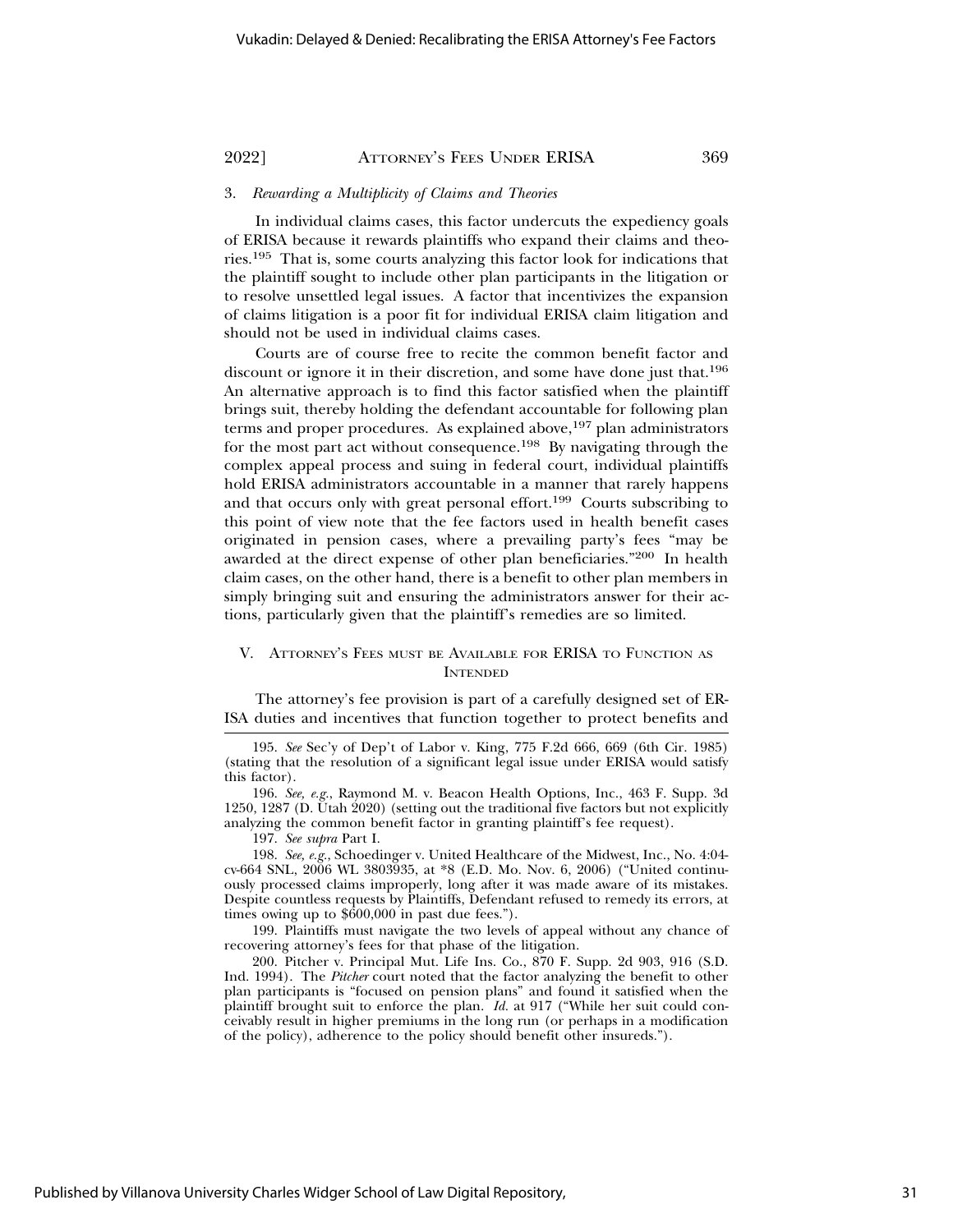### 3. *Rewarding a Multiplicity of Claims and Theories*

In individual claims cases, this factor undercuts the expediency goals of ERISA because it rewards plaintiffs who expand their claims and theories.[195] That is, some courts analyzing this factor look for indications that the plaintiff sought to include other plan participants in the litigation or to resolve unsettled legal issues. A factor that incentivizes the expansion of claims litigation is a poor fit for individual ERISA claim litigation and should not be used in individual claims cases.

Courts are of course free to recite the common benefit factor and discount or ignore it in their discretion, and some have done just that.[196] An alternative approach is to find this factor satisfied when the plaintiff brings suit, thereby holding the defendant accountable for following plan terms and proper procedures. As explained above,[197] plan administrators for the most part act without consequence.[198] By navigating through the complex appeal process and suing in federal court, individual plaintiffs hold ERISA administrators accountable in a manner that rarely happens and that occurs only with great personal effort.[199] Courts subscribing to this point of view note that the fee factors used in health benefit cases originated in pension cases, where a prevailing party's fees "may be awarded at the direct expense of other plan beneficiaries."[200] In health claim cases, on the other hand, there is a benefit to other plan members in simply bringing suit and ensuring the administrators answer for their actions, particularly given that the plaintiff's remedies are so limited.

## V. Attorney's Fees must be Available for ERISA to Function as Intended

The attorney's fee provision is part of a carefully designed set of ERISA duties and incentives that function together to protect benefits and

---

195. *See* Sec'y of Dep't of Labor v. King, 775 F.2d 666, 669 (6th Cir. 1985) (stating that the resolution of a significant legal issue under ERISA would satisfy this factor).

196. *See, e.g.*, Raymond M. v. Beacon Health Options, Inc., 463 F. Supp. 3d 1250, 1287 (D. Utah 2020) (setting out the traditional five factors but not explicitly analyzing the common benefit factor in granting plaintiff's fee request).

197. *See supra* Part I.

198. *See, e.g.*, Schoedinger v. United Healthcare of the Midwest, Inc., No. 4:04-cv-664 SNL, 2006 WL 3803935, at *8 (E.D. Mo. Nov. 6, 2006) ("United continuously processed claims improperly, long after it was made aware of its mistakes. Despite countless requests by Plaintiffs, Defendant refused to remedy its errors, at times owing up to $600,000 in past due fees.").

199. Plaintiffs must navigate the two levels of appeal without any chance of recovering attorney's fees for that phase of the litigation.

200. Pitcher v. Principal Mut. Life Ins. Co., 870 F. Supp. 2d 903, 916 (S.D. Ind. 1994). The *Pitcher* court noted that the factor analyzing the benefit to other plan participants is "focused on pension plans" and found it satisfied when the plaintiff brought suit to enforce the plan. *Id.* at 917 ("While her suit could conceivably result in higher premiums in the long run (or perhaps in a modification of the policy), adherence to the policy should benefit other insureds.").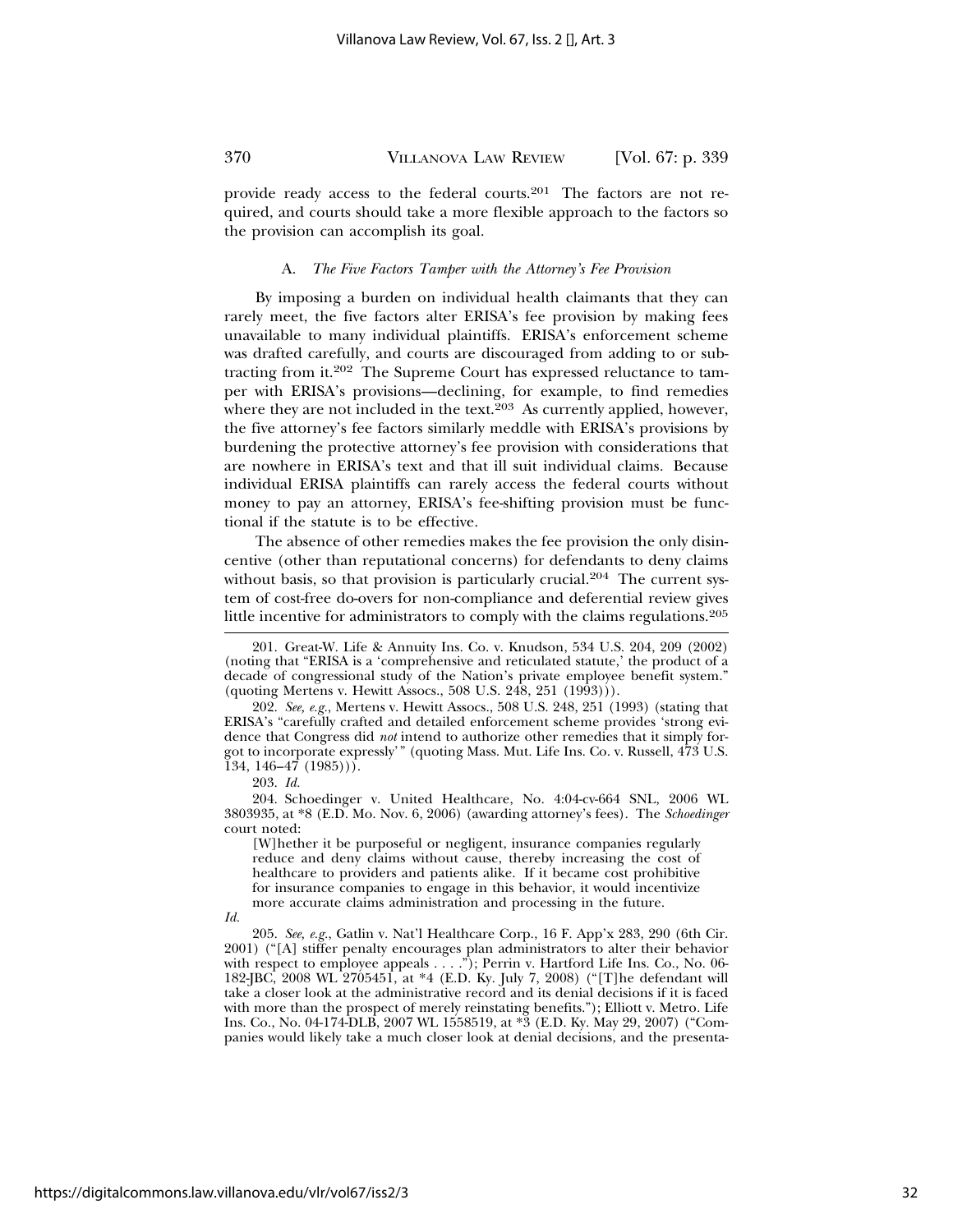provide ready access to the federal courts.[201] The factors are not required, and courts should take a more flexible approach to the factors so the provision can accomplish its goal.

### A. *The Five Factors Tamper with the Attorney's Fee Provision*

By imposing a burden on individual health claimants that they can rarely meet, the five factors alter ERISA's fee provision by making fees unavailable to many individual plaintiffs. ERISA's enforcement scheme was drafted carefully, and courts are discouraged from adding to or subtracting from it.[202] The Supreme Court has expressed reluctance to tamper with ERISA's provisions—declining, for example, to find remedies where they are not included in the text.[203] As currently applied, however, the five attorney's fee factors similarly meddle with ERISA's provisions by burdening the protective attorney's fee provision with considerations that are nowhere in ERISA's text and that ill suit individual claims. Because individual ERISA plaintiffs can rarely access the federal courts without money to pay an attorney, ERISA's fee-shifting provision must be functional if the statute is to be effective.

The absence of other remedies makes the fee provision the only disincentive (other than reputational concerns) for defendants to deny claims without basis, so that provision is particularly crucial.[204] The current system of cost-free do-overs for non-compliance and deferential review gives little incentive for administrators to comply with the claims regulations.[205]

---

201. Great-W. Life & Annuity Ins. Co. v. Knudson, 534 U.S. 204, 209 (2002) (noting that "ERISA is a 'comprehensive and reticulated statute,' the product of a decade of congressional study of the Nation's private employee benefit system." (quoting Mertens v. Hewitt Assocs., 508 U.S. 248, 251 (1993))).

202. *See, e.g.*, Mertens v. Hewitt Assocs., 508 U.S. 248, 251 (1993) (stating that ERISA's "carefully crafted and detailed enforcement scheme provides 'strong evidence that Congress did *not* intend to authorize other remedies that it simply forgot to incorporate expressly'" (quoting Mass. Mut. Life Ins. Co. v. Russell, 473 U.S. 134, 146–47 (1985))).

203. *Id.*

204. Schoedinger v. United Healthcare, No. 4:04-cv-664 SNL, 2006 WL 3803935, at *8 (E.D. Mo. Nov. 6, 2006) (awarding attorney's fees). The *Schoedinger* court noted:

> [W]hether it be purposeful or negligent, insurance companies regularly reduce and deny claims without cause, thereby increasing the cost of healthcare to providers and patients alike. If it became cost prohibitive for insurance companies to engage in this behavior, it would incentivize more accurate claims administration and processing in the future.

*Id.*

205. *See, e.g.*, Gatlin v. Nat'l Healthcare Corp., 16 F. App'x 283, 290 (6th Cir. 2001) ("[A] stiffer penalty encourages plan administrators to alter their behavior with respect to employee appeals . . . ."); Perrin v. Hartford Life Ins. Co., No. 06-182-JBC, 2008 WL 2705451, at *4 (E.D. Ky. July 7, 2008) ("[T]he defendant will take a closer look at the administrative record and its denial decisions if it is faced with more than the prospect of merely reinstating benefits."); Elliott v. Metro. Life Ins. Co., No. 04-174-DLB, 2007 WL 1558519, at *3 (E.D. Ky. May 29, 2007) ("Companies would likely take a much closer look at denial decisions, and the presenta-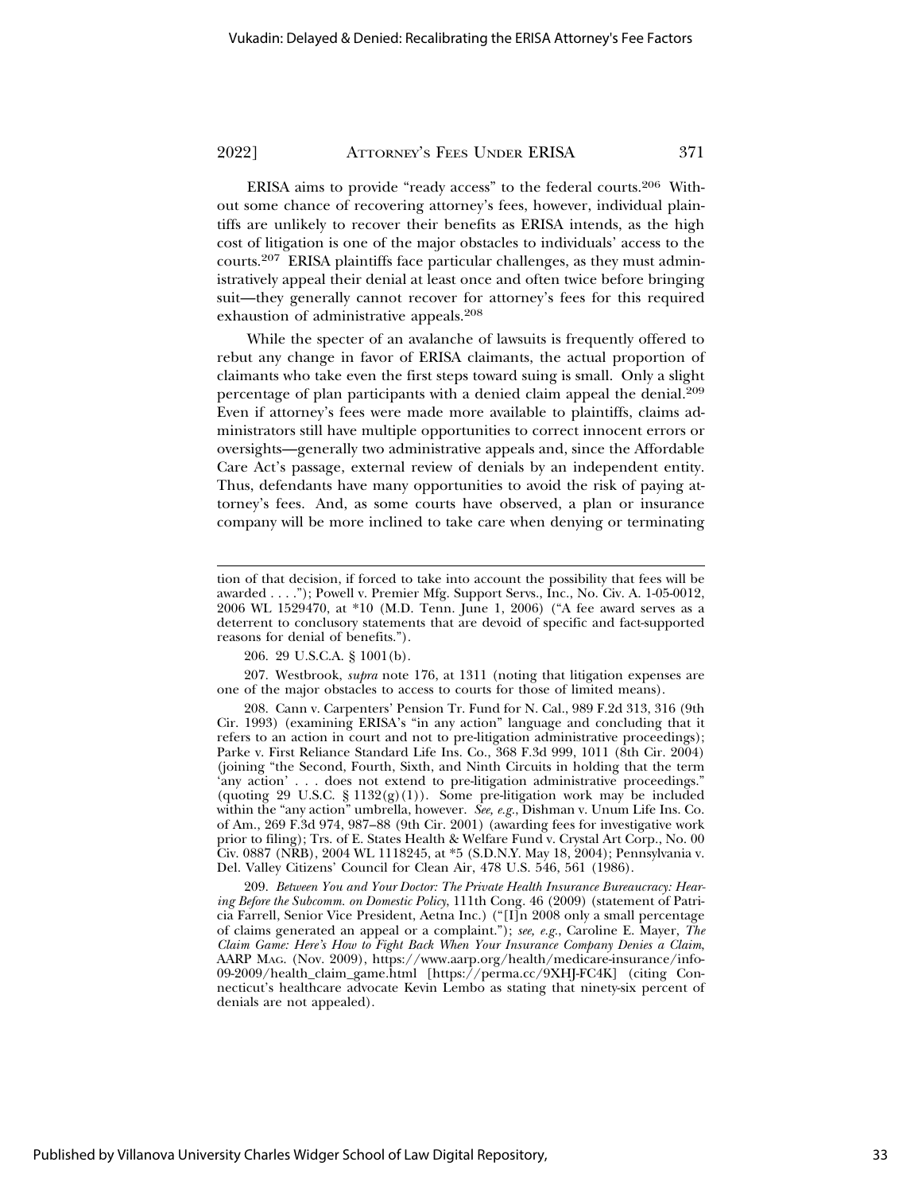ERISA aims to provide "ready access" to the federal courts.[206] Without some chance of recovering attorney's fees, however, individual plaintiffs are unlikely to recover their benefits as ERISA intends, as the high cost of litigation is one of the major obstacles to individuals' access to the courts.[207] ERISA plaintiffs face particular challenges, as they must administratively appeal their denial at least once and often twice before bringing suit—they generally cannot recover for attorney's fees for this required exhaustion of administrative appeals.[208]

While the specter of an avalanche of lawsuits is frequently offered to rebut any change in favor of ERISA claimants, the actual proportion of claimants who take even the first steps toward suing is small. Only a slight percentage of plan participants with a denied claim appeal the denial.[209] Even if attorney's fees were made more available to plaintiffs, claims administrators still have multiple opportunities to correct innocent errors or oversights—generally two administrative appeals and, since the Affordable Care Act's passage, external review of denials by an independent entity. Thus, defendants have many opportunities to avoid the risk of paying attorney's fees. And, as some courts have observed, a plan or insurance company will be more inclined to take care when denying or terminating

---

tion of that decision, if forced to take into account the possibility that fees will be awarded . . . ."); Powell v. Premier Mfg. Support Servs., Inc., No. Civ. A. 1-05-0012, 2006 WL 1529470, at *10 (M.D. Tenn. June 1, 2006) ("A fee award serves as a deterrent to conclusory statements that are devoid of specific and fact-supported reasons for denial of benefits.").

206. 29 U.S.C.A. § 1001(b).

207. Westbrook, *supra* note 176, at 1311 (noting that litigation expenses are one of the major obstacles to access to courts for those of limited means).

208. Cann v. Carpenters' Pension Tr. Fund for N. Cal., 989 F.2d 313, 316 (9th Cir. 1993) (examining ERISA's "in any action" language and concluding that it refers to an action in court and not to pre-litigation administrative proceedings); Parke v. First Reliance Standard Life Ins. Co., 368 F.3d 999, 1011 (8th Cir. 2004) (joining "the Second, Fourth, Sixth, and Ninth Circuits in holding that the term 'any action' . . . does not extend to pre-litigation administrative proceedings." (quoting 29 U.S.C. § 1132(g)(1)). Some pre-litigation work may be included within the "any action" umbrella, however. *See, e.g.*, Dishman v. Unum Life Ins. Co. of Am., 269 F.3d 974, 987–88 (9th Cir. 2001) (awarding fees for investigative work prior to filing); Trs. of E. States Health & Welfare Fund v. Crystal Art Corp., No. 00 Civ. 0887 (NRB), 2004 WL 1118245, at *5 (S.D.N.Y. May 18, 2004); Pennsylvania v. Del. Valley Citizens' Council for Clean Air, 478 U.S. 546, 561 (1986).

209. *Between You and Your Doctor: The Private Health Insurance Bureaucracy: Hearing Before the Subcomm. on Domestic Policy*, 111th Cong. 46 (2009) (statement of Patricia Farrell, Senior Vice President, Aetna Inc.) ("[I]n 2008 only a small percentage of claims generated an appeal or a complaint."); *see, e.g.*, Caroline E. Mayer, *The Claim Game: Here's How to Fight Back When Your Insurance Company Denies a Claim*, AARP MAG. (Nov. 2009), https://www.aarp.org/health/medicare-insurance/info-09-2009/health_claim_game.html [https://perma.cc/9XHJ-FC4K] (citing Connecticut's healthcare advocate Kevin Lembo as stating that ninety-six percent of denials are not appealed).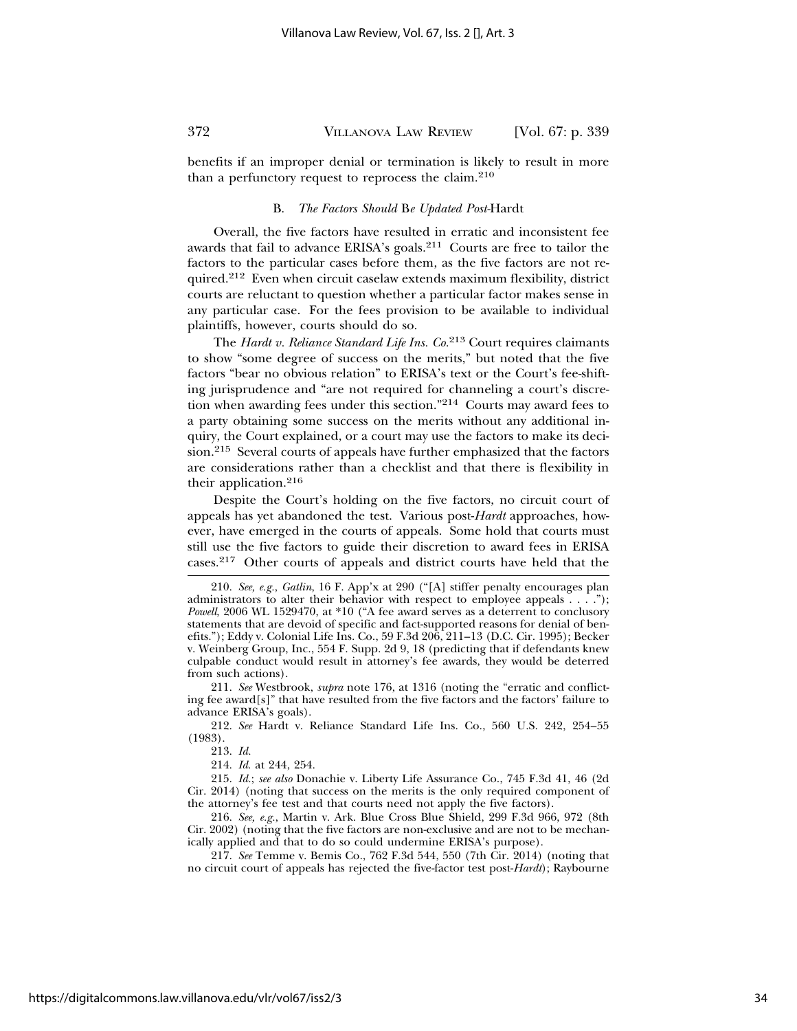benefits if an improper denial or termination is likely to result in more than a perfunctory request to reprocess the claim.[210]

### B. *The Factors Should Be Updated Post-*Hardt

Overall, the five factors have resulted in erratic and inconsistent fee awards that fail to advance ERISA's goals.[211] Courts are free to tailor the factors to the particular cases before them, as the five factors are not required.[212] Even when circuit caselaw extends maximum flexibility, district courts are reluctant to question whether a particular factor makes sense in any particular case. For the fees provision to be available to individual plaintiffs, however, courts should do so.

The *Hardt v. Reliance Standard Life Ins. Co.*[213] Court requires claimants to show "some degree of success on the merits," but noted that the five factors "bear no obvious relation" to ERISA's text or the Court's fee-shifting jurisprudence and "are not required for channeling a court's discretion when awarding fees under this section."[214] Courts may award fees to a party obtaining some success on the merits without any additional inquiry, the Court explained, or a court may use the factors to make its decision.[215] Several courts of appeals have further emphasized that the factors are considerations rather than a checklist and that there is flexibility in their application.[216]

Despite the Court's holding on the five factors, no circuit court of appeals has yet abandoned the test. Various post-*Hardt* approaches, however, have emerged in the courts of appeals. Some hold that courts must still use the five factors to guide their discretion to award fees in ERISA cases.[217] Other courts of appeals and district courts have held that the

---

210. *See, e.g.*, *Gatlin*, 16 F. App'x at 290 ("[A] stiffer penalty encourages plan administrators to alter their behavior with respect to employee appeals . . . ."); *Powell*, 2006 WL 1529470, at *10 ("A fee award serves as a deterrent to conclusory statements that are devoid of specific and fact-supported reasons for denial of benefits."); Eddy v. Colonial Life Ins. Co., 59 F.3d 206, 211–13 (D.C. Cir. 1995); Becker v. Weinberg Group, Inc., 554 F. Supp. 2d 9, 18 (predicting that if defendants knew culpable conduct would result in attorney's fee awards, they would be deterred from such actions).

211. *See* Westbrook, *supra* note 176, at 1316 (noting the "erratic and conflicting fee award[s]" that have resulted from the five factors and the factors' failure to advance ERISA's goals).

212. *See* Hardt v. Reliance Standard Life Ins. Co., 560 U.S. 242, 254–55 (1983).

213. *Id.*

214. *Id.* at 244, 254.

215. *Id.*; *see also* Donachie v. Liberty Life Assurance Co., 745 F.3d 41, 46 (2d Cir. 2014) (noting that success on the merits is the only required component of the attorney's fee test and that courts need not apply the five factors).

216. *See, e.g.*, Martin v. Ark. Blue Cross Blue Shield, 299 F.3d 966, 972 (8th Cir. 2002) (noting that the five factors are non-exclusive and are not to be mechanically applied and that to do so could undermine ERISA's purpose).

217. *See* Temme v. Bemis Co., 762 F.3d 544, 550 (7th Cir. 2014) (noting that no circuit court of appeals has rejected the five-factor test post-*Hardt*); Raybourne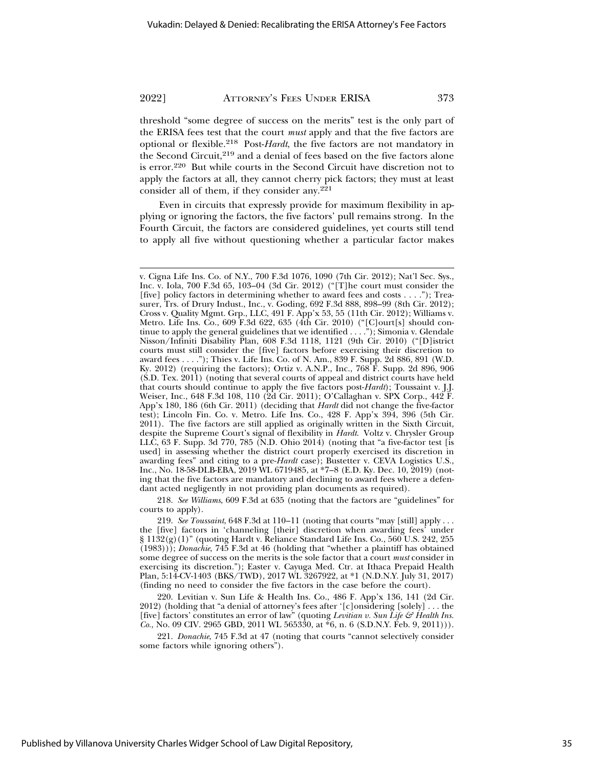threshold "some degree of success on the merits" test is the only part of the ERISA fees test that the court *must* apply and that the five factors are optional or flexible.[218] Post-*Hardt*, the five factors are not mandatory in the Second Circuit,[219] and a denial of fees based on the five factors alone is error.[220] But while courts in the Second Circuit have discretion not to apply the factors at all, they cannot cherry pick factors; they must at least consider all of them, if they consider any.[221]

Even in circuits that expressly provide for maximum flexibility in applying or ignoring the factors, the five factors' pull remains strong. In the Fourth Circuit, the factors are considered guidelines, yet courts still tend to apply all five without questioning whether a particular factor makes

---

v. Cigna Life Ins. Co. of N.Y., 700 F.3d 1076, 1090 (7th Cir. 2012); Nat'l Sec. Sys., Inc. v. Iola, 700 F.3d 65, 103–04 (3d Cir. 2012) ("[T]he court must consider the [five] policy factors in determining whether to award fees and costs . . . ."); Treasurer, Trs. of Drury Indust., Inc., v. Goding, 692 F.3d 888, 898–99 (8th Cir. 2012); Cross v. Quality Mgmt. Grp., LLC, 491 F. App'x 53, 55 (11th Cir. 2012); Williams v. Metro. Life Ins. Co., 609 F.3d 622, 635 (4th Cir. 2010) ("[C]ourt[s] should continue to apply the general guidelines that we identified . . . ."); Simonia v. Glendale Nisson/Infiniti Disability Plan, 608 F.3d 1118, 1121 (9th Cir. 2010) ("[D]istrict courts must still consider the [five] factors before exercising their discretion to award fees . . . ."); Thies v. Life Ins. Co. of N. Am., 839 F. Supp. 2d 886, 891 (W.D. Ky. 2012) (requiring the factors); Ortiz v. A.N.P., Inc., 768 F. Supp. 2d 896, 906 (S.D. Tex. 2011) (noting that several courts of appeal and district courts have held that courts should continue to apply the five factors post-*Hardt*); Toussaint v. J.J. Weiser, Inc., 648 F.3d 108, 110 (2d Cir. 2011); O'Callaghan v. SPX Corp., 442 F. App'x 180, 186 (6th Cir. 2011) (deciding that *Hardt* did not change the five-factor test); Lincoln Fin. Co. v. Metro. Life Ins. Co., 428 F. App'x 394, 396 (5th Cir. 2011). The five factors are still applied as originally written in the Sixth Circuit, despite the Supreme Court's signal of flexibility in *Hardt*. Voltz v. Chrysler Group LLC, 63 F. Supp. 3d 770, 785 (N.D. Ohio 2014) (noting that "a five-factor test [is used] in assessing whether the district court properly exercised its discretion in awarding fees" and citing to a pre-*Hardt* case); Bustetter v. CEVA Logistics U.S., Inc., No. 18-58-DLB-EBA, 2019 WL 6719485, at *7–8 (E.D. Ky. Dec. 10, 2019) (noting that the five factors are mandatory and declining to award fees where a defendant acted negligently in not providing plan documents as required).

218. *See Williams*, 609 F.3d at 635 (noting that the factors are "guidelines" for courts to apply).

219. *See Toussaint*, 648 F.3d at 110–11 (noting that courts "may [still] apply . . . the [five] factors in 'channeling [their] discretion when awarding fees' under § 1132(g)(1)" (quoting Hardt v. Reliance Standard Life Ins. Co., 560 U.S. 242, 255 (1983))); *Donachie*, 745 F.3d at 46 (holding that "whether a plaintiff has obtained some degree of success on the merits is the sole factor that a court *must* consider in exercising its discretion."); Easter v. Cayuga Med. Ctr. at Ithaca Prepaid Health Plan, 5:14-CV-1403 (BKS/TWD), 2017 WL 3267922, at *1 (N.D.N.Y. July 31, 2017) (finding no need to consider the five factors in the case before the court).

220. Levitian v. Sun Life & Health Ins. Co., 486 F. App'x 136, 141 (2d Cir. 2012) (holding that "a denial of attorney's fees after '[c]onsidering [solely] . . . the [five] factors' constitutes an error of law" (quoting *Levitian v. Sun Life & Health Ins. Co.*, No. 09 CIV. 2965 GBD, 2011 WL 565330, at *6, n. 6 (S.D.N.Y. Feb. 9, 2011))).

221. *Donachie*, 745 F.3d at 47 (noting that courts "cannot selectively consider some factors while ignoring others").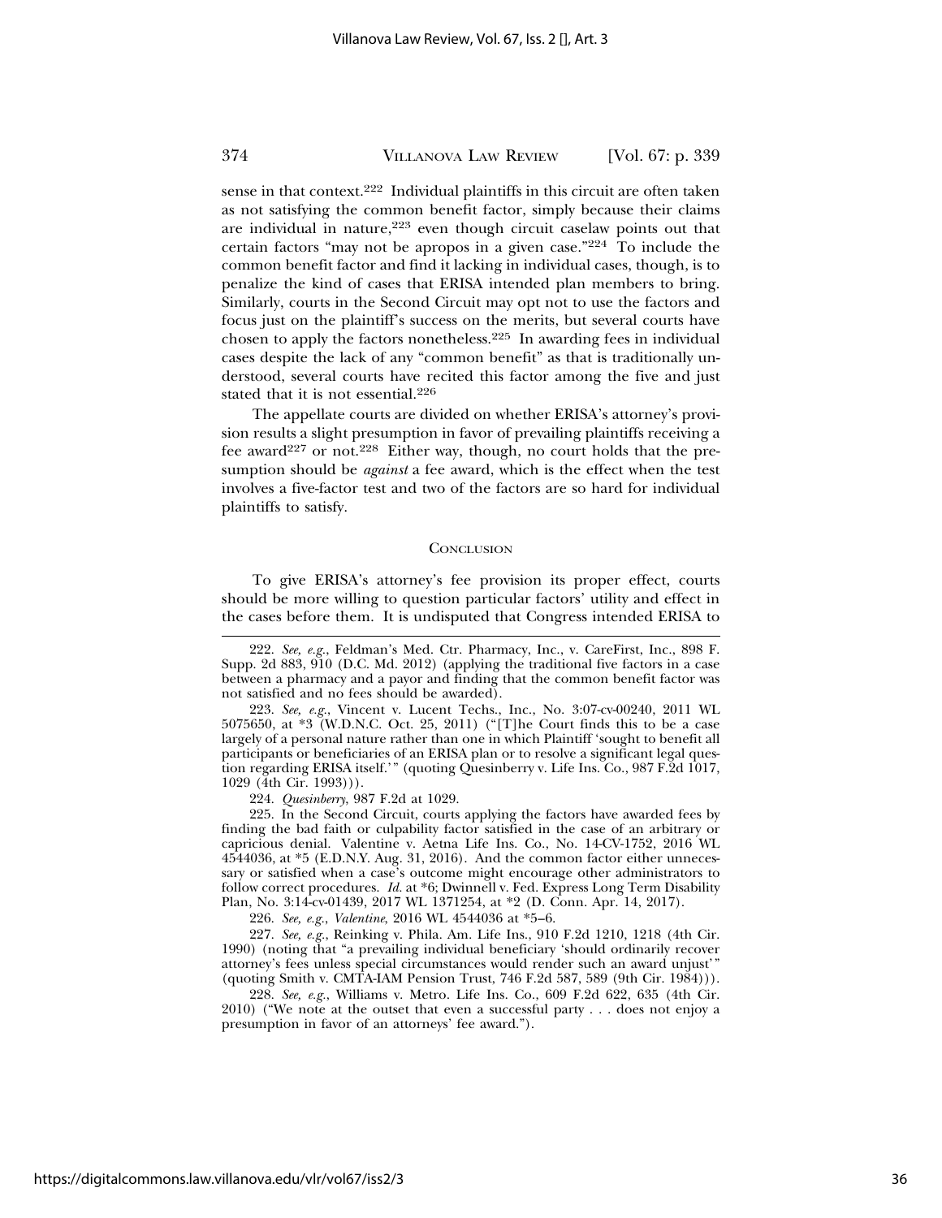sense in that context.[222] Individual plaintiffs in this circuit are often taken as not satisfying the common benefit factor, simply because their claims are individual in nature,[223] even though circuit caselaw points out that certain factors "may not be apropos in a given case."[224] To include the common benefit factor and find it lacking in individual cases, though, is to penalize the kind of cases that ERISA intended plan members to bring. Similarly, courts in the Second Circuit may opt not to use the factors and focus just on the plaintiff's success on the merits, but several courts have chosen to apply the factors nonetheless.[225] In awarding fees in individual cases despite the lack of any "common benefit" as that is traditionally understood, several courts have recited this factor among the five and just stated that it is not essential.[226]

The appellate courts are divided on whether ERISA's attorney's provision results a slight presumption in favor of prevailing plaintiffs receiving a fee award[227] or not.[228] Either way, though, no court holds that the presumption should be *against* a fee award, which is the effect when the test involves a five-factor test and two of the factors are so hard for individual plaintiffs to satisfy.

## CONCLUSION

To give ERISA's attorney's fee provision its proper effect, courts should be more willing to question particular factors' utility and effect in the cases before them. It is undisputed that Congress intended ERISA to

---

222. *See, e.g.*, Feldman's Med. Ctr. Pharmacy, Inc., v. CareFirst, Inc., 898 F. Supp. 2d 883, 910 (D.C. Md. 2012) (applying the traditional five factors in a case between a pharmacy and a payor and finding that the common benefit factor was not satisfied and no fees should be awarded).

223. *See, e.g.*, Vincent v. Lucent Techs., Inc., No. 3:07-cv-00240, 2011 WL 5075650, at *3 (W.D.N.C. Oct. 25, 2011) ("[T]he Court finds this to be a case largely of a personal nature rather than one in which Plaintiff 'sought to benefit all participants or beneficiaries of an ERISA plan or to resolve a significant legal question regarding ERISA itself.'" (quoting Quesinberry v. Life Ins. Co., 987 F.2d 1017, 1029 (4th Cir. 1993))).

224. *Quesinberry*, 987 F.2d at 1029.

225. In the Second Circuit, courts applying the factors have awarded fees by finding the bad faith or culpability factor satisfied in the case of an arbitrary or capricious denial. Valentine v. Aetna Life Ins. Co., No. 14-CV-1752, 2016 WL 4544036, at *5 (E.D.N.Y. Aug. 31, 2016). And the common factor either unnecessary or satisfied when a case's outcome might encourage other administrators to follow correct procedures. *Id.* at *6; Dwinnell v. Fed. Express Long Term Disability Plan, No. 3:14-cv-01439, 2017 WL 1371254, at *2 (D. Conn. Apr. 14, 2017).

226. *See, e.g.*, *Valentine*, 2016 WL 4544036 at *5–6.

227. *See, e.g.*, Reinking v. Phila. Am. Life Ins., 910 F.2d 1210, 1218 (4th Cir. 1990) (noting that "a prevailing individual beneficiary 'should ordinarily recover attorney's fees unless special circumstances would render such an award unjust'" (quoting Smith v. CMTA-IAM Pension Trust, 746 F.2d 587, 589 (9th Cir. 1984))).

228. *See, e.g.*, Williams v. Metro. Life Ins. Co., 609 F.2d 622, 635 (4th Cir. 2010) ("We note at the outset that even a successful party . . . does not enjoy a presumption in favor of an attorneys' fee award.").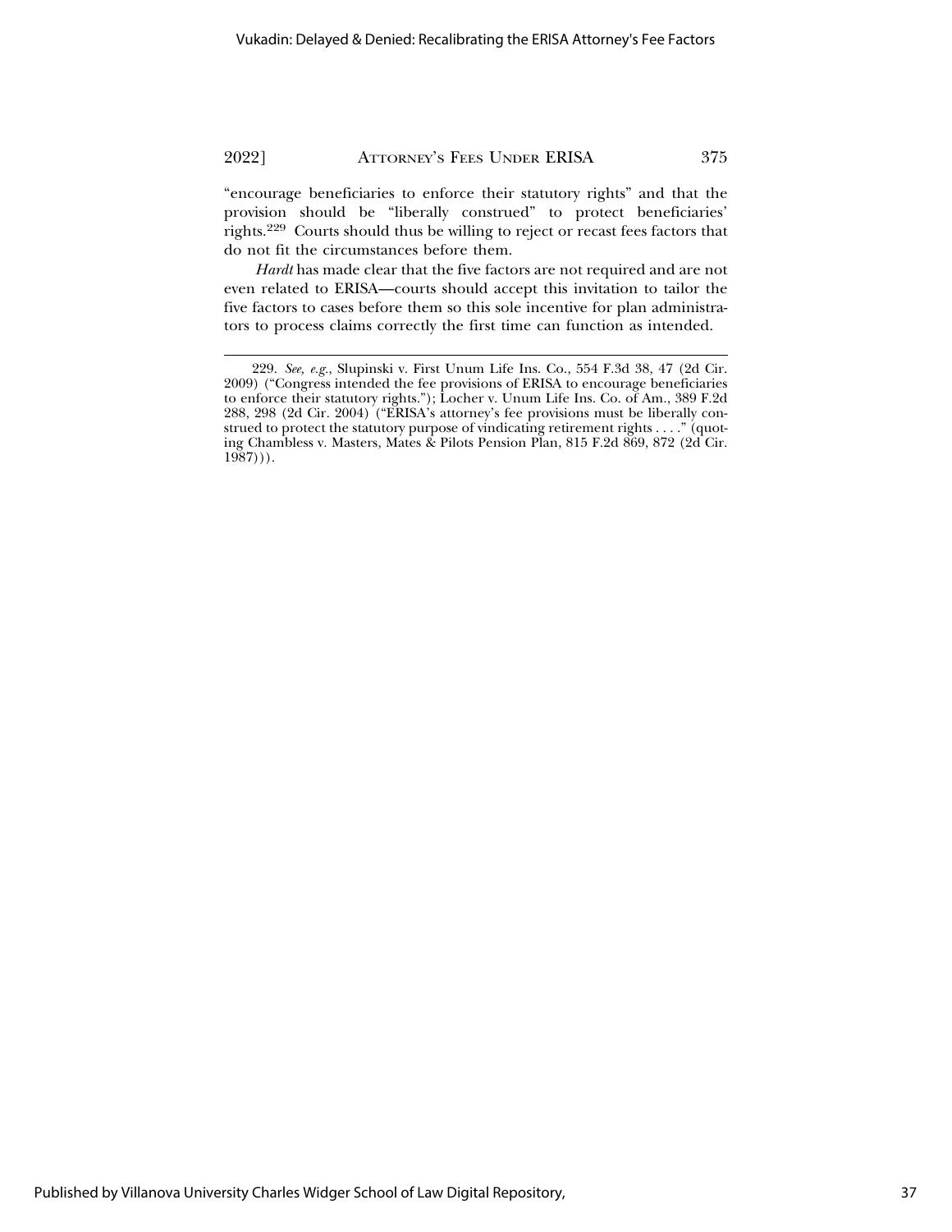"encourage beneficiaries to enforce their statutory rights" and that the provision should be "liberally construed" to protect beneficiaries' rights.[229] Courts should thus be willing to reject or recast fees factors that do not fit the circumstances before them.

*Hardt* has made clear that the five factors are not required and are not even related to ERISA—courts should accept this invitation to tailor the five factors to cases before them so this sole incentive for plan administrators to process claims correctly the first time can function as intended.

---

229. *See, e.g.*, Slupinski v. First Unum Life Ins. Co., 554 F.3d 38, 47 (2d Cir. 2009) ("Congress intended the fee provisions of ERISA to encourage beneficiaries to enforce their statutory rights."); Locher v. Unum Life Ins. Co. of Am., 389 F.2d 288, 298 (2d Cir. 2004) ("ERISA's attorney's fee provisions must be liberally construed to protect the statutory purpose of vindicating retirement rights . . . ." (quoting Chambless v. Masters, Mates & Pilots Pension Plan, 815 F.2d 869, 872 (2d Cir. 1987))).